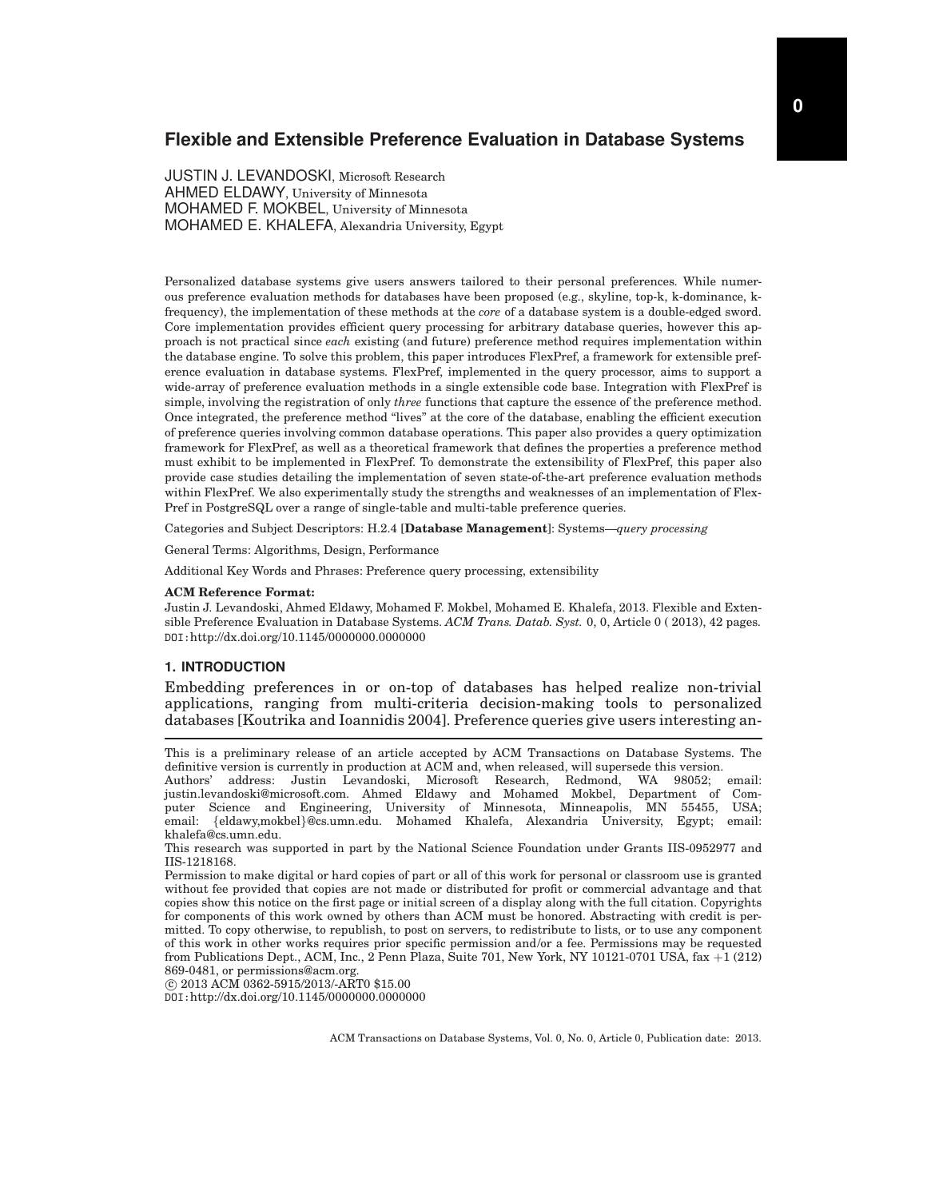# Flexible and Extensible Preference Evaluation in Database Systems

JUSTIN J. LEVANDOSKI, Microsoft Research
AHMED ELDAWY, University of Minnesota
MOHAMED F. MOKBEL, University of Minnesota
MOHAMED E. KHALEFA, Alexandria University, Egypt

Personalized database systems give users answers tailored to their personal preferences. While numerous preference evaluation methods for databases have been proposed (e.g., skyline, top-k, k-dominance, k-frequency), the implementation of these methods at the *core* of a database system is a double-edged sword. Core implementation provides efficient query processing for arbitrary database queries, however this approach is not practical since *each* existing (and future) preference method requires implementation within the database engine. To solve this problem, this paper introduces FlexPref, a framework for extensible preference evaluation in database systems. FlexPref, implemented in the query processor, aims to support a wide-array of preference evaluation methods in a single extensible code base. Integration with FlexPref is simple, involving the registration of only *three* functions that capture the essence of the preference method. Once integrated, the preference method "lives" at the core of the database, enabling the efficient execution of preference queries involving common database operations. This paper also provides a query optimization framework for FlexPref, as well as a theoretical framework that defines the properties a preference method must exhibit to be implemented in FlexPref. To demonstrate the extensibility of FlexPref, this paper also provide case studies detailing the implementation of seven state-of-the-art preference evaluation methods within FlexPref. We also experimentally study the strengths and weaknesses of an implementation of FlexPref in PostgreSQL over a range of single-table and multi-table preference queries.

Categories and Subject Descriptors: H.2.4 [**Database Management**]: Systems—*query processing*

General Terms: Algorithms, Design, Performance

Additional Key Words and Phrases: Preference query processing, extensibility

**ACM Reference Format:**
Justin J. Levandoski, Ahmed Eldawy, Mohamed F. Mokbel, Mohamed E. Khalefa, 2013. Flexible and Extensible Preference Evaluation in Database Systems. *ACM Trans. Datab. Syst.* 0, 0, Article 0 ( 2013), 42 pages.
DOI:http://dx.doi.org/10.1145/0000000.0000000

## 1. INTRODUCTION

Embedding preferences in or on-top of databases has helped realize non-trivial applications, ranging from multi-criteria decision-making tools to personalized databases [Koutrika and Ioannidis 2004]. Preference queries give users interesting an-

---

This is a preliminary release of an article accepted by ACM Transactions on Database Systems. The definitive version is currently in production at ACM and, when released, will supersede this version.

Authors' address: Justin Levandoski, Microsoft Research, Redmond, WA 98052; email: justin.levandoski@microsoft.com. Ahmed Eldawy and Mohamed Mokbel, Department of Computer Science and Engineering, University of Minnesota, Minneapolis, MN 55455, USA; email: {eldawy,mokbel}@cs.umn.edu. Mohamed Khalefa, Alexandria University, Egypt; email: khalefa@cs.umn.edu.

This research was supported in part by the National Science Foundation under Grants IIS-0952977 and IIS-1218168.

Permission to make digital or hard copies of part or all of this work for personal or classroom use is granted without fee provided that copies are not made or distributed for profit or commercial advantage and that copies show this notice on the first page or initial screen of a display along with the full citation. Copyrights for components of this work owned by others than ACM must be honored. Abstracting with credit is permitted. To copy otherwise, to republish, to post on servers, to redistribute to lists, or to use any component of this work in other works requires prior specific permission and/or a fee. Permissions may be requested from Publications Dept., ACM, Inc., 2 Penn Plaza, Suite 701, New York, NY 10121-0701 USA, fax +1 (212) 869-0481, or permissions@acm.org.

© 2013 ACM 0362-5915/2013/-ART0 $15.00
DOI:http://dx.doi.org/10.1145/0000000.0000000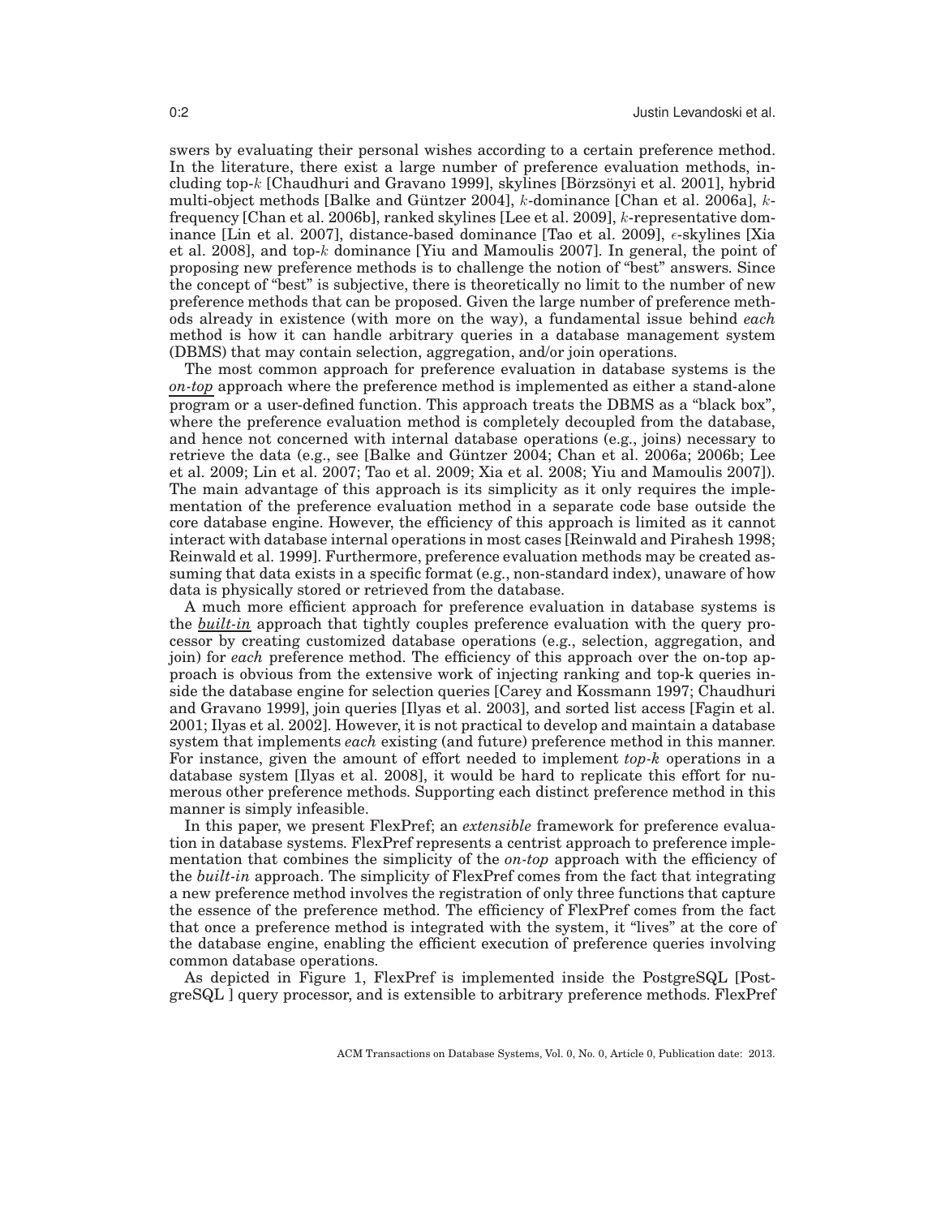swers by evaluating their personal wishes according to a certain preference method. In the literature, there exist a large number of preference evaluation methods, including top-$k$ [Chaudhuri and Gravano 1999], skylines [Börzsönyi et al. 2001], hybrid multi-object methods [Balke and Güntzer 2004], $k$-dominance [Chan et al. 2006a], $k$-frequency [Chan et al. 2006b], ranked skylines [Lee et al. 2009], $k$-representative dominance [Lin et al. 2007], distance-based dominance [Tao et al. 2009], $\epsilon$-skylines [Xia et al. 2008], and top-$k$ dominance [Yiu and Mamoulis 2007]. In general, the point of proposing new preference methods is to challenge the notion of "best" answers. Since the concept of "best" is subjective, there is theoretically no limit to the number of new preference methods that can be proposed. Given the large number of preference methods already in existence (with more on the way), a fundamental issue behind *each* method is how it can handle arbitrary queries in a database management system (DBMS) that may contain selection, aggregation, and/or join operations.

The most common approach for preference evaluation in database systems is the *on-top* approach where the preference method is implemented as either a stand-alone program or a user-defined function. This approach treats the DBMS as a "black box", where the preference evaluation method is completely decoupled from the database, and hence not concerned with internal database operations (e.g., joins) necessary to retrieve the data (e.g., see [Balke and Güntzer 2004; Chan et al. 2006a; 2006b; Lee et al. 2009; Lin et al. 2007; Tao et al. 2009; Xia et al. 2008; Yiu and Mamoulis 2007]). The main advantage of this approach is its simplicity as it only requires the implementation of the preference evaluation method in a separate code base outside the core database engine. However, the efficiency of this approach is limited as it cannot interact with database internal operations in most cases [Reinwald and Pirahesh 1998; Reinwald et al. 1999]. Furthermore, preference evaluation methods may be created assuming that data exists in a specific format (e.g., non-standard index), unaware of how data is physically stored or retrieved from the database.

A much more efficient approach for preference evaluation in database systems is the ***built-in*** approach that tightly couples preference evaluation with the query processor by creating customized database operations (e.g., selection, aggregation, and join) for *each* preference method. The efficiency of this approach over the on-top approach is obvious from the extensive work of injecting ranking and top-k queries inside the database engine for selection queries [Carey and Kossmann 1997; Chaudhuri and Gravano 1999], join queries [Ilyas et al. 2003], and sorted list access [Fagin et al. 2001; Ilyas et al. 2002]. However, it is not practical to develop and maintain a database system that implements *each* existing (and future) preference method in this manner. For instance, given the amount of effort needed to implement *top-k* operations in a database system [Ilyas et al. 2008], it would be hard to replicate this effort for numerous other preference methods. Supporting each distinct preference method in this manner is simply infeasible.

In this paper, we present FlexPref; an *extensible* framework for preference evaluation in database systems. FlexPref represents a centrist approach to preference implementation that combines the simplicity of the *on-top* approach with the efficiency of the *built-in* approach. The simplicity of FlexPref comes from the fact that integrating a new preference method involves the registration of only three functions that capture the essence of the preference method. The efficiency of FlexPref comes from the fact that once a preference method is integrated with the system, it "lives" at the core of the database engine, enabling the efficient execution of preference queries involving common database operations.

As depicted in Figure 1, FlexPref is implemented inside the PostgreSQL [PostgreSQL ] query processor, and is extensible to arbitrary preference methods. FlexPref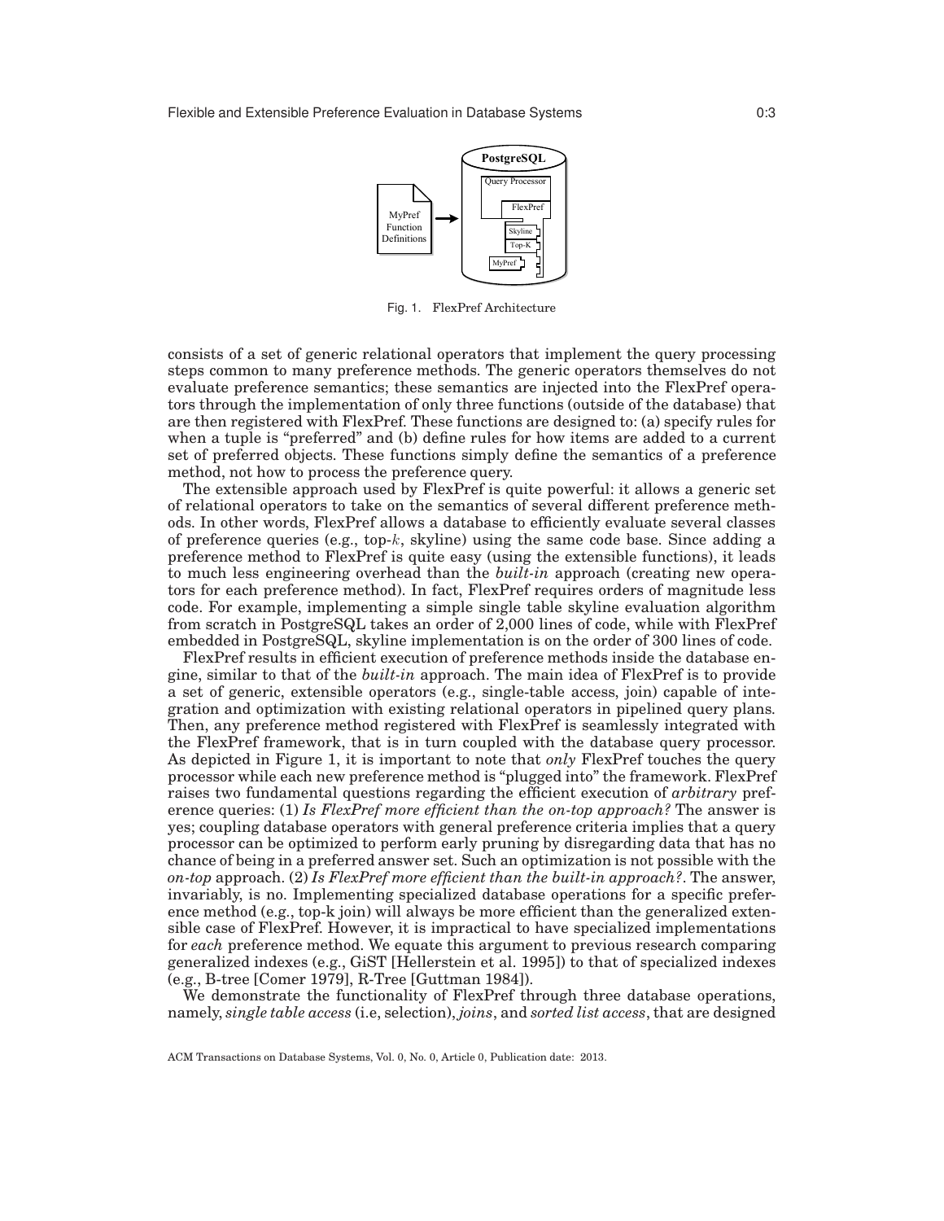PostgreSQL

Query Processor

FlexPref

Skyline

Top-K

MyPref

MyPref Function Definitions

Fig. 1. FlexPref Architecture

consists of a set of generic relational operators that implement the query processing steps common to many preference methods. The generic operators themselves do not evaluate preference semantics; these semantics are injected into the FlexPref operators through the implementation of only three functions (outside of the database) that are then registered with FlexPref. These functions are designed to: (a) specify rules for when a tuple is "preferred" and (b) define rules for how items are added to a current set of preferred objects. These functions simply define the semantics of a preference method, not how to process the preference query.

The extensible approach used by FlexPref is quite powerful: it allows a generic set of relational operators to take on the semantics of several different preference methods. In other words, FlexPref allows a database to efficiently evaluate several classes of preference queries (e.g., top-$k$, skyline) using the same code base. Since adding a preference method to FlexPref is quite easy (using the extensible functions), it leads to much less engineering overhead than the *built-in* approach (creating new operators for each preference method). In fact, FlexPref requires orders of magnitude less code. For example, implementing a simple single table skyline evaluation algorithm from scratch in PostgreSQL takes an order of 2,000 lines of code, while with FlexPref embedded in PostgreSQL, skyline implementation is on the order of 300 lines of code.

FlexPref results in efficient execution of preference methods inside the database engine, similar to that of the *built-in* approach. The main idea of FlexPref is to provide a set of generic, extensible operators (e.g., single-table access, join) capable of integration and optimization with existing relational operators in pipelined query plans. Then, any preference method registered with FlexPref is seamlessly integrated with the FlexPref framework, that is in turn coupled with the database query processor. As depicted in Figure 1, it is important to note that *only* FlexPref touches the query processor while each new preference method is "plugged into" the framework. FlexPref raises two fundamental questions regarding the efficient execution of *arbitrary* preference queries: (1) *Is FlexPref more efficient than the on-top approach?* The answer is yes; coupling database operators with general preference criteria implies that a query processor can be optimized to perform early pruning by disregarding data that has no chance of being in a preferred answer set. Such an optimization is not possible with the *on-top* approach. (2) *Is FlexPref more efficient than the built-in approach?*. The answer, invariably, is no. Implementing specialized database operations for a specific preference method (e.g., top-k join) will always be more efficient than the generalized extensible case of FlexPref. However, it is impractical to have specialized implementations for *each* preference method. We equate this argument to previous research comparing generalized indexes (e.g., GiST [Hellerstein et al. 1995]) to that of specialized indexes (e.g., B-tree [Comer 1979], R-Tree [Guttman 1984]).

We demonstrate the functionality of FlexPref through three database operations, namely, *single table access* (i.e, selection), *joins*, and *sorted list access*, that are designed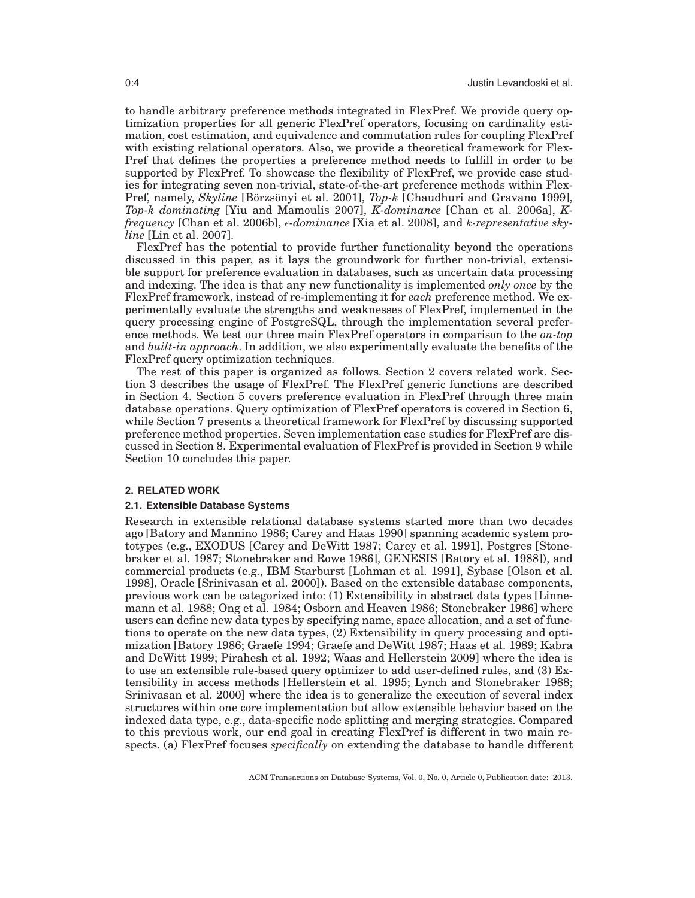to handle arbitrary preference methods integrated in FlexPref. We provide query optimization properties for all generic FlexPref operators, focusing on cardinality estimation, cost estimation, and equivalence and commutation rules for coupling FlexPref with existing relational operators. Also, we provide a theoretical framework for FlexPref that defines the properties a preference method needs to fulfill in order to be supported by FlexPref. To showcase the flexibility of FlexPref, we provide case studies for integrating seven non-trivial, state-of-the-art preference methods within FlexPref, namely, *Skyline* [Börzsönyi et al. 2001], *Top-k* [Chaudhuri and Gravano 1999], *Top-k dominating* [Yiu and Mamoulis 2007], *K-dominance* [Chan et al. 2006a], *K-frequency* [Chan et al. 2006b], $\epsilon$*-dominance* [Xia et al. 2008], and $k$*-representative skyline* [Lin et al. 2007].

FlexPref has the potential to provide further functionality beyond the operations discussed in this paper, as it lays the groundwork for further non-trivial, extensible support for preference evaluation in databases, such as uncertain data processing and indexing. The idea is that any new functionality is implemented *only once* by the FlexPref framework, instead of re-implementing it for *each* preference method. We experimentally evaluate the strengths and weaknesses of FlexPref, implemented in the query processing engine of PostgreSQL, through the implementation several preference methods. We test our three main FlexPref operators in comparison to the *on-top* and *built-in approach*. In addition, we also experimentally evaluate the benefits of the FlexPref query optimization techniques.

The rest of this paper is organized as follows. Section 2 covers related work. Section 3 describes the usage of FlexPref. The FlexPref generic functions are described in Section 4. Section 5 covers preference evaluation in FlexPref through three main database operations. Query optimization of FlexPref operators is covered in Section 6, while Section 7 presents a theoretical framework for FlexPref by discussing supported preference method properties. Seven implementation case studies for FlexPref are discussed in Section 8. Experimental evaluation of FlexPref is provided in Section 9 while Section 10 concludes this paper.

## 2. RELATED WORK

### 2.1. Extensible Database Systems

Research in extensible relational database systems started more than two decades ago [Batory and Mannino 1986; Carey and Haas 1990] spanning academic system prototypes (e.g., EXODUS [Carey and DeWitt 1987; Carey et al. 1991], Postgres [Stonebraker et al. 1987; Stonebraker and Rowe 1986], GENESIS [Batory et al. 1988]), and commercial products (e.g., IBM Starburst [Lohman et al. 1991], Sybase [Olson et al. 1998], Oracle [Srinivasan et al. 2000]). Based on the extensible database components, previous work can be categorized into: (1) Extensibility in abstract data types [Linnemann et al. 1988; Ong et al. 1984; Osborn and Heaven 1986; Stonebraker 1986] where users can define new data types by specifying name, space allocation, and a set of functions to operate on the new data types, (2) Extensibility in query processing and optimization [Batory 1986; Graefe 1994; Graefe and DeWitt 1987; Haas et al. 1989; Kabra and DeWitt 1999; Pirahesh et al. 1992; Waas and Hellerstein 2009] where the idea is to use an extensible rule-based query optimizer to add user-defined rules, and (3) Extensibility in access methods [Hellerstein et al. 1995; Lynch and Stonebraker 1988; Srinivasan et al. 2000] where the idea is to generalize the execution of several index structures within one core implementation but allow extensible behavior based on the indexed data type, e.g., data-specific node splitting and merging strategies. Compared to this previous work, our end goal in creating FlexPref is different in two main respects. (a) FlexPref focuses *specifically* on extending the database to handle different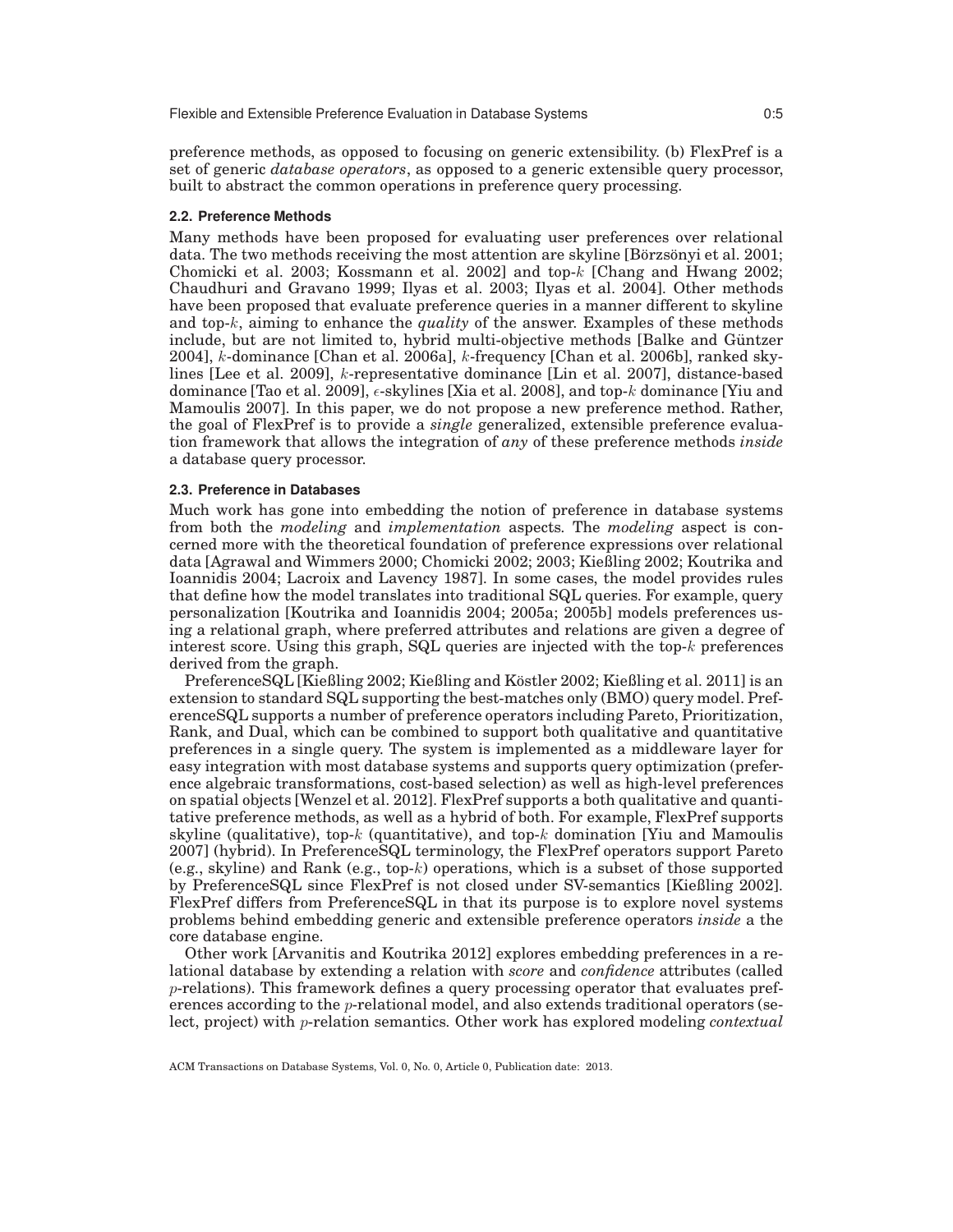preference methods, as opposed to focusing on generic extensibility. (b) FlexPref is a set of generic *database operators*, as opposed to a generic extensible query processor, built to abstract the common operations in preference query processing.

### 2.2. Preference Methods

Many methods have been proposed for evaluating user preferences over relational data. The two methods receiving the most attention are skyline [Börzsönyi et al. 2001; Chomicki et al. 2003; Kossmann et al. 2002] and top-$k$ [Chang and Hwang 2002; Chaudhuri and Gravano 1999; Ilyas et al. 2003; Ilyas et al. 2004]. Other methods have been proposed that evaluate preference queries in a manner different to skyline and top-$k$, aiming to enhance the *quality* of the answer. Examples of these methods include, but are not limited to, hybrid multi-objective methods [Balke and Güntzer 2004], $k$-dominance [Chan et al. 2006a], $k$-frequency [Chan et al. 2006b], ranked skylines [Lee et al. 2009], $k$-representative dominance [Lin et al. 2007], distance-based dominance [Tao et al. 2009], $\epsilon$-skylines [Xia et al. 2008], and top-$k$ dominance [Yiu and Mamoulis 2007]. In this paper, we do not propose a new preference method. Rather, the goal of FlexPref is to provide a *single* generalized, extensible preference evaluation framework that allows the integration of *any* of these preference methods *inside* a database query processor.

### 2.3. Preference in Databases

Much work has gone into embedding the notion of preference in database systems from both the *modeling* and *implementation* aspects. The *modeling* aspect is concerned more with the theoretical foundation of preference expressions over relational data [Agrawal and Wimmers 2000; Chomicki 2002; 2003; Kießling 2002; Koutrika and Ioannidis 2004; Lacroix and Lavency 1987]. In some cases, the model provides rules that define how the model translates into traditional SQL queries. For example, query personalization [Koutrika and Ioannidis 2004; 2005a; 2005b] models preferences using a relational graph, where preferred attributes and relations are given a degree of interest score. Using this graph, SQL queries are injected with the top-$k$ preferences derived from the graph.

PreferenceSQL [Kießling 2002; Kießling and Köstler 2002; Kießling et al. 2011] is an extension to standard SQL supporting the best-matches only (BMO) query model. PreferenceSQL supports a number of preference operators including Pareto, Prioritization, Rank, and Dual, which can be combined to support both qualitative and quantitative preferences in a single query. The system is implemented as a middleware layer for easy integration with most database systems and supports query optimization (preference algebraic transformations, cost-based selection) as well as high-level preferences on spatial objects [Wenzel et al. 2012]. FlexPref supports a both qualitative and quantitative preference methods, as well as a hybrid of both. For example, FlexPref supports skyline (qualitative), top-$k$ (quantitative), and top-$k$ domination [Yiu and Mamoulis 2007] (hybrid). In PreferenceSQL terminology, the FlexPref operators support Pareto (e.g., skyline) and Rank (e.g., top-$k$) operations, which is a subset of those supported by PreferenceSQL since FlexPref is not closed under SV-semantics [Kießling 2002]. FlexPref differs from PreferenceSQL in that its purpose is to explore novel systems problems behind embedding generic and extensible preference operators *inside* a the core database engine.

Other work [Arvanitis and Koutrika 2012] explores embedding preferences in a relational database by extending a relation with *score* and *confidence* attributes (called $p$-relations). This framework defines a query processing operator that evaluates preferences according to the $p$-relational model, and also extends traditional operators (select, project) with $p$-relation semantics. Other work has explored modeling *contextual*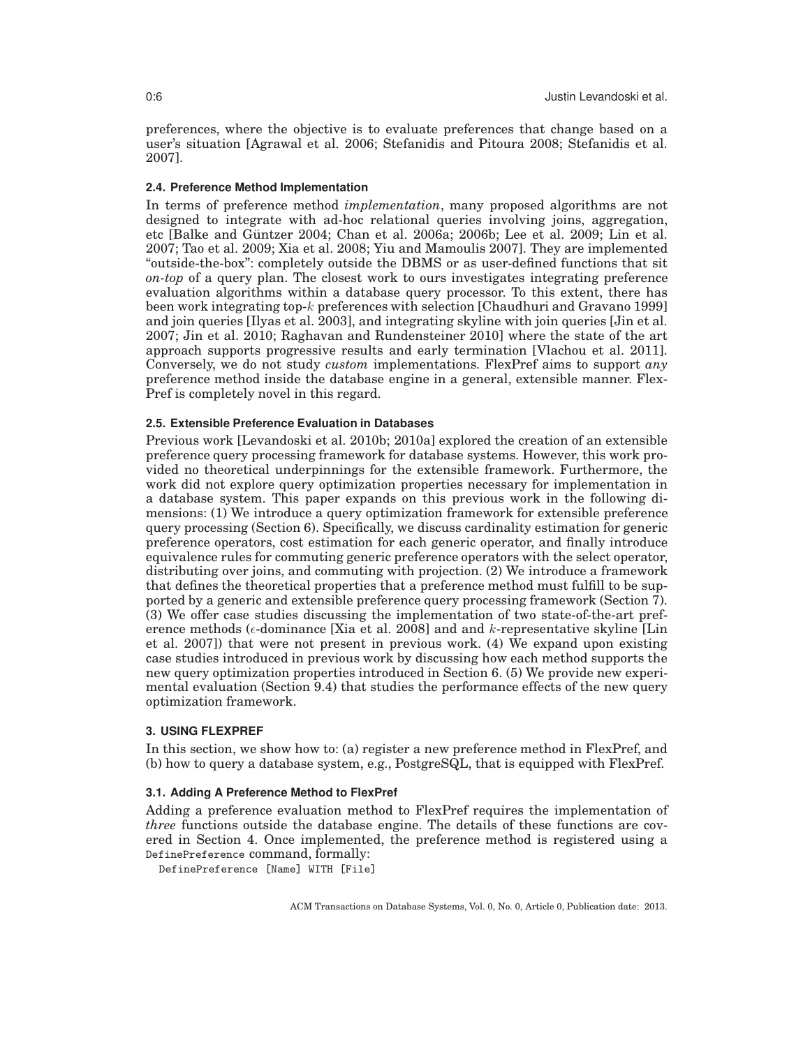preferences, where the objective is to evaluate preferences that change based on a user's situation [Agrawal et al. 2006; Stefanidis and Pitoura 2008; Stefanidis et al. 2007].

### 2.4. Preference Method Implementation

In terms of preference method *implementation*, many proposed algorithms are not designed to integrate with ad-hoc relational queries involving joins, aggregation, etc [Balke and Güntzer 2004; Chan et al. 2006a; 2006b; Lee et al. 2009; Lin et al. 2007; Tao et al. 2009; Xia et al. 2008; Yiu and Mamoulis 2007]. They are implemented "outside-the-box": completely outside the DBMS or as user-defined functions that sit *on-top* of a query plan. The closest work to ours investigates integrating preference evaluation algorithms within a database query processor. To this extent, there has been work integrating top-$k$ preferences with selection [Chaudhuri and Gravano 1999] and join queries [Ilyas et al. 2003], and integrating skyline with join queries [Jin et al. 2007; Jin et al. 2010; Raghavan and Rundensteiner 2010] where the state of the art approach supports progressive results and early termination [Vlachou et al. 2011]. Conversely, we do not study *custom* implementations. FlexPref aims to support *any* preference method inside the database engine in a general, extensible manner. FlexPref is completely novel in this regard.

### 2.5. Extensible Preference Evaluation in Databases

Previous work [Levandoski et al. 2010b; 2010a] explored the creation of an extensible preference query processing framework for database systems. However, this work provided no theoretical underpinnings for the extensible framework. Furthermore, the work did not explore query optimization properties necessary for implementation in a database system. This paper expands on this previous work in the following dimensions: (1) We introduce a query optimization framework for extensible preference query processing (Section 6). Specifically, we discuss cardinality estimation for generic preference operators, cost estimation for each generic operator, and finally introduce equivalence rules for commuting generic preference operators with the select operator, distributing over joins, and commuting with projection. (2) We introduce a framework that defines the theoretical properties that a preference method must fulfill to be supported by a generic and extensible preference query processing framework (Section 7). (3) We offer case studies discussing the implementation of two state-of-the-art preference methods ($\epsilon$-dominance [Xia et al. 2008] and and $k$-representative skyline [Lin et al. 2007]) that were not present in previous work. (4) We expand upon existing case studies introduced in previous work by discussing how each method supports the new query optimization properties introduced in Section 6. (5) We provide new experimental evaluation (Section 9.4) that studies the performance effects of the new query optimization framework.

## 3. USING FLEXPREF

In this section, we show how to: (a) register a new preference method in FlexPref, and (b) how to query a database system, e.g., PostgreSQL, that is equipped with FlexPref.

### 3.1. Adding A Preference Method to FlexPref

Adding a preference evaluation method to FlexPref requires the implementation of *three* functions outside the database engine. The details of these functions are covered in Section 4. Once implemented, the preference method is registered using a `DefinePreference` command, formally:

```
DefinePreference [Name] WITH [File]
```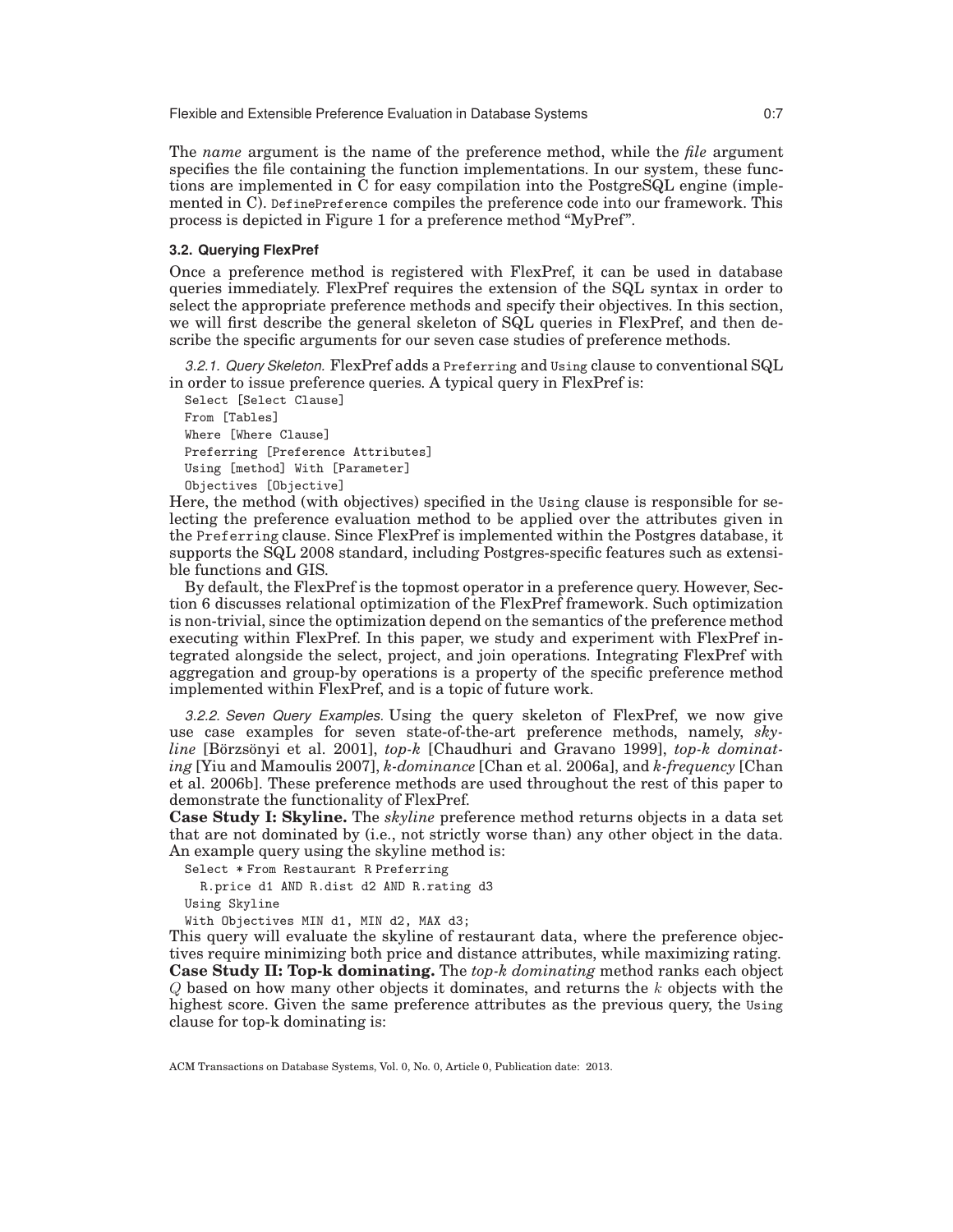The *name* argument is the name of the preference method, while the *file* argument specifies the file containing the function implementations. In our system, these functions are implemented in C for easy compilation into the PostgreSQL engine (implemented in C). `DefinePreference` compiles the preference code into our framework. This process is depicted in Figure 1 for a preference method "MyPref".

### 3.2. Querying FlexPref

Once a preference method is registered with FlexPref, it can be used in database queries immediately. FlexPref requires the extension of the SQL syntax in order to select the appropriate preference methods and specify their objectives. In this section, we will first describe the general skeleton of SQL queries in FlexPref, and then describe the specific arguments for our seven case studies of preference methods.

*3.2.1. Query Skeleton.* FlexPref adds a `Preferring` and `Using` clause to conventional SQL in order to issue preference queries. A typical query in FlexPref is:

```
Select [Select Clause]
From [Tables]
Where [Where Clause]
Preferring [Preference Attributes]
Using [method] With [Parameter]
Objectives [Objective]
```

Here, the method (with objectives) specified in the `Using` clause is responsible for selecting the preference evaluation method to be applied over the attributes given in the `Preferring` clause. Since FlexPref is implemented within the Postgres database, it supports the SQL 2008 standard, including Postgres-specific features such as extensible functions and GIS.

By default, the FlexPref is the topmost operator in a preference query. However, Section 6 discusses relational optimization of the FlexPref framework. Such optimization is non-trivial, since the optimization depend on the semantics of the preference method executing within FlexPref. In this paper, we study and experiment with FlexPref integrated alongside the select, project, and join operations. Integrating FlexPref with aggregation and group-by operations is a property of the specific preference method implemented within FlexPref, and is a topic of future work.

*3.2.2. Seven Query Examples.* Using the query skeleton of FlexPref, we now give use case examples for seven state-of-the-art preference methods, namely, *skyline* [Börzsönyi et al. 2001], *top-k* [Chaudhuri and Gravano 1999], *top-k dominating* [Yiu and Mamoulis 2007], *k-dominance* [Chan et al. 2006a], and *k-frequency* [Chan et al. 2006b]. These preference methods are used throughout the rest of this paper to demonstrate the functionality of FlexPref.

**Case Study I: Skyline.** The *skyline* preference method returns objects in a data set that are not dominated by (i.e., not strictly worse than) any other object in the data. An example query using the skyline method is:

```
Select * From Restaurant R Preferring
  R.price d1 AND R.dist d2 AND R.rating d3
Using Skyline
With Objectives MIN d1, MIN d2, MAX d3;
```

This query will evaluate the skyline of restaurant data, where the preference objectives require minimizing both price and distance attributes, while maximizing rating.

**Case Study II: Top-k dominating.** The *top-k dominating* method ranks each object $Q$ based on how many other objects it dominates, and returns the $k$ objects with the highest score. Given the same preference attributes as the previous query, the `Using` clause for top-k dominating is: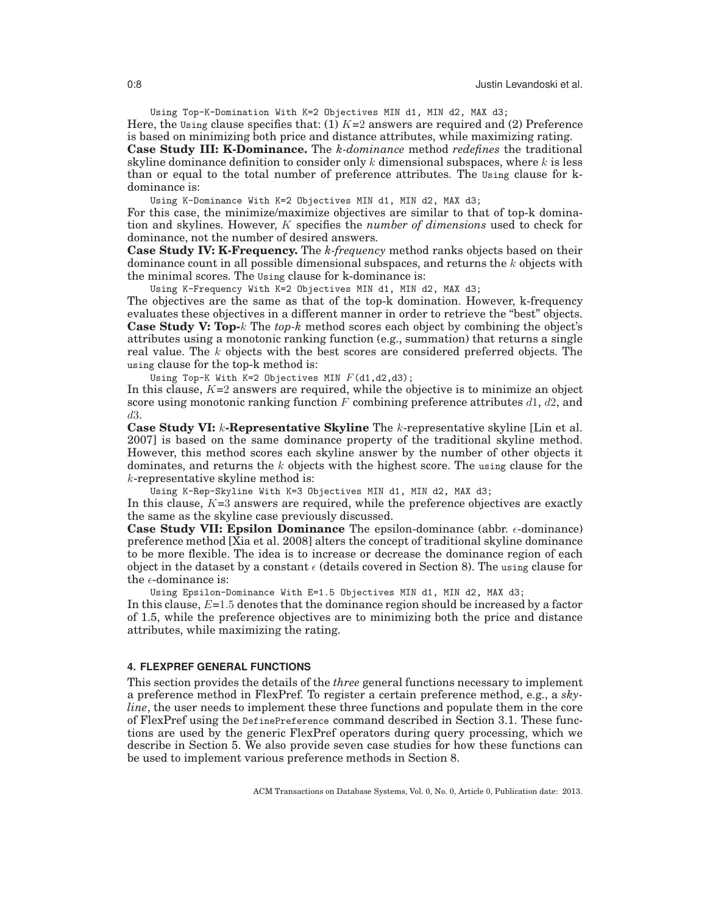```
Using Top-K-Domination With K=2 Objectives MIN d1, MIN d2, MAX d3;
```

Here, the `Using` clause specifies that: (1) $K$=2 answers are required and (2) Preference is based on minimizing both price and distance attributes, while maximizing rating.

**Case Study III: K-Dominance.** The *k-dominance* method *redefines* the traditional skyline dominance definition to consider only $k$ dimensional subspaces, where $k$ is less than or equal to the total number of preference attributes. The `Using` clause for k-dominance is:

```
Using K-Dominance With K=2 Objectives MIN d1, MIN d2, MAX d3;
```

For this case, the minimize/maximize objectives are similar to that of top-k domination and skylines. However, $K$ specifies the *number of dimensions* used to check for dominance, not the number of desired answers.

**Case Study IV: K-Frequency.** The *k-frequency* method ranks objects based on their dominance count in all possible dimensional subspaces, and returns the $k$ objects with the minimal scores. The `Using` clause for k-dominance is:

```
Using K-Frequency With K=2 Objectives MIN d1, MIN d2, MAX d3;
```

The objectives are the same as that of the top-k domination. However, k-frequency evaluates these objectives in a different manner in order to retrieve the "best" objects.

**Case Study V: Top-$k$** The *top-k* method scores each object by combining the object's attributes using a monotonic ranking function (e.g., summation) that returns a single real value. The $k$ objects with the best scores are considered preferred objects. The `using` clause for the top-k method is:

```
Using Top-K With K=2 Objectives MIN F(d1,d2,d3);
```

In this clause, $K$=2 answers are required, while the objective is to minimize an object score using monotonic ranking function $F$ combining preference attributes $d1$, $d2$, and $d3$.

**Case Study VI: $k$-Representative Skyline** The $k$-representative skyline [Lin et al. 2007] is based on the same dominance property of the traditional skyline method. However, this method scores each skyline answer by the number of other objects it dominates, and returns the $k$ objects with the highest score. The `using` clause for the $k$-representative skyline method is:

```
Using K-Rep-Skyline With K=3 Objectives MIN d1, MIN d2, MAX d3;
```

In this clause, $K$=3 answers are required, while the preference objectives are exactly the same as the skyline case previously discussed.

**Case Study VII: Epsilon Dominance** The epsilon-dominance (abbr. $\epsilon$-dominance) preference method [Xia et al. 2008] alters the concept of traditional skyline dominance to be more flexible. The idea is to increase or decrease the dominance region of each object in the dataset by a constant $\epsilon$ (details covered in Section 8). The `using` clause for the $\epsilon$-dominance is:

```
Using Epsilon-Dominance With E=1.5 Objectives MIN d1, MIN d2, MAX d3;
```

In this clause, $E$=1.5 denotes that the dominance region should be increased by a factor of 1.5, while the preference objectives are to minimizing both the price and distance attributes, while maximizing the rating.

## 4. FLEXPREF GENERAL FUNCTIONS

This section provides the details of the *three* general functions necessary to implement a preference method in FlexPref. To register a certain preference method, e.g., a *skyline*, the user needs to implement these three functions and populate them in the core of FlexPref using the `DefinePreference` command described in Section 3.1. These functions are used by the generic FlexPref operators during query processing, which we describe in Section 5. We also provide seven case studies for how these functions can be used to implement various preference methods in Section 8.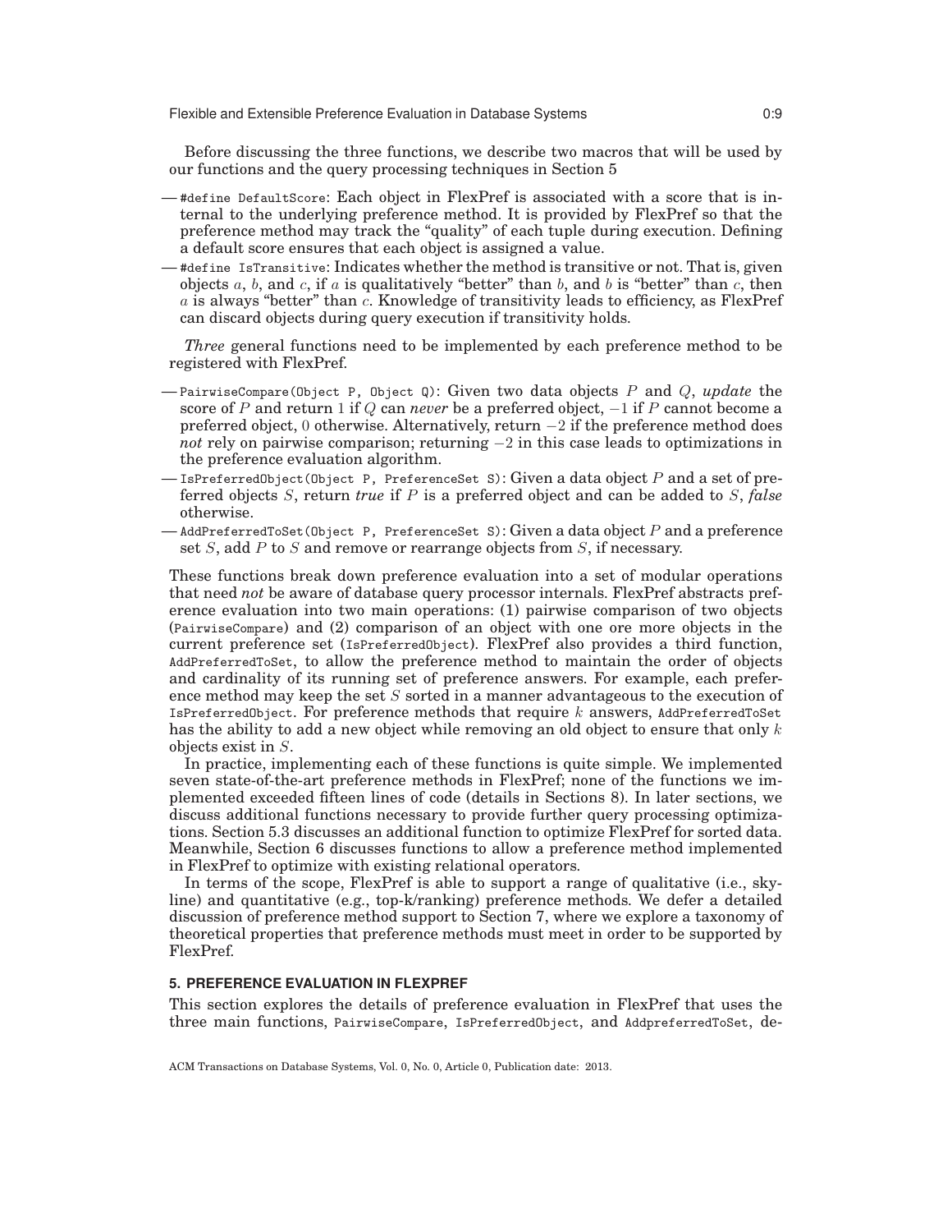Before discussing the three functions, we describe two macros that will be used by our functions and the query processing techniques in Section 5

- `#define DefaultScore`: Each object in FlexPref is associated with a score that is internal to the underlying preference method. It is provided by FlexPref so that the preference method may track the "quality" of each tuple during execution. Defining a default score ensures that each object is assigned a value.
- `#define IsTransitive`: Indicates whether the method is transitive or not. That is, given objects $a$, $b$, and $c$, if $a$ is qualitatively "better" than $b$, and $b$ is "better" than $c$, then $a$ is always "better" than $c$. Knowledge of transitivity leads to efficiency, as FlexPref can discard objects during query execution if transitivity holds.

*Three* general functions need to be implemented by each preference method to be registered with FlexPref.

- `PairwiseCompare(Object P, Object Q)`: Given two data objects $P$ and $Q$, *update* the score of $P$ and return 1 if $Q$ can *never* be a preferred object, $-1$ if $P$ cannot become a preferred object, 0 otherwise. Alternatively, return $-2$ if the preference method does *not* rely on pairwise comparison; returning $-2$ in this case leads to optimizations in the preference evaluation algorithm.
- `IsPreferredObject(Object P, PreferenceSet S)`: Given a data object $P$ and a set of preferred objects $S$, return *true* if $P$ is a preferred object and can be added to $S$, *false* otherwise.
- `AddPreferredToSet(Object P, PreferenceSet S)`: Given a data object $P$ and a preference set $S$, add $P$ to $S$ and remove or rearrange objects from $S$, if necessary.

These functions break down preference evaluation into a set of modular operations that need *not* be aware of database query processor internals. FlexPref abstracts preference evaluation into two main operations: (1) pairwise comparison of two objects (`PairwiseCompare`) and (2) comparison of an object with one ore more objects in the current preference set (`IsPreferredObject`). FlexPref also provides a third function, `AddPreferredToSet`, to allow the preference method to maintain the order of objects and cardinality of its running set of preference answers. For example, each preference method may keep the set $S$ sorted in a manner advantageous to the execution of `IsPreferredObject`. For preference methods that require $k$ answers, `AddPreferredToSet` has the ability to add a new object while removing an old object to ensure that only $k$ objects exist in $S$.

In practice, implementing each of these functions is quite simple. We implemented seven state-of-the-art preference methods in FlexPref; none of the functions we implemented exceeded fifteen lines of code (details in Sections 8). In later sections, we discuss additional functions necessary to provide further query processing optimizations. Section 5.3 discusses an additional function to optimize FlexPref for sorted data. Meanwhile, Section 6 discusses functions to allow a preference method implemented in FlexPref to optimize with existing relational operators.

In terms of the scope, FlexPref is able to support a range of qualitative (i.e., skyline) and quantitative (e.g., top-k/ranking) preference methods. We defer a detailed discussion of preference method support to Section 7, where we explore a taxonomy of theoretical properties that preference methods must meet in order to be supported by FlexPref.

## 5. PREFERENCE EVALUATION IN FLEXPREF

This section explores the details of preference evaluation in FlexPref that uses the three main functions, `PairwiseCompare`, `IsPreferredObject`, and `AddpreferredToSet`, de-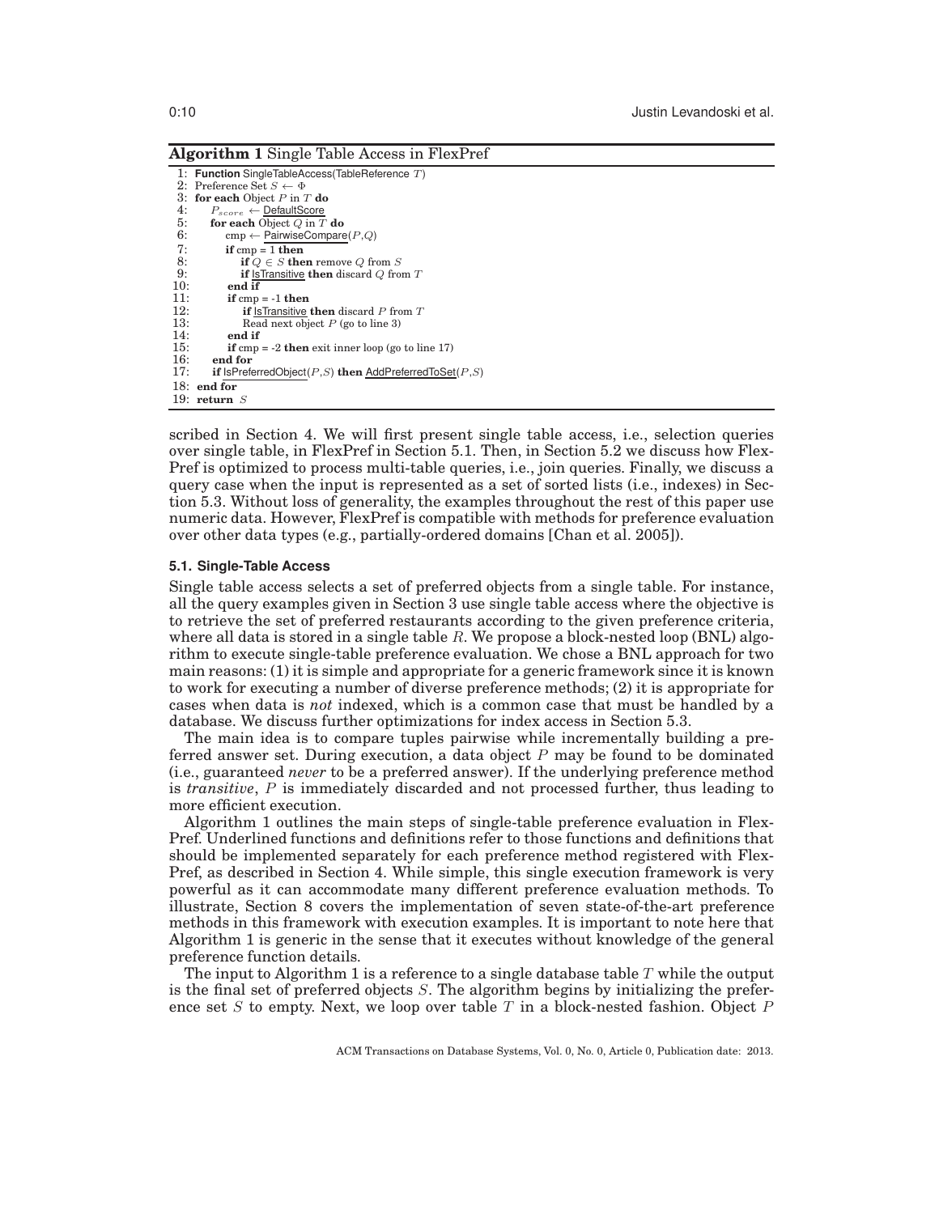**Algorithm 1** Single Table Access in FlexPref

```
 1: Function SingleTableAccess(TableReference T)
 2: Preference Set S ← Φ
 3: for each Object P in T do
 4:     P_score ← DefaultScore
 5:     for each Object Q in T do
 6:         cmp ← PairwiseCompare(P,Q)
 7:         if cmp = 1 then
 8:             if Q ∈ S then remove Q from S
 9:             if IsTransitive then discard Q from T
10:         end if
11:         if cmp = -1 then
12:             if IsTransitive then discard P from T
13:             Read next object P (go to line 3)
14:         end if
15:         if cmp = -2 then exit inner loop (go to line 17)
16:     end for
17:     if IsPreferredObject(P,S) then AddPreferredToSet(P,S)
18: end for
19: return S
```

scribed in Section 4. We will first present single table access, i.e., selection queries over single table, in FlexPref in Section 5.1. Then, in Section 5.2 we discuss how FlexPref is optimized to process multi-table queries, i.e., join queries. Finally, we discuss a query case when the input is represented as a set of sorted lists (i.e., indexes) in Section 5.3. Without loss of generality, the examples throughout the rest of this paper use numeric data. However, FlexPref is compatible with methods for preference evaluation over other data types (e.g., partially-ordered domains [Chan et al. 2005]).

### 5.1. Single-Table Access

Single table access selects a set of preferred objects from a single table. For instance, all the query examples given in Section 3 use single table access where the objective is to retrieve the set of preferred restaurants according to the given preference criteria, where all data is stored in a single table $R$. We propose a block-nested loop (BNL) algorithm to execute single-table preference evaluation. We chose a BNL approach for two main reasons: (1) it is simple and appropriate for a generic framework since it is known to work for executing a number of diverse preference methods; (2) it is appropriate for cases when data is *not* indexed, which is a common case that must be handled by a database. We discuss further optimizations for index access in Section 5.3.

The main idea is to compare tuples pairwise while incrementally building a preferred answer set. During execution, a data object $P$ may be found to be dominated (i.e., guaranteed *never* to be a preferred answer). If the underlying preference method is *transitive*, $P$ is immediately discarded and not processed further, thus leading to more efficient execution.

Algorithm 1 outlines the main steps of single-table preference evaluation in FlexPref. Underlined functions and definitions refer to those functions and definitions that should be implemented separately for each preference method registered with FlexPref, as described in Section 4. While simple, this single execution framework is very powerful as it can accommodate many different preference evaluation methods. To illustrate, Section 8 covers the implementation of seven state-of-the-art preference methods in this framework with execution examples. It is important to note here that Algorithm 1 is generic in the sense that it executes without knowledge of the general preference function details.

The input to Algorithm 1 is a reference to a single database table $T$ while the output is the final set of preferred objects $S$. The algorithm begins by initializing the preference set $S$ to empty. Next, we loop over table $T$ in a block-nested fashion. Object $P$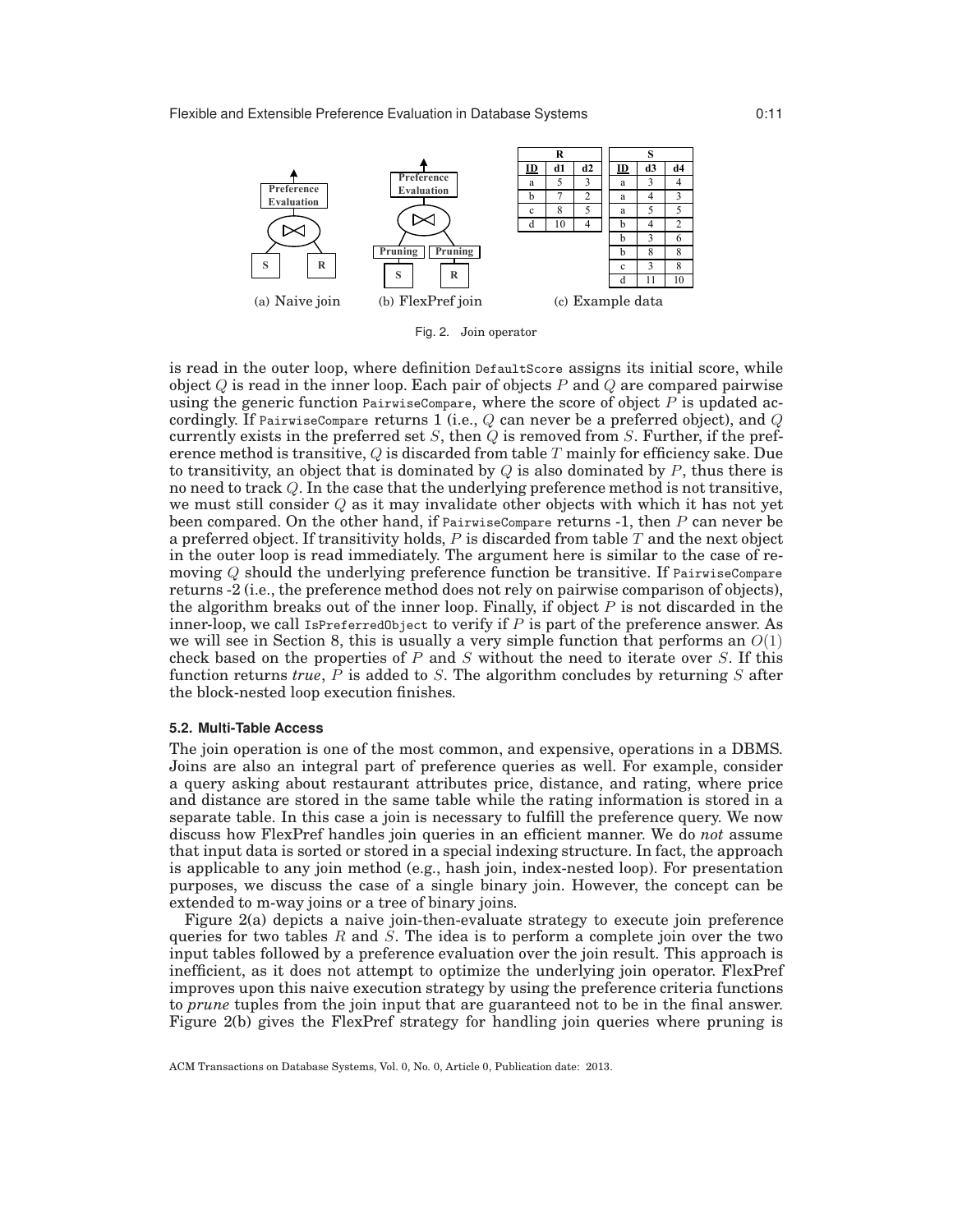(a) Naive join (b) FlexPref join (c) Example data

**R**

| ID | d1 | d2 |
|---|---|---|
| a | 5 | 3 |
| b | 7 | 2 |
| c | 8 | 5 |
| d | 10 | 4 |

**S**

| ID | d3 | d4 |
|---|---|---|
| a | 3 | 4 |
| a | 4 | 3 |
| a | 5 | 5 |
| b | 4 | 2 |
| b | 3 | 6 |
| b | 8 | 8 |
| c | 3 | 8 |
| d | 11 | 10 |

Fig. 2. Join operator

is read in the outer loop, where definition DefaultScore assigns its initial score, while object $Q$ is read in the inner loop. Each pair of objects $P$ and $Q$ are compared pairwise using the generic function PairwiseCompare, where the score of object $P$ is updated accordingly. If PairwiseCompare returns 1 (i.e., $Q$ can never be a preferred object), and $Q$ currently exists in the preferred set $S$, then $Q$ is removed from $S$. Further, if the preference method is transitive, $Q$ is discarded from table $T$ mainly for efficiency sake. Due to transitivity, an object that is dominated by $Q$ is also dominated by $P$, thus there is no need to track $Q$. In the case that the underlying preference method is not transitive, we must still consider $Q$ as it may invalidate other objects with which it has not yet been compared. On the other hand, if PairwiseCompare returns -1, then $P$ can never be a preferred object. If transitivity holds, $P$ is discarded from table $T$ and the next object in the outer loop is read immediately. The argument here is similar to the case of removing $Q$ should the underlying preference function be transitive. If PairwiseCompare returns -2 (i.e., the preference method does not rely on pairwise comparison of objects), the algorithm breaks out of the inner loop. Finally, if object $P$ is not discarded in the inner-loop, we call IsPreferredObject to verify if $P$ is part of the preference answer. As we will see in Section 8, this is usually a very simple function that performs an $O(1)$ check based on the properties of $P$ and $S$ without the need to iterate over $S$. If this function returns *true*, $P$ is added to $S$. The algorithm concludes by returning $S$ after the block-nested loop execution finishes.

### 5.2. Multi-Table Access

The join operation is one of the most common, and expensive, operations in a DBMS. Joins are also an integral part of preference queries as well. For example, consider a query asking about restaurant attributes price, distance, and rating, where price and distance are stored in the same table while the rating information is stored in a separate table. In this case a join is necessary to fulfill the preference query. We now discuss how FlexPref handles join queries in an efficient manner. We do *not* assume that input data is sorted or stored in a special indexing structure. In fact, the approach is applicable to any join method (e.g., hash join, index-nested loop). For presentation purposes, we discuss the case of a single binary join. However, the concept can be extended to m-way joins or a tree of binary joins.

Figure 2(a) depicts a naive join-then-evaluate strategy to execute join preference queries for two tables $R$ and $S$. The idea is to perform a complete join over the two input tables followed by a preference evaluation over the join result. This approach is inefficient, as it does not attempt to optimize the underlying join operator. FlexPref improves upon this naive execution strategy by using the preference criteria functions to *prune* tuples from the join input that are guaranteed not to be in the final answer. Figure 2(b) gives the FlexPref strategy for handling join queries where pruning is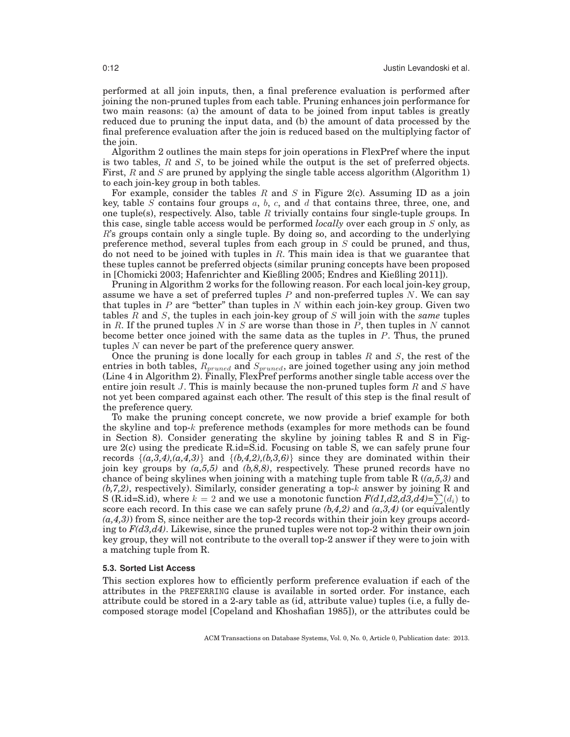performed at all join inputs, then, a final preference evaluation is performed after joining the non-pruned tuples from each table. Pruning enhances join performance for two main reasons: (a) the amount of data to be joined from input tables is greatly reduced due to pruning the input data, and (b) the amount of data processed by the final preference evaluation after the join is reduced based on the multiplying factor of the join.

Algorithm 2 outlines the main steps for join operations in FlexPref where the input is two tables, $R$ and $S$, to be joined while the output is the set of preferred objects. First, $R$ and $S$ are pruned by applying the single table access algorithm (Algorithm 1) to each join-key group in both tables.

For example, consider the tables $R$ and $S$ in Figure 2(c). Assuming ID as a join key, table $S$ contains four groups $a$, $b$, $c$, and $d$ that contains three, three, one, and one tuple(s), respectively. Also, table $R$ trivially contains four single-tuple groups. In this case, single table access would be performed *locally* over each group in $S$ only, as $R$'s groups contain only a single tuple. By doing so, and according to the underlying preference method, several tuples from each group in $S$ could be pruned, and thus, do not need to be joined with tuples in $R$. This main idea is that we guarantee that these tuples cannot be preferred objects (similar pruning concepts have been proposed in [Chomicki 2003; Hafenrichter and Kießling 2005; Endres and Kießling 2011]).

Pruning in Algorithm 2 works for the following reason. For each local join-key group, assume we have a set of preferred tuples $P$ and non-preferred tuples $N$. We can say that tuples in $P$ are "better" than tuples in $N$ within each join-key group. Given two tables $R$ and $S$, the tuples in each join-key group of $S$ will join with the *same* tuples in $R$. If the pruned tuples $N$ in $S$ are worse than those in $P$, then tuples in $N$ cannot become better once joined with the same data as the tuples in $P$. Thus, the pruned tuples $N$ can never be part of the preference query answer.

Once the pruning is done locally for each group in tables $R$ and $S$, the rest of the entries in both tables, $R_{pruned}$ and $S_{pruned}$, are joined together using any join method (Line 4 in Algorithm 2). Finally, FlexPref performs another single table access over the entire join result $J$. This is mainly because the non-pruned tuples form $R$ and $S$ have not yet been compared against each other. The result of this step is the final result of the preference query.

To make the pruning concept concrete, we now provide a brief example for both the skyline and top-$k$ preference methods (examples for more methods can be found in Section 8). Consider generating the skyline by joining tables R and S in Figure 2(c) using the predicate R.id=S.id. Focusing on table S, we can safely prune four records $\{$*(a,3,4)*,*(a,4,3)*$\}$ and $\{$*(b,4,2)*,*(b,3,6)*$\}$ since they are dominated within their join key groups by *(a,5,5)* and *(b,8,8)*, respectively. These pruned records have no chance of being skylines when joining with a matching tuple from table R (*(a,5,3)* and *(b,7,2)*, respectively). Similarly, consider generating a top-$k$ answer by joining R and S (R.id=S.id), where $k = 2$ and we use a monotonic function *F(d1,d2,d3,d4)*=$\sum(d_i)$ to score each record. In this case we can safely prune *(b,4,2)* and *(a,3,4)* (or equivalently *(a,4,3)*) from S, since neither are the top-2 records within their join key groups according to *F(d3,d4)*. Likewise, since the pruned tuples were not top-2 within their own join key group, they will not contribute to the overall top-2 answer if they were to join with a matching tuple from R.

### 5.3. Sorted List Access

This section explores how to efficiently perform preference evaluation if each of the attributes in the PREFERRING clause is available in sorted order. For instance, each attribute could be stored in a 2-ary table as (id, attribute value) tuples (i.e, a fully decomposed storage model [Copeland and Khoshafian 1985]), or the attributes could be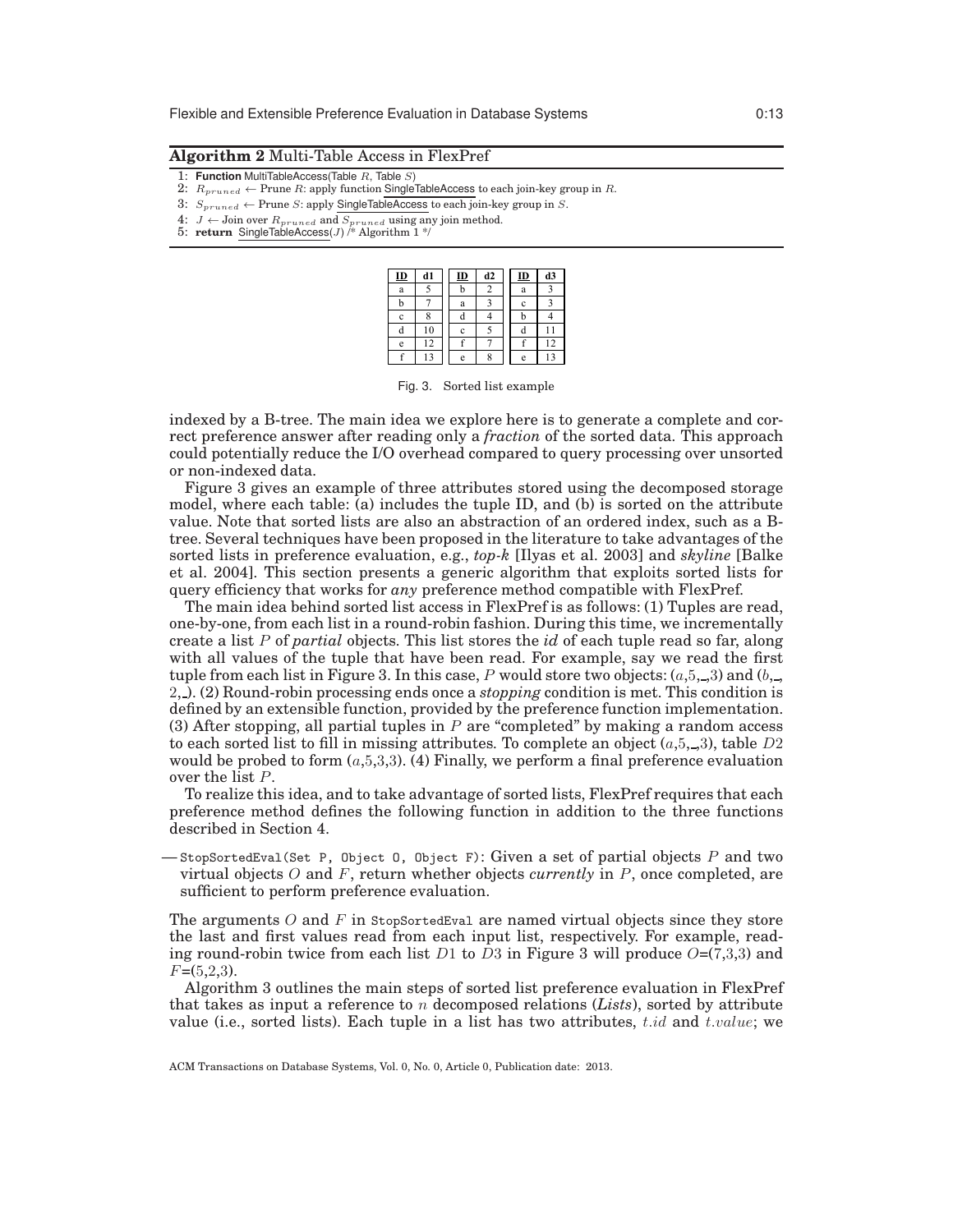**Algorithm 2** Multi-Table Access in FlexPref

```
1: Function MultiTableAccess(Table R, Table S)
2:   R_pruned ← Prune R: apply function SingleTableAccess to each join-key group in R.
3:   S_pruned ← Prune S: apply SingleTableAccess to each join-key group in S.
4:   J ← Join over R_pruned and S_pruned using any join method.
5:   return SingleTableAccess(J) /* Algorithm 1 */
```

| ID | d1 |
|---|---|
| a | 5 |
| b | 7 |
| c | 8 |
| d | 10 |
| e | 12 |
| f | 13 |

| ID | d2 |
|---|---|
| b | 2 |
| a | 3 |
| d | 4 |
| c | 5 |
| f | 7 |
| e | 8 |

| ID | d3 |
|---|---|
| a | 3 |
| c | 3 |
| b | 4 |
| d | 11 |
| f | 12 |
| e | 13 |

Fig. 3. Sorted list example

indexed by a B-tree. The main idea we explore here is to generate a complete and correct preference answer after reading only a *fraction* of the sorted data. This approach could potentially reduce the I/O overhead compared to query processing over unsorted or non-indexed data.

Figure 3 gives an example of three attributes stored using the decomposed storage model, where each table: (a) includes the tuple ID, and (b) is sorted on the attribute value. Note that sorted lists are also an abstraction of an ordered index, such as a B-tree. Several techniques have been proposed in the literature to take advantages of the sorted lists in preference evaluation, e.g., *top-k* [Ilyas et al. 2003] and *skyline* [Balke et al. 2004]. This section presents a generic algorithm that exploits sorted lists for query efficiency that works for *any* preference method compatible with FlexPref.

The main idea behind sorted list access in FlexPref is as follows: (1) Tuples are read, one-by-one, from each list in a round-robin fashion. During this time, we incrementally create a list $P$ of *partial* objects. This list stores the *id* of each tuple read so far, along with all values of the tuple that have been read. For example, say we read the first tuple from each list in Figure 3. In this case, $P$ would store two objects: ($a$,5,_,3) and ($b$,_, 2,_). (2) Round-robin processing ends once a *stopping* condition is met. This condition is defined by an extensible function, provided by the preference function implementation. (3) After stopping, all partial tuples in $P$ are "completed" by making a random access to each sorted list to fill in missing attributes. To complete an object ($a$,5,_,3), table $D2$ would be probed to form ($a$,5,3,3). (4) Finally, we perform a final preference evaluation over the list $P$.

To realize this idea, and to take advantage of sorted lists, FlexPref requires that each preference method defines the following function in addition to the three functions described in Section 4.

— `StopSortedEval(Set P, Object O, Object F)`: Given a set of partial objects $P$ and two virtual objects $O$ and $F$, return whether objects *currently* in $P$, once completed, are sufficient to perform preference evaluation.

The arguments $O$ and $F$ in `StopSortedEval` are named virtual objects since they store the last and first values read from each input list, respectively. For example, reading round-robin twice from each list $D1$ to $D3$ in Figure 3 will produce $O$=(7,3,3) and $F$=(5,2,3).

Algorithm 3 outlines the main steps of sorted list preference evaluation in FlexPref that takes as input a reference to $n$ decomposed relations (*Lists*), sorted by attribute value (i.e., sorted lists). Each tuple in a list has two attributes, $t.id$ and $t.value$; we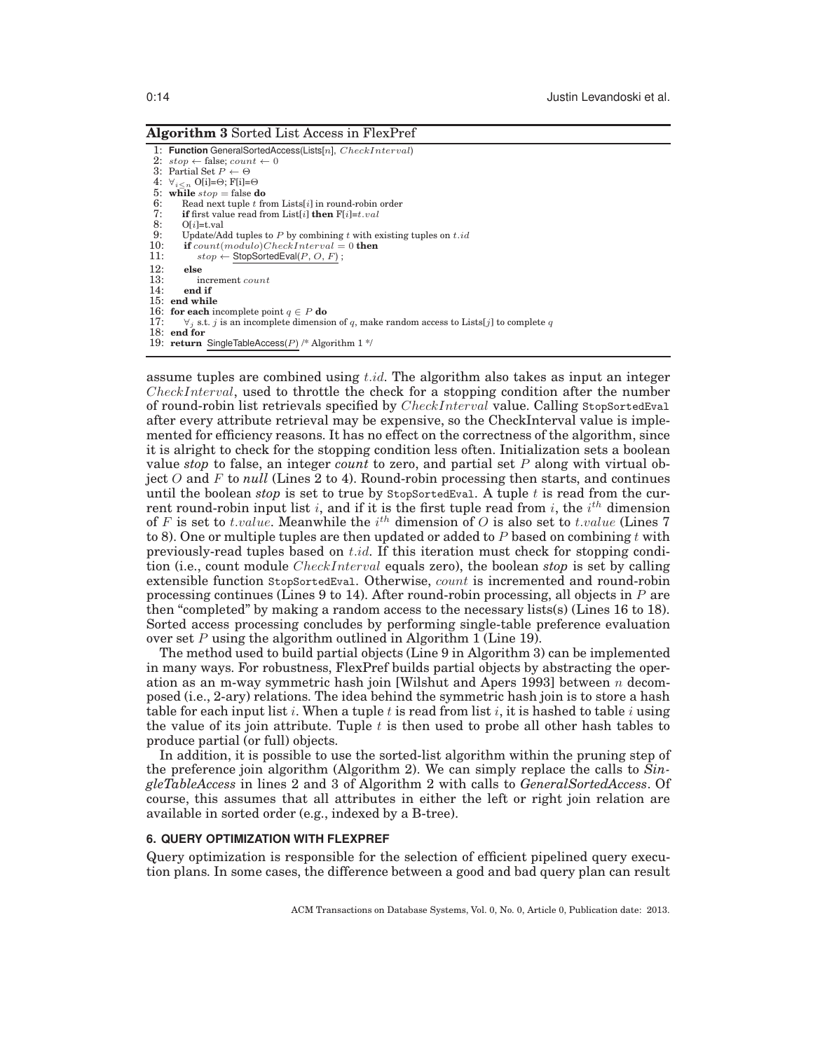**Algorithm 3** Sorted List Access in FlexPref

```
1:  Function GeneralSortedAccess(Lists[n], CheckInterval)
2:  stop ← false; count ← 0
3:  Partial Set P ← Θ
4:  ∀_{i≤n} O[i]=Θ; F[i]=Θ
5:  while stop = false do
6:     Read next tuple t from Lists[i] in round-robin order
7:     if first value read from List[i] then F[i]=t.val
8:     O[i]=t.val
9:     Update/Add tuples to P by combining t with existing tuples on t.id
10:    if count(modulo)CheckInterval = 0 then
11:       stop ← StopSortedEval(P, O, F) ;
12:    else
13:       increment count
14:    end if
15: end while
16: for each incomplete point q ∈ P do
17:    ∀_j s.t. j is an incomplete dimension of q, make random access to Lists[j] to complete q
18: end for
19: return SingleTableAccess(P) /* Algorithm 1 */
```

assume tuples are combined using $t.id$. The algorithm also takes as input an integer $CheckInterval$, used to throttle the check for a stopping condition after the number of round-robin list retrievals specified by $CheckInterval$ value. Calling StopSortedEval after every attribute retrieval may be expensive, so the CheckInterval value is implemented for efficiency reasons. It has no effect on the correctness of the algorithm, since it is alright to check for the stopping condition less often. Initialization sets a boolean value *stop* to false, an integer *count* to zero, and partial set $P$ along with virtual object $O$ and $F$ to *null* (Lines 2 to 4). Round-robin processing then starts, and continues until the boolean *stop* is set to true by StopSortedEval. A tuple $t$ is read from the current round-robin input list $i$, and if it is the first tuple read from $i$, the $i^{th}$ dimension of $F$ is set to $t.value$. Meanwhile the $i^{th}$ dimension of $O$ is also set to $t.value$ (Lines 7 to 8). One or multiple tuples are then updated or added to $P$ based on combining $t$ with previously-read tuples based on $t.id$. If this iteration must check for stopping condition (i.e., count module $CheckInterval$ equals zero), the boolean *stop* is set by calling extensible function StopSortedEval. Otherwise, $count$ is incremented and round-robin processing continues (Lines 9 to 14). After round-robin processing, all objects in $P$ are then "completed" by making a random access to the necessary lists(s) (Lines 16 to 18). Sorted access processing concludes by performing single-table preference evaluation over set $P$ using the algorithm outlined in Algorithm 1 (Line 19).

The method used to build partial objects (Line 9 in Algorithm 3) can be implemented in many ways. For robustness, FlexPref builds partial objects by abstracting the operation as an m-way symmetric hash join [Wilshut and Apers 1993] between $n$ decomposed (i.e., 2-ary) relations. The idea behind the symmetric hash join is to store a hash table for each input list $i$. When a tuple $t$ is read from list $i$, it is hashed to table $i$ using the value of its join attribute. Tuple $t$ is then used to probe all other hash tables to produce partial (or full) objects.

In addition, it is possible to use the sorted-list algorithm within the pruning step of the preference join algorithm (Algorithm 2). We can simply replace the calls to *SingleTableAccess* in lines 2 and 3 of Algorithm 2 with calls to *GeneralSortedAccess*. Of course, this assumes that all attributes in either the left or right join relation are available in sorted order (e.g., indexed by a B-tree).

## 6. QUERY OPTIMIZATION WITH FLEXPREF

Query optimization is responsible for the selection of efficient pipelined query execution plans. In some cases, the difference between a good and bad query plan can result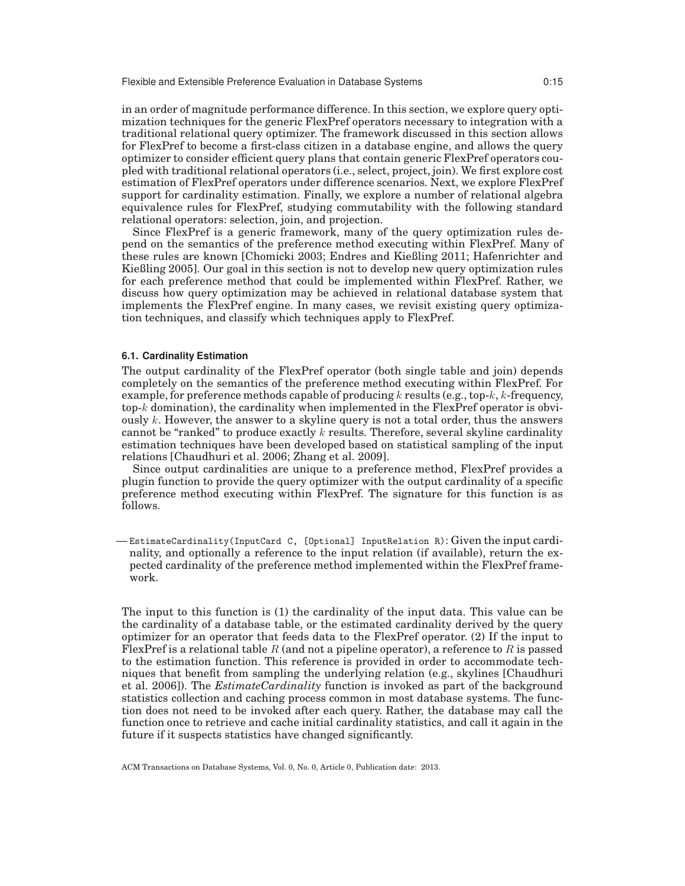in an order of magnitude performance difference. In this section, we explore query optimization techniques for the generic FlexPref operators necessary to integration with a traditional relational query optimizer. The framework discussed in this section allows for FlexPref to become a first-class citizen in a database engine, and allows the query optimizer to consider efficient query plans that contain generic FlexPref operators coupled with traditional relational operators (i.e., select, project, join). We first explore cost estimation of FlexPref operators under difference scenarios. Next, we explore FlexPref support for cardinality estimation. Finally, we explore a number of relational algebra equivalence rules for FlexPref, studying commutability with the following standard relational operators: selection, join, and projection.

Since FlexPref is a generic framework, many of the query optimization rules depend on the semantics of the preference method executing within FlexPref. Many of these rules are known [Chomicki 2003; Endres and Kießling 2011; Hafenrichter and Kießling 2005]. Our goal in this section is not to develop new query optimization rules for each preference method that could be implemented within FlexPref. Rather, we discuss how query optimization may be achieved in relational database system that implements the FlexPref engine. In many cases, we revisit existing query optimization techniques, and classify which techniques apply to FlexPref.

### 6.1. Cardinality Estimation

The output cardinality of the FlexPref operator (both single table and join) depends completely on the semantics of the preference method executing within FlexPref. For example, for preference methods capable of producing $k$ results (e.g., top-$k$, $k$-frequency, top-$k$ domination), the cardinality when implemented in the FlexPref operator is obviously $k$. However, the answer to a skyline query is not a total order, thus the answers cannot be "ranked" to produce exactly $k$ results. Therefore, several skyline cardinality estimation techniques have been developed based on statistical sampling of the input relations [Chaudhuri et al. 2006; Zhang et al. 2009].

Since output cardinalities are unique to a preference method, FlexPref provides a plugin function to provide the query optimizer with the output cardinality of a specific preference method executing within FlexPref. The signature for this function is as follows.

— `EstimateCardinality(InputCard C, [Optional] InputRelation R)`: Given the input cardinality, and optionally a reference to the input relation (if available), return the expected cardinality of the preference method implemented within the FlexPref framework.

The input to this function is (1) the cardinality of the input data. This value can be the cardinality of a database table, or the estimated cardinality derived by the query optimizer for an operator that feeds data to the FlexPref operator. (2) If the input to FlexPref is a relational table $R$ (and not a pipeline operator), a reference to $R$ is passed to the estimation function. This reference is provided in order to accommodate techniques that benefit from sampling the underlying relation (e.g., skylines [Chaudhuri et al. 2006]). The *EstimateCardinality* function is invoked as part of the background statistics collection and caching process common in most database systems. The function does not need to be invoked after each query. Rather, the database may call the function once to retrieve and cache initial cardinality statistics, and call it again in the future if it suspects statistics have changed significantly.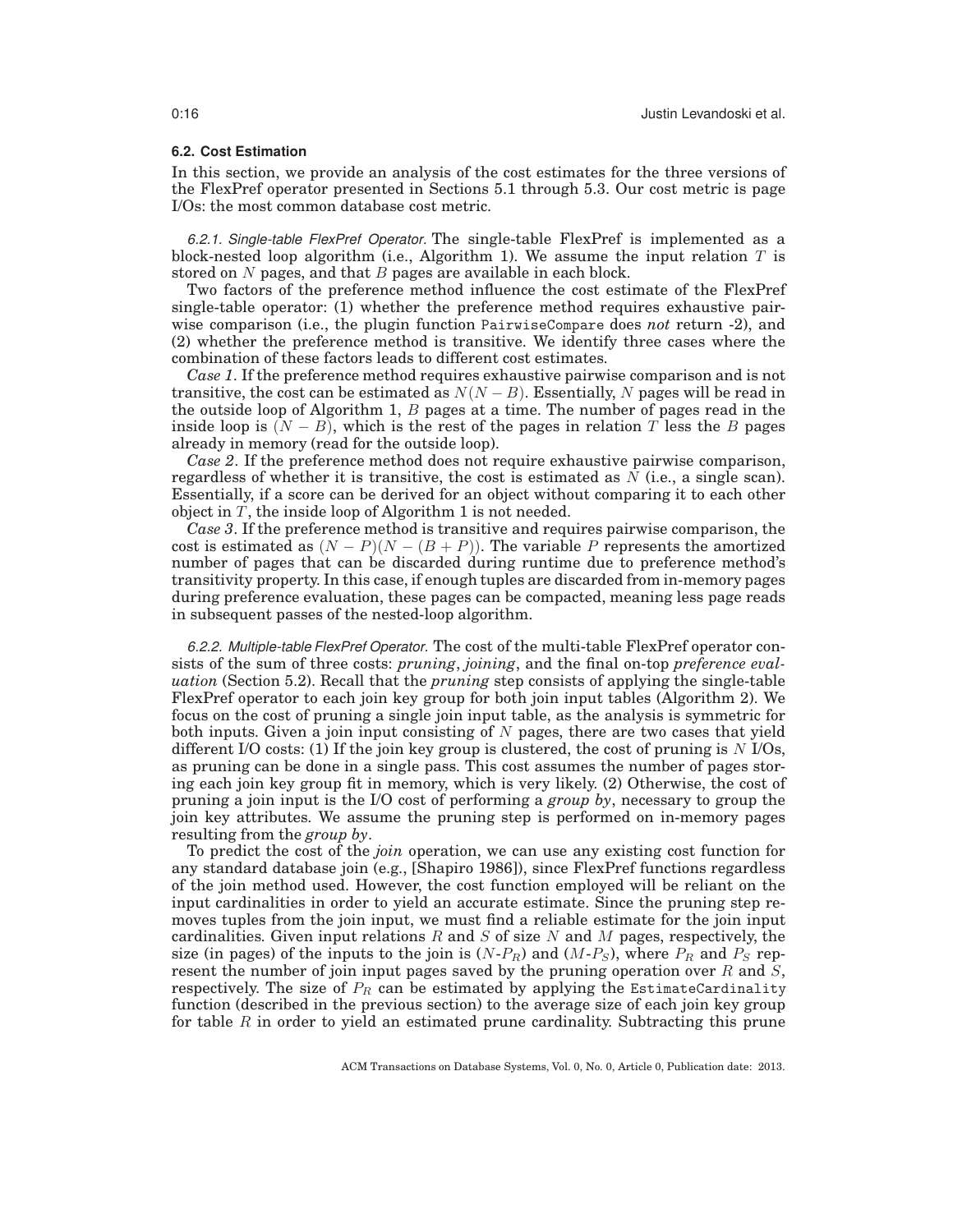### 6.2. Cost Estimation

In this section, we provide an analysis of the cost estimates for the three versions of the FlexPref operator presented in Sections 5.1 through 5.3. Our cost metric is page I/Os: the most common database cost metric.

*6.2.1. Single-table FlexPref Operator.* The single-table FlexPref is implemented as a block-nested loop algorithm (i.e., Algorithm 1). We assume the input relation $T$ is stored on $N$ pages, and that $B$ pages are available in each block.

Two factors of the preference method influence the cost estimate of the FlexPref single-table operator: (1) whether the preference method requires exhaustive pairwise comparison (i.e., the plugin function `PairwiseCompare` does *not* return -2), and (2) whether the preference method is transitive. We identify three cases where the combination of these factors leads to different cost estimates.

*Case 1*. If the preference method requires exhaustive pairwise comparison and is not transitive, the cost can be estimated as $N(N-B)$. Essentially, $N$ pages will be read in the outside loop of Algorithm 1, $B$ pages at a time. The number of pages read in the inside loop is $(N-B)$, which is the rest of the pages in relation $T$ less the $B$ pages already in memory (read for the outside loop).

*Case 2*. If the preference method does not require exhaustive pairwise comparison, regardless of whether it is transitive, the cost is estimated as $N$ (i.e., a single scan). Essentially, if a score can be derived for an object without comparing it to each other object in $T$, the inside loop of Algorithm 1 is not needed.

*Case 3*. If the preference method is transitive and requires pairwise comparison, the cost is estimated as $(N-P)(N-(B+P))$. The variable $P$ represents the amortized number of pages that can be discarded during runtime due to preference method's transitivity property. In this case, if enough tuples are discarded from in-memory pages during preference evaluation, these pages can be compacted, meaning less page reads in subsequent passes of the nested-loop algorithm.

*6.2.2. Multiple-table FlexPref Operator.* The cost of the multi-table FlexPref operator consists of the sum of three costs: *pruning*, *joining*, and the final on-top *preference evaluation* (Section 5.2). Recall that the *pruning* step consists of applying the single-table FlexPref operator to each join key group for both join input tables (Algorithm 2). We focus on the cost of pruning a single join input table, as the analysis is symmetric for both inputs. Given a join input consisting of $N$ pages, there are two cases that yield different I/O costs: (1) If the join key group is clustered, the cost of pruning is $N$ I/Os, as pruning can be done in a single pass. This cost assumes the number of pages storing each join key group fit in memory, which is very likely. (2) Otherwise, the cost of pruning a join input is the I/O cost of performing a *group by*, necessary to group the join key attributes. We assume the pruning step is performed on in-memory pages resulting from the *group by*.

To predict the cost of the *join* operation, we can use any existing cost function for any standard database join (e.g., [Shapiro 1986]), since FlexPref functions regardless of the join method used. However, the cost function employed will be reliant on the input cardinalities in order to yield an accurate estimate. Since the pruning step removes tuples from the join input, we must find a reliable estimate for the join input cardinalities. Given input relations $R$ and $S$ of size $N$ and $M$ pages, respectively, the size (in pages) of the inputs to the join is ($N$-$P_R$) and ($M$-$P_S$), where $P_R$ and $P_S$ represent the number of join input pages saved by the pruning operation over $R$ and $S$, respectively. The size of $P_R$ can be estimated by applying the `EstimateCardinality` function (described in the previous section) to the average size of each join key group for table $R$ in order to yield an estimated prune cardinality. Subtracting this prune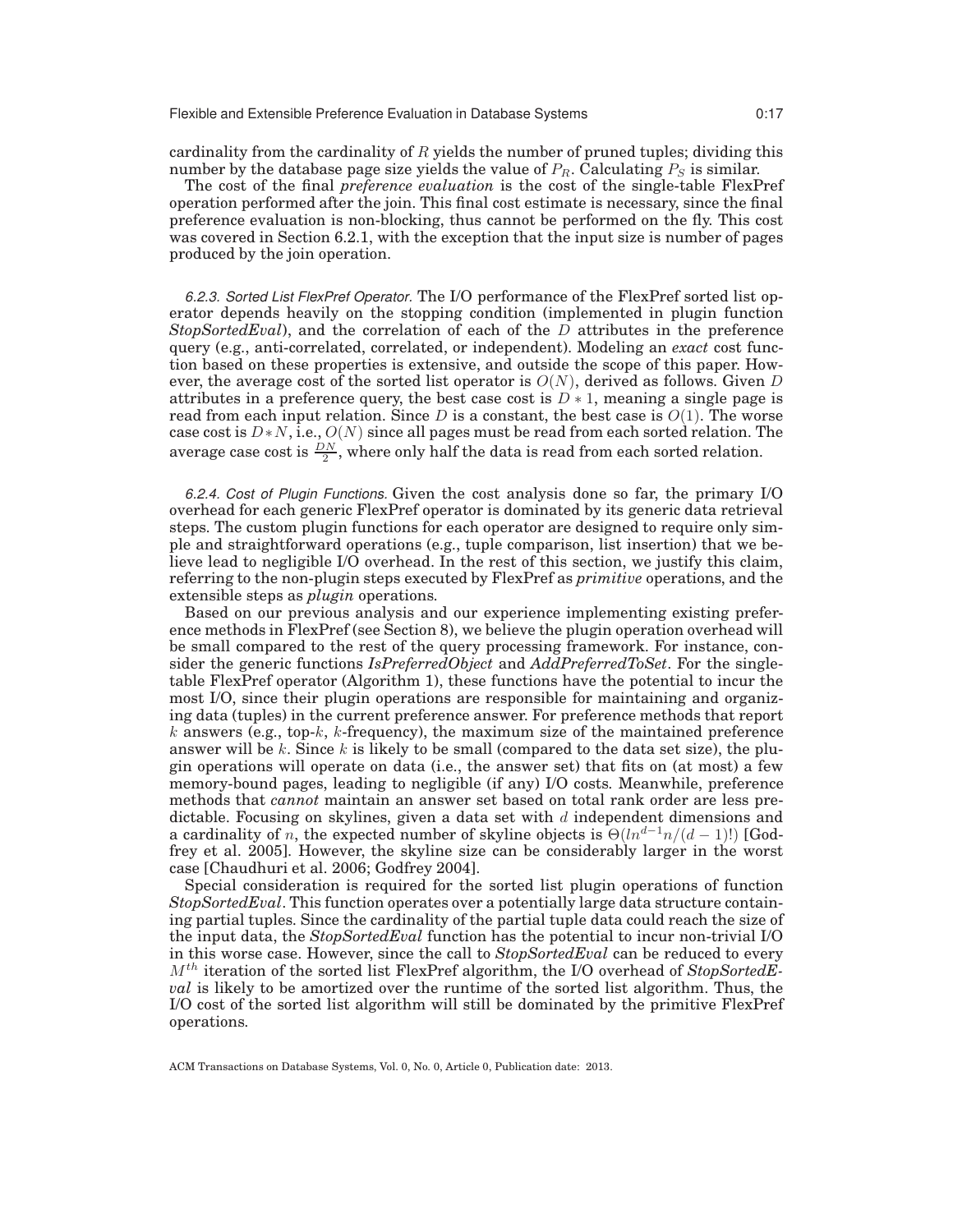cardinality from the cardinality of $R$ yields the number of pruned tuples; dividing this number by the database page size yields the value of $P_R$. Calculating $P_S$ is similar.

The cost of the final *preference evaluation* is the cost of the single-table FlexPref operation performed after the join. This final cost estimate is necessary, since the final preference evaluation is non-blocking, thus cannot be performed on the fly. This cost was covered in Section 6.2.1, with the exception that the input size is number of pages produced by the join operation.

*6.2.3. Sorted List FlexPref Operator.* The I/O performance of the FlexPref sorted list operator depends heavily on the stopping condition (implemented in plugin function *StopSortedEval*), and the correlation of each of the $D$ attributes in the preference query (e.g., anti-correlated, correlated, or independent). Modeling an *exact* cost function based on these properties is extensive, and outside the scope of this paper. However, the average cost of the sorted list operator is $O(N)$, derived as follows. Given $D$ attributes in a preference query, the best case cost is $D * 1$, meaning a single page is read from each input relation. Since $D$ is a constant, the best case is $O(1)$. The worse case cost is $D * N$, i.e., $O(N)$ since all pages must be read from each sorted relation. The average case cost is $\frac{DN}{2}$, where only half the data is read from each sorted relation.

*6.2.4. Cost of Plugin Functions.* Given the cost analysis done so far, the primary I/O overhead for each generic FlexPref operator is dominated by its generic data retrieval steps. The custom plugin functions for each operator are designed to require only simple and straightforward operations (e.g., tuple comparison, list insertion) that we believe lead to negligible I/O overhead. In the rest of this section, we justify this claim, referring to the non-plugin steps executed by FlexPref as *primitive* operations, and the extensible steps as *plugin* operations.

Based on our previous analysis and our experience implementing existing preference methods in FlexPref (see Section 8), we believe the plugin operation overhead will be small compared to the rest of the query processing framework. For instance, consider the generic functions *IsPreferredObject* and *AddPreferredToSet*. For the single-table FlexPref operator (Algorithm 1), these functions have the potential to incur the most I/O, since their plugin operations are responsible for maintaining and organizing data (tuples) in the current preference answer. For preference methods that report $k$ answers (e.g., top-$k$, $k$-frequency), the maximum size of the maintained preference answer will be $k$. Since $k$ is likely to be small (compared to the data set size), the plugin operations will operate on data (i.e., the answer set) that fits on (at most) a few memory-bound pages, leading to negligible (if any) I/O costs. Meanwhile, preference methods that *cannot* maintain an answer set based on total rank order are less predictable. Focusing on skylines, given a data set with $d$ independent dimensions and a cardinality of $n$, the expected number of skyline objects is $\Theta(ln^{d-1}n/(d-1)!)$ [Godfrey et al. 2005]. However, the skyline size can be considerably larger in the worst case [Chaudhuri et al. 2006; Godfrey 2004].

Special consideration is required for the sorted list plugin operations of function *StopSortedEval*. This function operates over a potentially large data structure containing partial tuples. Since the cardinality of the partial tuple data could reach the size of the input data, the *StopSortedEval* function has the potential to incur non-trivial I/O in this worse case. However, since the call to *StopSortedEval* can be reduced to every $M^{th}$ iteration of the sorted list FlexPref algorithm, the I/O overhead of *StopSortedEval* is likely to be amortized over the runtime of the sorted list algorithm. Thus, the I/O cost of the sorted list algorithm will still be dominated by the primitive FlexPref operations.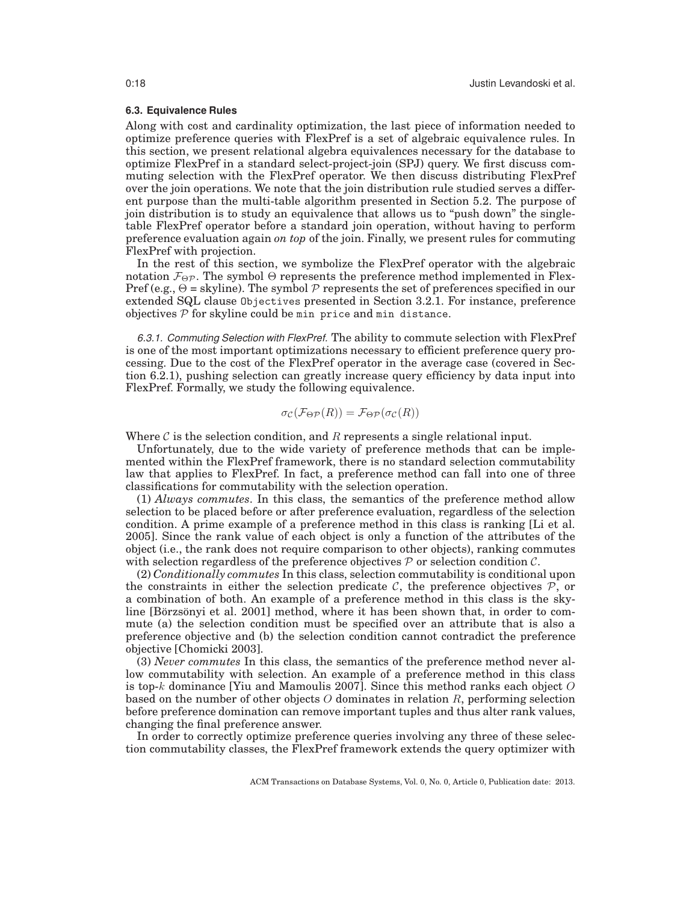### 6.3. Equivalence Rules

Along with cost and cardinality optimization, the last piece of information needed to optimize preference queries with FlexPref is a set of algebraic equivalence rules. In this section, we present relational algebra equivalences necessary for the database to optimize FlexPref in a standard select-project-join (SPJ) query. We first discuss commuting selection with the FlexPref operator. We then discuss distributing FlexPref over the join operations. We note that the join distribution rule studied serves a different purpose than the multi-table algorithm presented in Section 5.2. The purpose of join distribution is to study an equivalence that allows us to "push down" the single-table FlexPref operator before a standard join operation, without having to perform preference evaluation again *on top* of the join. Finally, we present rules for commuting FlexPref with projection.

In the rest of this section, we symbolize the FlexPref operator with the algebraic notation $\mathcal{F}_{\Theta\mathcal{P}}$. The symbol $\Theta$ represents the preference method implemented in FlexPref (e.g., $\Theta$ = skyline). The symbol $\mathcal{P}$ represents the set of preferences specified in our extended SQL clause `Objectives` presented in Section 3.2.1. For instance, preference objectives $\mathcal{P}$ for skyline could be `min price` and `min distance`.

*6.3.1. Commuting Selection with FlexPref.* The ability to commute selection with FlexPref is one of the most important optimizations necessary to efficient preference query processing. Due to the cost of the FlexPref operator in the average case (covered in Section 6.2.1), pushing selection can greatly increase query efficiency by data input into FlexPref. Formally, we study the following equivalence.

$$\sigma_{\mathcal{C}}(\mathcal{F}_{\Theta\mathcal{P}}(R)) = \mathcal{F}_{\Theta\mathcal{P}}(\sigma_{\mathcal{C}}(R))$$

Where $\mathcal{C}$ is the selection condition, and $R$ represents a single relational input.

Unfortunately, due to the wide variety of preference methods that can be implemented within the FlexPref framework, there is no standard selection commutability law that applies to FlexPref. In fact, a preference method can fall into one of three classifications for commutability with the selection operation.

(1) *Always commutes*. In this class, the semantics of the preference method allow selection to be placed before or after preference evaluation, regardless of the selection condition. A prime example of a preference method in this class is ranking [Li et al. 2005]. Since the rank value of each object is only a function of the attributes of the object (i.e., the rank does not require comparison to other objects), ranking commutes with selection regardless of the preference objectives $\mathcal{P}$ or selection condition $\mathcal{C}$.

(2) *Conditionally commutes* In this class, selection commutability is conditional upon the constraints in either the selection predicate $\mathcal{C}$, the preference objectives $\mathcal{P}$, or a combination of both. An example of a preference method in this class is the skyline [Börzsönyi et al. 2001] method, where it has been shown that, in order to commute (a) the selection condition must be specified over an attribute that is also a preference objective and (b) the selection condition cannot contradict the preference objective [Chomicki 2003].

(3) *Never commutes* In this class, the semantics of the preference method never allow commutability with selection. An example of a preference method in this class is top-$k$ dominance [Yiu and Mamoulis 2007]. Since this method ranks each object $O$ based on the number of other objects $O$ dominates in relation $R$, performing selection before preference domination can remove important tuples and thus alter rank values, changing the final preference answer.

In order to correctly optimize preference queries involving any three of these selection commutability classes, the FlexPref framework extends the query optimizer with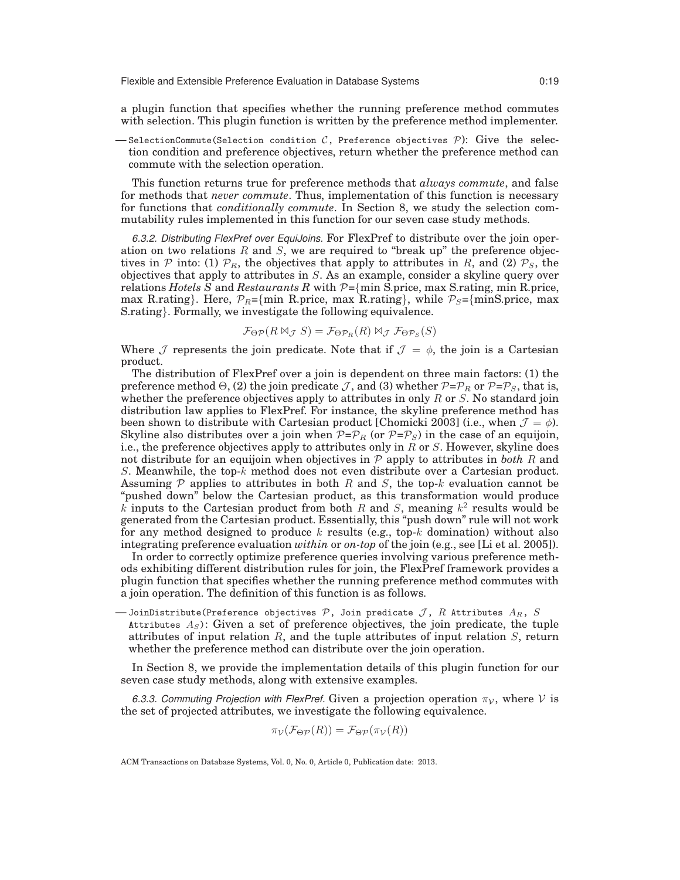a plugin function that specifies whether the running preference method commutes with selection. This plugin function is written by the preference method implementer.

— `SelectionCommute(Selection condition` $\mathcal{C}$, `Preference objectives` $\mathcal{P}$): Give the selection condition and preference objectives, return whether the preference method can commute with the selection operation.

This function returns true for preference methods that *always commute*, and false for methods that *never commute*. Thus, implementation of this function is necessary for functions that *conditionally commute*. In Section 8, we study the selection commutability rules implemented in this function for our seven case study methods.

*6.3.2. Distributing FlexPref over EquiJoins.* For FlexPref to distribute over the join operation on two relations $R$ and $S$, we are required to "break up" the preference objectives in $\mathcal{P}$ into: (1) $\mathcal{P}_R$, the objectives that apply to attributes in $R$, and (2) $\mathcal{P}_S$, the objectives that apply to attributes in $S$. As an example, consider a skyline query over relations *Hotels S* and *Restaurants R* with $\mathcal{P}$={min S.price, max S.rating, min R.price, max R.rating}. Here, $\mathcal{P}_R$={min R.price, max R.rating}, while $\mathcal{P}_S$={minS.price, max S.rating}. Formally, we investigate the following equivalence.

$$\mathcal{F}_{\Theta\mathcal{P}}(R \bowtie_{\mathcal{J}} S) = \mathcal{F}_{\Theta\mathcal{P}_R}(R) \bowtie_{\mathcal{J}} \mathcal{F}_{\Theta\mathcal{P}_S}(S)$$

Where $\mathcal{J}$ represents the join predicate. Note that if $\mathcal{J} = \phi$, the join is a Cartesian product.

The distribution of FlexPref over a join is dependent on three main factors: (1) the preference method $\Theta$, (2) the join predicate $\mathcal{J}$, and (3) whether $\mathcal{P}$=$\mathcal{P}_R$ or $\mathcal{P}$=$\mathcal{P}_S$, that is, whether the preference objectives apply to attributes in only $R$ or $S$. No standard join distribution law applies to FlexPref. For instance, the skyline preference method has been shown to distribute with Cartesian product [Chomicki 2003] (i.e., when $\mathcal{J} = \phi$). Skyline also distributes over a join when $\mathcal{P}$=$\mathcal{P}_R$ (or $\mathcal{P}$=$\mathcal{P}_S$) in the case of an equijoin, i.e., the preference objectives apply to attributes only in $R$ or $S$. However, skyline does not distribute for an equijoin when objectives in $\mathcal{P}$ apply to attributes in *both* $R$ and $S$. Meanwhile, the top-$k$ method does not even distribute over a Cartesian product. Assuming $\mathcal{P}$ applies to attributes in both $R$ and $S$, the top-$k$ evaluation cannot be "pushed down" below the Cartesian product, as this transformation would produce $k$ inputs to the Cartesian product from both $R$ and $S$, meaning $k^2$ results would be generated from the Cartesian product. Essentially, this "push down" rule will not work for any method designed to produce $k$ results (e.g., top-$k$ domination) without also integrating preference evaluation *within* or *on-top* of the join (e.g., see [Li et al. 2005]).

In order to correctly optimize preference queries involving various preference methods exhibiting different distribution rules for join, the FlexPref framework provides a plugin function that specifies whether the running preference method commutes with a join operation. The definition of this function is as follows.

— `JoinDistribute(Preference objectives` $\mathcal{P}$, `Join predicate` $\mathcal{J}$, $R$ `Attributes` $A_R$, $S$ `Attributes` $A_S$): Given a set of preference objectives, the join predicate, the tuple attributes of input relation $R$, and the tuple attributes of input relation $S$, return whether the preference method can distribute over the join operation.

In Section 8, we provide the implementation details of this plugin function for our seven case study methods, along with extensive examples.

*6.3.3. Commuting Projection with FlexPref.* Given a projection operation $\pi_{\mathcal{V}}$, where $\mathcal{V}$ is the set of projected attributes, we investigate the following equivalence.

$$\pi_{\mathcal{V}}(\mathcal{F}_{\Theta\mathcal{P}}(R)) = \mathcal{F}_{\Theta\mathcal{P}}(\pi_{\mathcal{V}}(R))$$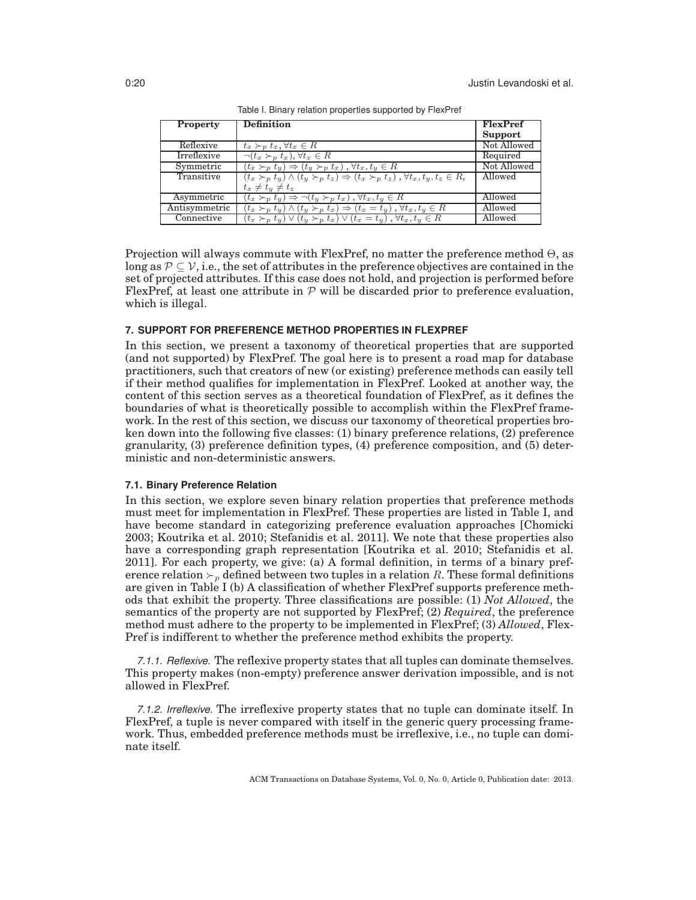Table I. Binary relation properties supported by FlexPref

| Property | Definition | FlexPref Support |
|---|---|---|
| Reflexive | $t_x \succ_p t_x, \forall t_x \in R$ | Not Allowed |
| Irreflexive | $\neg(t_x \succ_p t_x), \forall t_x \in R$ | Required |
| Symmetric | $(t_x \succ_p t_y) \Rightarrow (t_y \succ_p t_x), \forall t_x, t_y \in R$ | Not Allowed |
| Transitive | $(t_x \succ_p t_y) \wedge (t_y \succ_p t_z) \Rightarrow (t_x \succ_p t_z), \forall t_x, t_y, t_z \in R,$ $t_x \neq t_y \neq t_z$ | Allowed |
| Asymmetric | $(t_x \succ_p t_y) \Rightarrow \neg(t_y \succ_p t_x), \forall t_x, t_y \in R$ | Allowed |
| Antisymmetric | $(t_x \succ_p t_y) \wedge (t_y \succ_p t_x) \Rightarrow (t_x = t_y), \forall t_x, t_y \in R$ | Allowed |
| Connective | $(t_x \succ_p t_y) \vee (t_y \succ_p t_x) \vee (t_x = t_y), \forall t_x, t_y \in R$ | Allowed |

Projection will always commute with FlexPref, no matter the preference method $\Theta$, as long as $\mathcal{P} \subseteq \mathcal{V}$, i.e., the set of attributes in the preference objectives are contained in the set of projected attributes. If this case does not hold, and projection is performed before FlexPref, at least one attribute in $\mathcal{P}$ will be discarded prior to preference evaluation, which is illegal.

## 7. SUPPORT FOR PREFERENCE METHOD PROPERTIES IN FLEXPREF

In this section, we present a taxonomy of theoretical properties that are supported (and not supported) by FlexPref. The goal here is to present a road map for database practitioners, such that creators of new (or existing) preference methods can easily tell if their method qualifies for implementation in FlexPref. Looked at another way, the content of this section serves as a theoretical foundation of FlexPref, as it defines the boundaries of what is theoretically possible to accomplish within the FlexPref framework. In the rest of this section, we discuss our taxonomy of theoretical properties broken down into the following five classes: (1) binary preference relations, (2) preference granularity, (3) preference definition types, (4) preference composition, and (5) deterministic and non-deterministic answers.

### 7.1. Binary Preference Relation

In this section, we explore seven binary relation properties that preference methods must meet for implementation in FlexPref. These properties are listed in Table I, and have become standard in categorizing preference evaluation approaches [Chomicki 2003; Koutrika et al. 2010; Stefanidis et al. 2011]. We note that these properties also have a corresponding graph representation [Koutrika et al. 2010; Stefanidis et al. 2011]. For each property, we give: (a) A formal definition, in terms of a binary preference relation $\succ_p$ defined between two tuples in a relation $R$. These formal definitions are given in Table I (b) A classification of whether FlexPref supports preference methods that exhibit the property. Three classifications are possible: (1) *Not Allowed*, the semantics of the property are not supported by FlexPref; (2) *Required*, the preference method must adhere to the property to be implemented in FlexPref; (3) *Allowed*, FlexPref is indifferent to whether the preference method exhibits the property.

*7.1.1. Reflexive.* The reflexive property states that all tuples can dominate themselves. This property makes (non-empty) preference answer derivation impossible, and is not allowed in FlexPref.

*7.1.2. Irreflexive.* The irreflexive property states that no tuple can dominate itself. In FlexPref, a tuple is never compared with itself in the generic query processing framework. Thus, embedded preference methods must be irreflexive, i.e., no tuple can dominate itself.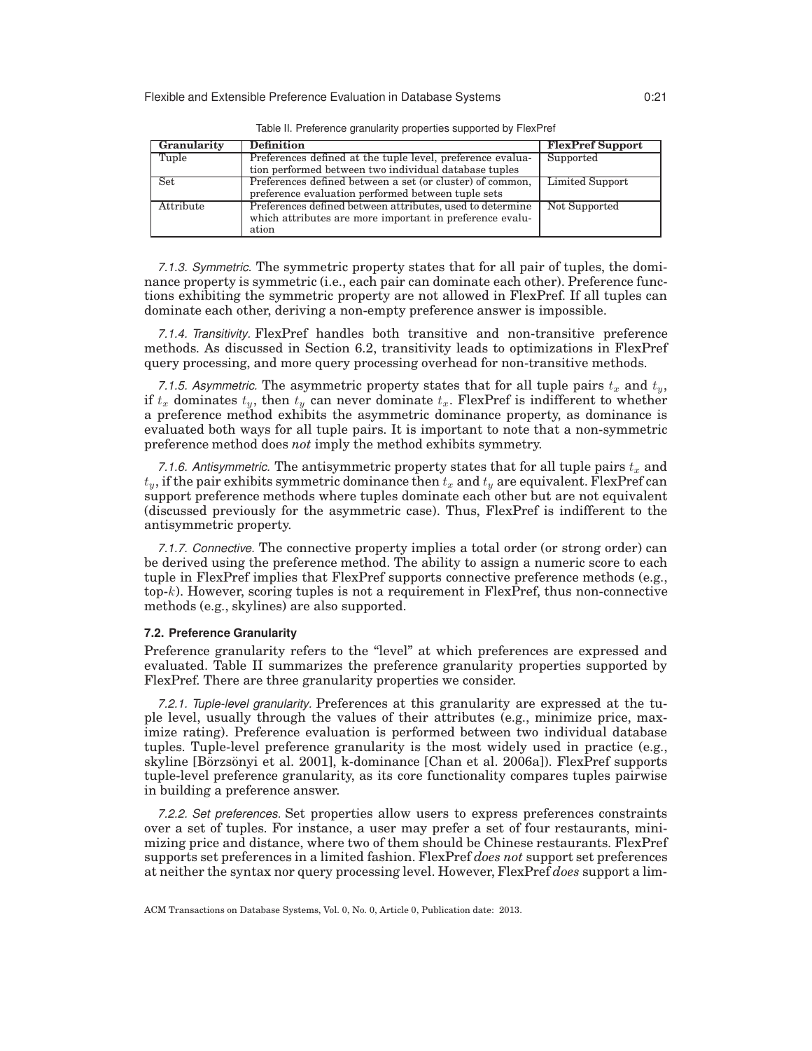Table II. Preference granularity properties supported by FlexPref

| **Granularity** | **Definition** | **FlexPref Support** |
|---|---|---|
| Tuple | Preferences defined at the tuple level, preference evaluation performed between two individual database tuples | Supported |
| Set | Preferences defined between a set (or cluster) of common, preference evaluation performed between tuple sets | Limited Support |
| Attribute | Preferences defined between attributes, used to determine which attributes are more important in preference evaluation | Not Supported |

*7.1.3. Symmetric.* The symmetric property states that for all pair of tuples, the dominance property is symmetric (i.e., each pair can dominate each other). Preference functions exhibiting the symmetric property are not allowed in FlexPref. If all tuples can dominate each other, deriving a non-empty preference answer is impossible.

*7.1.4. Transitivity.* FlexPref handles both transitive and non-transitive preference methods. As discussed in Section 6.2, transitivity leads to optimizations in FlexPref query processing, and more query processing overhead for non-transitive methods.

*7.1.5. Asymmetric.* The asymmetric property states that for all tuple pairs $t_x$ and $t_y$, if $t_x$ dominates $t_y$, then $t_y$ can never dominate $t_x$. FlexPref is indifferent to whether a preference method exhibits the asymmetric dominance property, as dominance is evaluated both ways for all tuple pairs. It is important to note that a non-symmetric preference method does *not* imply the method exhibits symmetry.

*7.1.6. Antisymmetric.* The antisymmetric property states that for all tuple pairs $t_x$ and $t_y$, if the pair exhibits symmetric dominance then $t_x$ and $t_y$ are equivalent. FlexPref can support preference methods where tuples dominate each other but are not equivalent (discussed previously for the asymmetric case). Thus, FlexPref is indifferent to the antisymmetric property.

*7.1.7. Connective.* The connective property implies a total order (or strong order) can be derived using the preference method. The ability to assign a numeric score to each tuple in FlexPref implies that FlexPref supports connective preference methods (e.g., top-$k$). However, scoring tuples is not a requirement in FlexPref, thus non-connective methods (e.g., skylines) are also supported.

### 7.2. Preference Granularity

Preference granularity refers to the "level" at which preferences are expressed and evaluated. Table II summarizes the preference granularity properties supported by FlexPref. There are three granularity properties we consider.

*7.2.1. Tuple-level granularity.* Preferences at this granularity are expressed at the tuple level, usually through the values of their attributes (e.g., minimize price, maximize rating). Preference evaluation is performed between two individual database tuples. Tuple-level preference granularity is the most widely used in practice (e.g., skyline [Börzsönyi et al. 2001], k-dominance [Chan et al. 2006a]). FlexPref supports tuple-level preference granularity, as its core functionality compares tuples pairwise in building a preference answer.

*7.2.2. Set preferences.* Set properties allow users to express preferences constraints over a set of tuples. For instance, a user may prefer a set of four restaurants, minimizing price and distance, where two of them should be Chinese restaurants. FlexPref supports set preferences in a limited fashion. FlexPref *does not* support set preferences at neither the syntax nor query processing level. However, FlexPref *does* support a lim-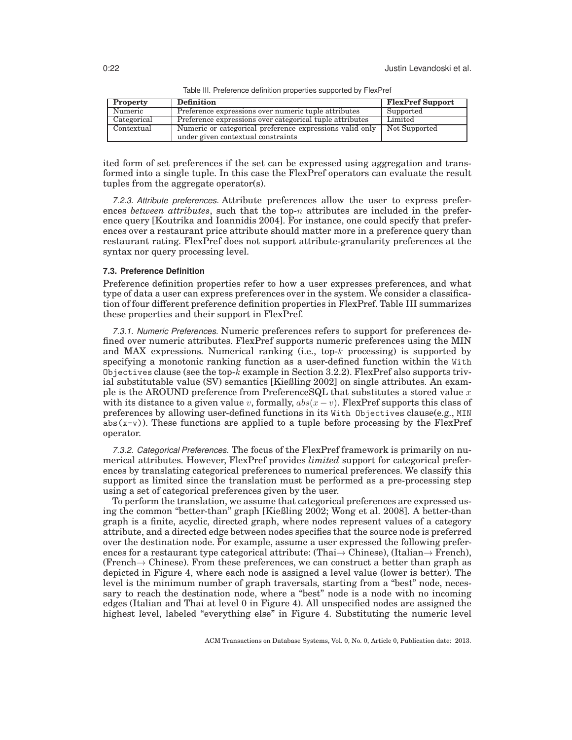Table III. Preference definition properties supported by FlexPref

| Property | Definition | FlexPref Support |
|---|---|---|
| Numeric | Preference expressions over numeric tuple attributes | Supported |
| Categorical | Preference expressions over categorical tuple attributes | Limited |
| Contextual | Numeric or categorical preference expressions valid only under given contextual constraints | Not Supported |

ited form of set preferences if the set can be expressed using aggregation and transformed into a single tuple. In this case the FlexPref operators can evaluate the result tuples from the aggregate operator(s).

*7.2.3. Attribute preferences.* Attribute preferences allow the user to express preferences *between attributes*, such that the top-$n$ attributes are included in the preference query [Koutrika and Ioannidis 2004]. For instance, one could specify that preferences over a restaurant price attribute should matter more in a preference query than restaurant rating. FlexPref does not support attribute-granularity preferences at the syntax nor query processing level.

### 7.3. Preference Definition

Preference definition properties refer to how a user expresses preferences, and what type of data a user can express preferences over in the system. We consider a classification of four different preference definition properties in FlexPref. Table III summarizes these properties and their support in FlexPref.

*7.3.1. Numeric Preferences.* Numeric preferences refers to support for preferences defined over numeric attributes. FlexPref supports numeric preferences using the MIN and MAX expressions. Numerical ranking (i.e., top-$k$ processing) is supported by specifying a monotonic ranking function as a user-defined function within the `With Objectives` clause (see the top-$k$ example in Section 3.2.2). FlexPref also supports trivial substitutable value (SV) semantics [Kießling 2002] on single attributes. An example is the AROUND preference from PreferenceSQL that substitutes a stored value $x$ with its distance to a given value $v$, formally, $abs(x - v)$. FlexPref supports this class of preferences by allowing user-defined functions in its `With Objectives` clause(e.g., `MIN abs(x-v)`). These functions are applied to a tuple before processing by the FlexPref operator.

*7.3.2. Categorical Preferences.* The focus of the FlexPref framework is primarily on numerical attributes. However, FlexPref provides *limited* support for categorical preferences by translating categorical preferences to numerical preferences. We classify this support as limited since the translation must be performed as a pre-processing step using a set of categorical preferences given by the user.

To perform the translation, we assume that categorical preferences are expressed using the common "better-than" graph [Kießling 2002; Wong et al. 2008]. A better-than graph is a finite, acyclic, directed graph, where nodes represent values of a category attribute, and a directed edge between nodes specifies that the source node is preferred over the destination node. For example, assume a user expressed the following preferences for a restaurant type categorical attribute: (Thai$\rightarrow$ Chinese), (Italian$\rightarrow$ French), (French$\rightarrow$ Chinese). From these preferences, we can construct a better than graph as depicted in Figure 4, where each node is assigned a level value (lower is better). The level is the minimum number of graph traversals, starting from a "best" node, necessary to reach the destination node, where a "best" node is a node with no incoming edges (Italian and Thai at level 0 in Figure 4). All unspecified nodes are assigned the highest level, labeled "everything else" in Figure 4. Substituting the numeric level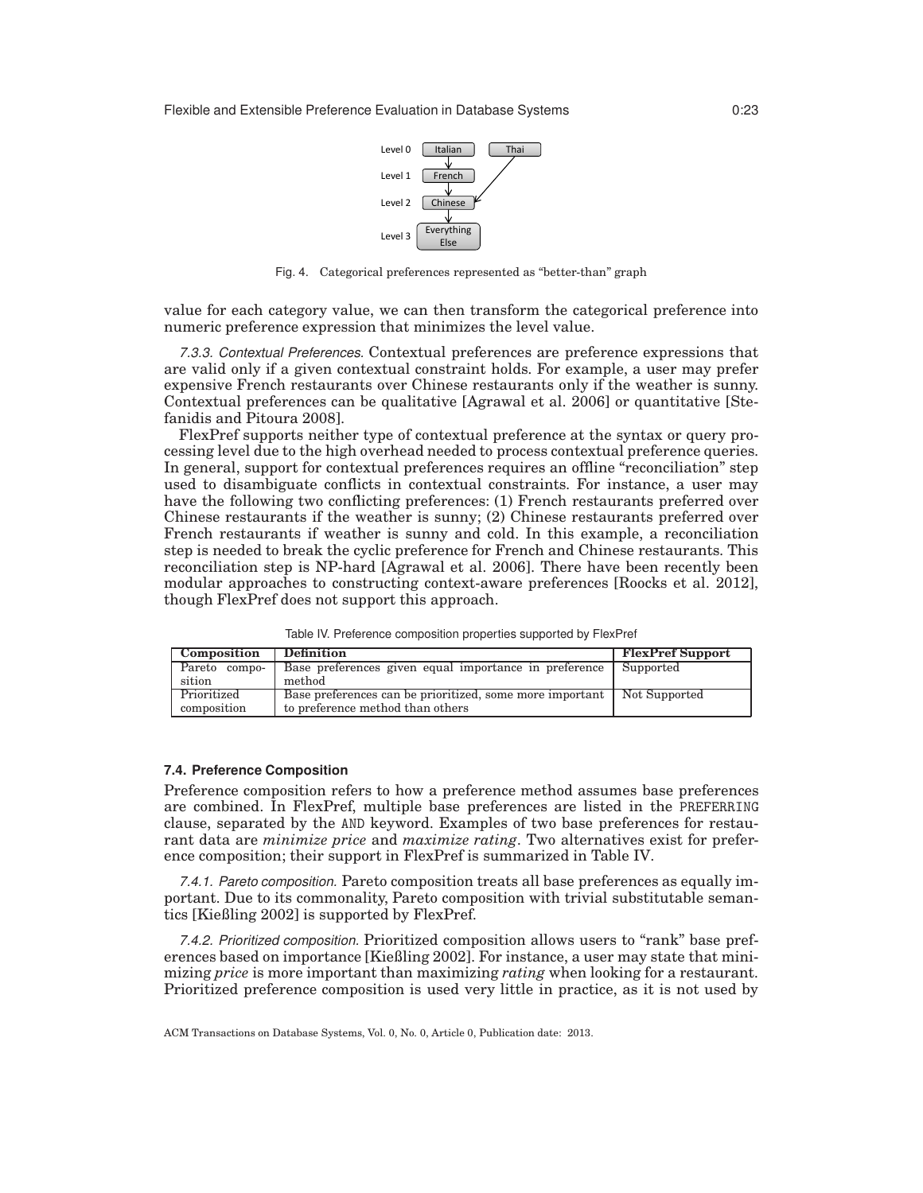Fig. 4. Categorical preferences represented as "better-than" graph

value for each category value, we can then transform the categorical preference into numeric preference expression that minimizes the level value.

*7.3.3. Contextual Preferences.* Contextual preferences are preference expressions that are valid only if a given contextual constraint holds. For example, a user may prefer expensive French restaurants over Chinese restaurants only if the weather is sunny. Contextual preferences can be qualitative [Agrawal et al. 2006] or quantitative [Stefanidis and Pitoura 2008].

FlexPref supports neither type of contextual preference at the syntax or query processing level due to the high overhead needed to process contextual preference queries. In general, support for contextual preferences requires an offline "reconciliation" step used to disambiguate conflicts in contextual constraints. For instance, a user may have the following two conflicting preferences: (1) French restaurants preferred over Chinese restaurants if the weather is sunny; (2) Chinese restaurants preferred over French restaurants if weather is sunny and cold. In this example, a reconciliation step is needed to break the cyclic preference for French and Chinese restaurants. This reconciliation step is NP-hard [Agrawal et al. 2006]. There have been recently been modular approaches to constructing context-aware preferences [Roocks et al. 2012], though FlexPref does not support this approach.

Table IV. Preference composition properties supported by FlexPref

| Composition | Definition | FlexPref Support |
|---|---|---|
| Pareto composition | Base preferences given equal importance in preference method | Supported |
| Prioritized composition | Base preferences can be prioritized, some more important to preference method than others | Not Supported |

### 7.4. Preference Composition

Preference composition refers to how a preference method assumes base preferences are combined. In FlexPref, multiple base preferences are listed in the PREFERRING clause, separated by the AND keyword. Examples of two base preferences for restaurant data are *minimize price* and *maximize rating*. Two alternatives exist for preference composition; their support in FlexPref is summarized in Table IV.

*7.4.1. Pareto composition.* Pareto composition treats all base preferences as equally important. Due to its commonality, Pareto composition with trivial substitutable semantics [Kießling 2002] is supported by FlexPref.

*7.4.2. Prioritized composition.* Prioritized composition allows users to "rank" base preferences based on importance [Kießling 2002]. For instance, a user may state that minimizing *price* is more important than maximizing *rating* when looking for a restaurant. Prioritized preference composition is used very little in practice, as it is not used by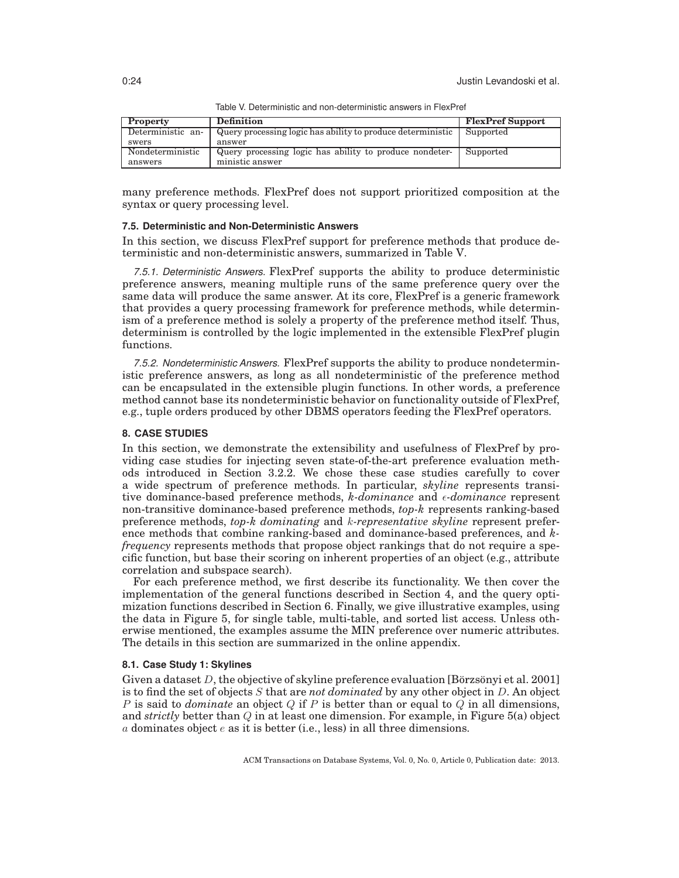Table V. Deterministic and non-deterministic answers in FlexPref

| **Property** | **Definition** | **FlexPref Support** |
|---|---|---|
| Deterministic answers | Query processing logic has ability to produce deterministic answer | Supported |
| Nondeterministic answers | Query processing logic has ability to produce nondeterministic answer | Supported |

many preference methods. FlexPref does not support prioritized composition at the syntax or query processing level.

### 7.5. Deterministic and Non-Deterministic Answers

In this section, we discuss FlexPref support for preference methods that produce deterministic and non-deterministic answers, summarized in Table V.

*7.5.1. Deterministic Answers.* FlexPref supports the ability to produce deterministic preference answers, meaning multiple runs of the same preference query over the same data will produce the same answer. At its core, FlexPref is a generic framework that provides a query processing framework for preference methods, while determinism of a preference method is solely a property of the preference method itself. Thus, determinism is controlled by the logic implemented in the extensible FlexPref plugin functions.

*7.5.2. Nondeterministic Answers.* FlexPref supports the ability to produce nondeterministic preference answers, as long as all nondeterministic of the preference method can be encapsulated in the extensible plugin functions. In other words, a preference method cannot base its nondeterministic behavior on functionality outside of FlexPref, e.g., tuple orders produced by other DBMS operators feeding the FlexPref operators.

## 8. CASE STUDIES

In this section, we demonstrate the extensibility and usefulness of FlexPref by providing case studies for injecting seven state-of-the-art preference evaluation methods introduced in Section 3.2.2. We chose these case studies carefully to cover a wide spectrum of preference methods. In particular, *skyline* represents transitive dominance-based preference methods, *k-dominance* and $\epsilon$*-dominance* represent non-transitive dominance-based preference methods, *top-k* represents ranking-based preference methods, *top-k dominating* and $k$*-representative skyline* represent preference methods that combine ranking-based and dominance-based preferences, and *k-frequency* represents methods that propose object rankings that do not require a specific function, but base their scoring on inherent properties of an object (e.g., attribute correlation and subspace search).

For each preference method, we first describe its functionality. We then cover the implementation of the general functions described in Section 4, and the query optimization functions described in Section 6. Finally, we give illustrative examples, using the data in Figure 5, for single table, multi-table, and sorted list access. Unless otherwise mentioned, the examples assume the MIN preference over numeric attributes. The details in this section are summarized in the online appendix.

### 8.1. Case Study 1: Skylines

Given a dataset $D$, the objective of skyline preference evaluation [Börzsönyi et al. 2001] is to find the set of objects $S$ that are *not dominated* by any other object in $D$. An object $P$ is said to *dominate* an object $Q$ if $P$ is better than or equal to $Q$ in all dimensions, and *strictly* better than $Q$ in at least one dimension. For example, in Figure 5(a) object $a$ dominates object $e$ as it is better (i.e., less) in all three dimensions.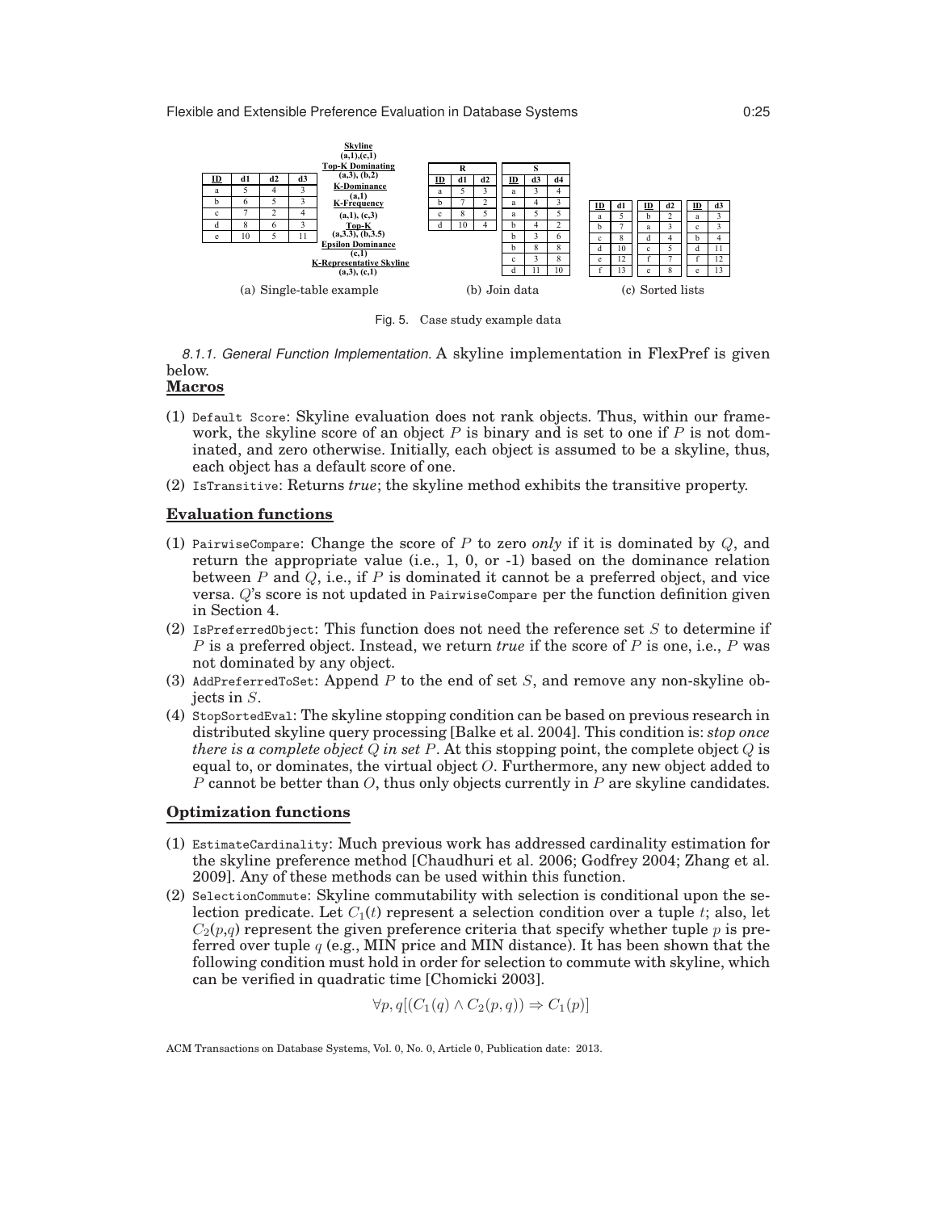| ID | d1 | d2 | d3 |
|---|---|---|---|
| a | 5 | 4 | 3 |
| b | 6 | 5 | 3 |
| c | 7 | 2 | 4 |
| d | 8 | 6 | 3 |
| e | 10 | 5 | 11 |

**Skyline**
(a,1),(c,1)
**Top-K Dominating**
(a,3), (b,2)
**K-Dominance**
(a,1)
**K-Frequency**
(a,1), (c,3)
**Top-K**
(a,3.3), (b,3.5)
**Epsilon Dominance**
(c,1)
**K-Representative Skyline**
(a,3), (c,1)

(a) Single-table example

**R**

| ID | d1 | d2 |
|---|---|---|
| a | 5 | 3 |
| b | 7 | 2 |
| c | 8 | 5 |
| d | 10 | 4 |

**S**

| ID | d3 | d4 |
|---|---|---|
| a | 3 | 4 |
| a | 4 | 3 |
| a | 5 | 5 |
| b | 4 | 2 |
| b | 3 | 6 |
| b | 8 | 8 |
| c | 3 | 8 |
| d | 11 | 10 |

(b) Join data

| ID | d1 |
|---|---|
| a | 5 |
| b | 7 |
| c | 8 |
| d | 10 |
| e | 12 |
| f | 13 |

| ID | d2 |
|---|---|
| b | 2 |
| a | 3 |
| d | 4 |
| c | 5 |
| f | 7 |
| e | 8 |

| ID | d3 |
|---|---|
| a | 3 |
| c | 3 |
| b | 4 |
| d | 11 |
| f | 12 |
| e | 13 |

(c) Sorted lists

Fig. 5. Case study example data

*8.1.1. General Function Implementation.* A skyline implementation in FlexPref is given below.

**Macros**

(1) `Default Score`: Skyline evaluation does not rank objects. Thus, within our framework, the skyline score of an object $P$ is binary and is set to one if $P$ is not dominated, and zero otherwise. Initially, each object is assumed to be a skyline, thus, each object has a default score of one.

(2) `IsTransitive`: Returns *true*; the skyline method exhibits the transitive property.

**Evaluation functions**

(1) `PairwiseCompare`: Change the score of $P$ to zero *only* if it is dominated by $Q$, and return the appropriate value (i.e., 1, 0, or -1) based on the dominance relation between $P$ and $Q$, i.e., if $P$ is dominated it cannot be a preferred object, and vice versa. $Q$'s score is not updated in `PairwiseCompare` per the function definition given in Section 4.

(2) `IsPreferredObject`: This function does not need the reference set $S$ to determine if $P$ is a preferred object. Instead, we return *true* if the score of $P$ is one, i.e., $P$ was not dominated by any object.

(3) `AddPreferredToSet`: Append $P$ to the end of set $S$, and remove any non-skyline objects in $S$.

(4) `StopSortedEval`: The skyline stopping condition can be based on previous research in distributed skyline query processing [Balke et al. 2004]. This condition is: *stop once there is a complete object $Q$ in set $P$*. At this stopping point, the complete object $Q$ is equal to, or dominates, the virtual object $O$. Furthermore, any new object added to $P$ cannot be better than $O$, thus only objects currently in $P$ are skyline candidates.

**Optimization functions**

(1) `EstimateCardinality`: Much previous work has addressed cardinality estimation for the skyline preference method [Chaudhuri et al. 2006; Godfrey 2004; Zhang et al. 2009]. Any of these methods can be used within this function.

(2) `SelectionCommute`: Skyline commutability with selection is conditional upon the selection predicate. Let $C_1(t)$ represent a selection condition over a tuple $t$; also, let $C_2(p,q)$ represent the given preference criteria that specify whether tuple $p$ is preferred over tuple $q$ (e.g., MIN price and MIN distance). It has been shown that the following condition must hold in order for selection to commute with skyline, which can be verified in quadratic time [Chomicki 2003].

$$\forall p, q[(C_1(q) \wedge C_2(p,q)) \Rightarrow C_1(p)]$$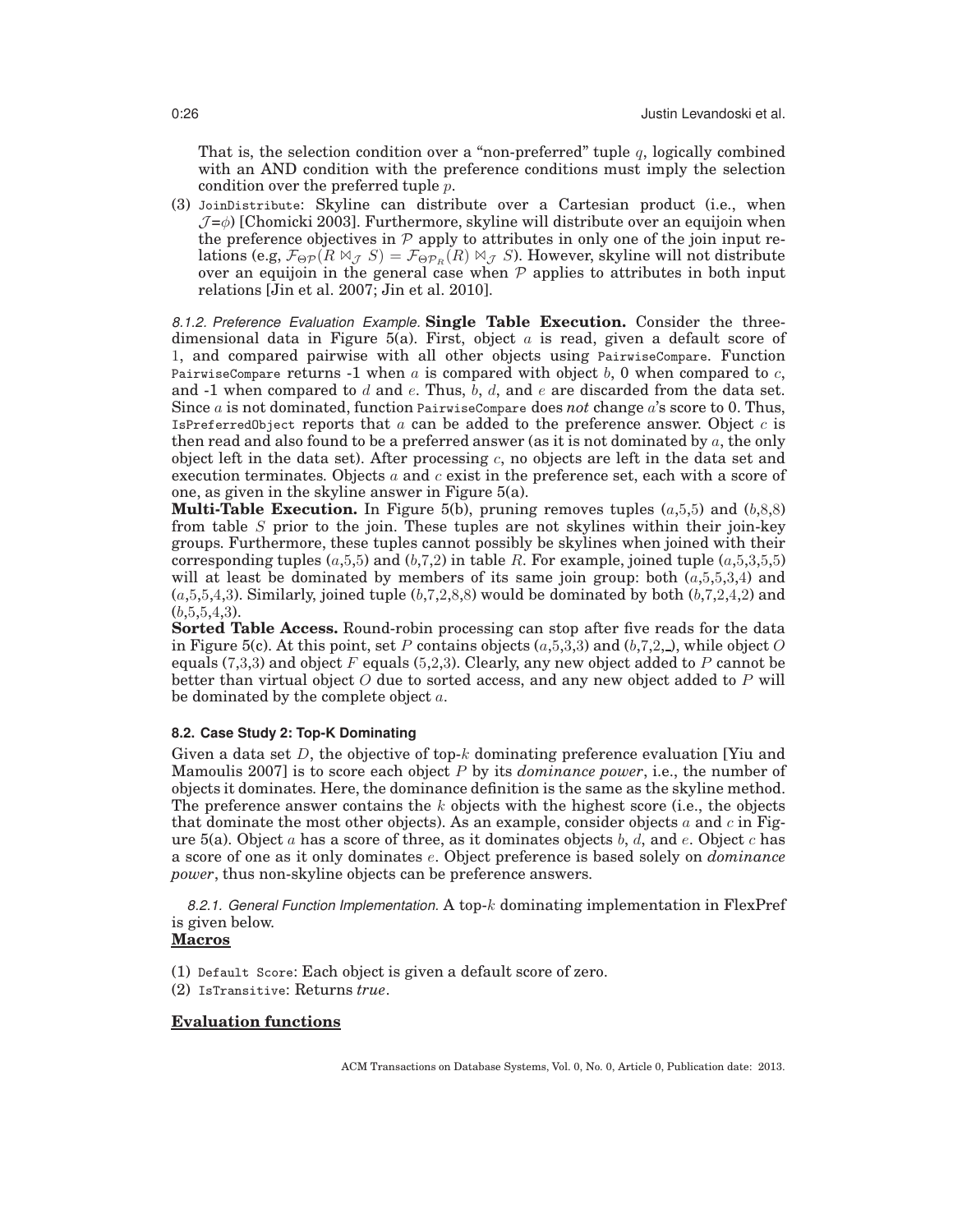That is, the selection condition over a "non-preferred" tuple $q$, logically combined with an AND condition with the preference conditions must imply the selection condition over the preferred tuple $p$.

(3) `JoinDistribute`: Skyline can distribute over a Cartesian product (i.e., when $\mathcal{J}=\phi$) [Chomicki 2003]. Furthermore, skyline will distribute over an equijoin when the preference objectives in $\mathcal{P}$ apply to attributes in only one of the join input relations (e.g, $\mathcal{F}_{\Theta\mathcal{P}}(R \bowtie_{\mathcal{J}} S) = \mathcal{F}_{\Theta\mathcal{P}_R}(R) \bowtie_{\mathcal{J}} S$). However, skyline will not distribute over an equijoin in the general case when $\mathcal{P}$ applies to attributes in both input relations [Jin et al. 2007; Jin et al. 2010].

*8.1.2. Preference Evaluation Example.* **Single Table Execution.** Consider the three-dimensional data in Figure 5(a). First, object $a$ is read, given a default score of 1, and compared pairwise with all other objects using `PairwiseCompare`. Function `PairwiseCompare` returns -1 when $a$ is compared with object $b$, 0 when compared to $c$, and -1 when compared to $d$ and $e$. Thus, $b$, $d$, and $e$ are discarded from the data set. Since $a$ is not dominated, function `PairwiseCompare` does *not* change $a$'s score to 0. Thus, `IsPreferredObject` reports that $a$ can be added to the preference answer. Object $c$ is then read and also found to be a preferred answer (as it is not dominated by $a$, the only object left in the data set). After processing $c$, no objects are left in the data set and execution terminates. Objects $a$ and $c$ exist in the preference set, each with a score of one, as given in the skyline answer in Figure 5(a).

**Multi-Table Execution.** In Figure 5(b), pruning removes tuples ($a$,5,5) and ($b$,8,8) from table $S$ prior to the join. These tuples are not skylines within their join-key groups. Furthermore, these tuples cannot possibly be skylines when joined with their corresponding tuples ($a$,5,5) and ($b$,7,2) in table $R$. For example, joined tuple ($a$,5,3,5,5) will at least be dominated by members of its same join group: both ($a$,5,5,3,4) and ($a$,5,5,4,3). Similarly, joined tuple ($b$,7,2,8,8) would be dominated by both ($b$,7,2,4,2) and ($b$,5,5,4,3).

**Sorted Table Access.** Round-robin processing can stop after five reads for the data in Figure 5(c). At this point, set $P$ contains objects ($a$,5,3,3) and ($b$,7,2,_), while object $O$ equals (7,3,3) and object $F$ equals (5,2,3). Clearly, any new object added to $P$ cannot be better than virtual object $O$ due to sorted access, and any new object added to $P$ will be dominated by the complete object $a$.

### 8.2. Case Study 2: Top-K Dominating

Given a data set $D$, the objective of top-$k$ dominating preference evaluation [Yiu and Mamoulis 2007] is to score each object $P$ by its *dominance power*, i.e., the number of objects it dominates. Here, the dominance definition is the same as the skyline method. The preference answer contains the $k$ objects with the highest score (i.e., the objects that dominate the most other objects). As an example, consider objects $a$ and $c$ in Figure 5(a). Object $a$ has a score of three, as it dominates objects $b$, $d$, and $e$. Object $c$ has a score of one as it only dominates $e$. Object preference is based solely on *dominance power*, thus non-skyline objects can be preference answers.

*8.2.1. General Function Implementation.* A top-$k$ dominating implementation in FlexPref is given below.

**Macros**

(1) `Default Score`: Each object is given a default score of zero.
(2) `IsTransitive`: Returns *true*.

**Evaluation functions**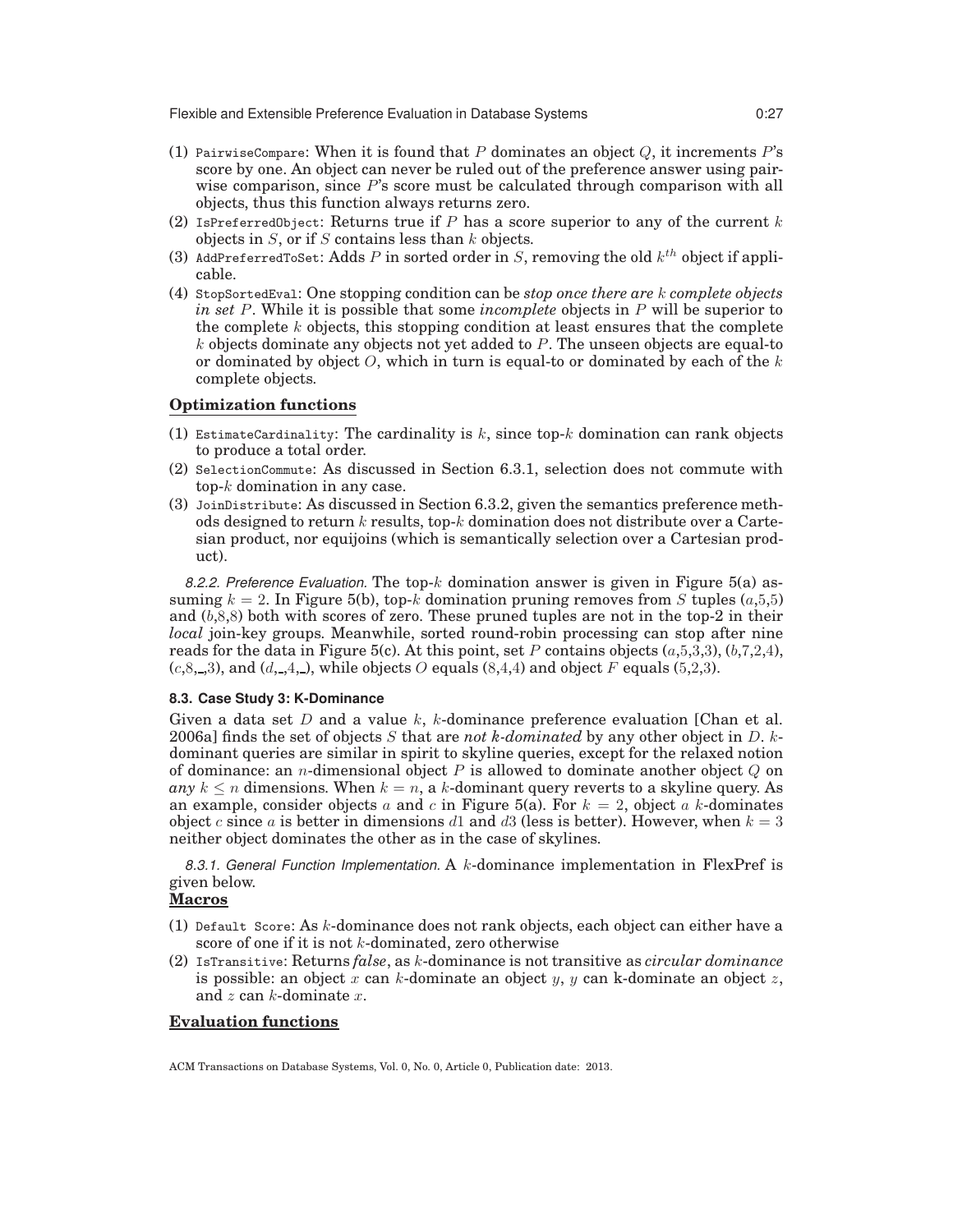(1) `PairwiseCompare`: When it is found that $P$ dominates an object $Q$, it increments $P$'s score by one. An object can never be ruled out of the preference answer using pairwise comparison, since $P$'s score must be calculated through comparison with all objects, thus this function always returns zero.
(2) `IsPreferredObject`: Returns true if $P$ has a score superior to any of the current $k$ objects in $S$, or if $S$ contains less than $k$ objects.
(3) `AddPreferredToSet`: Adds $P$ in sorted order in $S$, removing the old $k^{th}$ object if applicable.
(4) `StopSortedEval`: One stopping condition can be *stop once there are $k$ complete objects in set $P$*. While it is possible that some *incomplete* objects in $P$ will be superior to the complete $k$ objects, this stopping condition at least ensures that the complete $k$ objects dominate any objects not yet added to $P$. The unseen objects are equal-to or dominated by object $O$, which in turn is equal-to or dominated by each of the $k$ complete objects.

**Optimization functions**

(1) `EstimateCardinality`: The cardinality is $k$, since top-$k$ domination can rank objects to produce a total order.
(2) `SelectionCommute`: As discussed in Section 6.3.1, selection does not commute with top-$k$ domination in any case.
(3) `JoinDistribute`: As discussed in Section 6.3.2, given the semantics preference methods designed to return $k$ results, top-$k$ domination does not distribute over a Cartesian product, nor equijoins (which is semantically selection over a Cartesian product).

*8.2.2. Preference Evaluation.* The top-$k$ domination answer is given in Figure 5(a) assuming $k = 2$. In Figure 5(b), top-$k$ domination pruning removes from $S$ tuples ($a$,5,5) and ($b$,8,8) both with scores of zero. These pruned tuples are not in the top-2 in their *local* join-key groups. Meanwhile, sorted round-robin processing can stop after nine reads for the data in Figure 5(c). At this point, set $P$ contains objects ($a$,5,3,3), ($b$,7,2,4), ($c$,8,_,3), and ($d$,_,4,_), while objects $O$ equals (8,4,4) and object $F$ equals (5,2,3).

### 8.3. Case Study 3: K-Dominance

Given a data set $D$ and a value $k$, $k$-dominance preference evaluation [Chan et al. 2006a] finds the set of objects $S$ that are *not k-dominated* by any other object in $D$. $k$-dominant queries are similar in spirit to skyline queries, except for the relaxed notion of dominance: an $n$-dimensional object $P$ is allowed to dominate another object $Q$ on *any* $k \leq n$ dimensions. When $k = n$, a $k$-dominant query reverts to a skyline query. As an example, consider objects $a$ and $c$ in Figure 5(a). For $k = 2$, object $a$ $k$-dominates object $c$ since $a$ is better in dimensions $d1$ and $d3$ (less is better). However, when $k = 3$ neither object dominates the other as in the case of skylines.

*8.3.1. General Function Implementation.* A $k$-dominance implementation in FlexPref is given below.

**Macros**

(1) `Default Score`: As $k$-dominance does not rank objects, each object can either have a score of one if it is not $k$-dominated, zero otherwise
(2) `IsTransitive`: Returns *false*, as $k$-dominance is not transitive as *circular dominance* is possible: an object $x$ can $k$-dominate an object $y$, $y$ can k-dominate an object $z$, and $z$ can $k$-dominate $x$.

**Evaluation functions**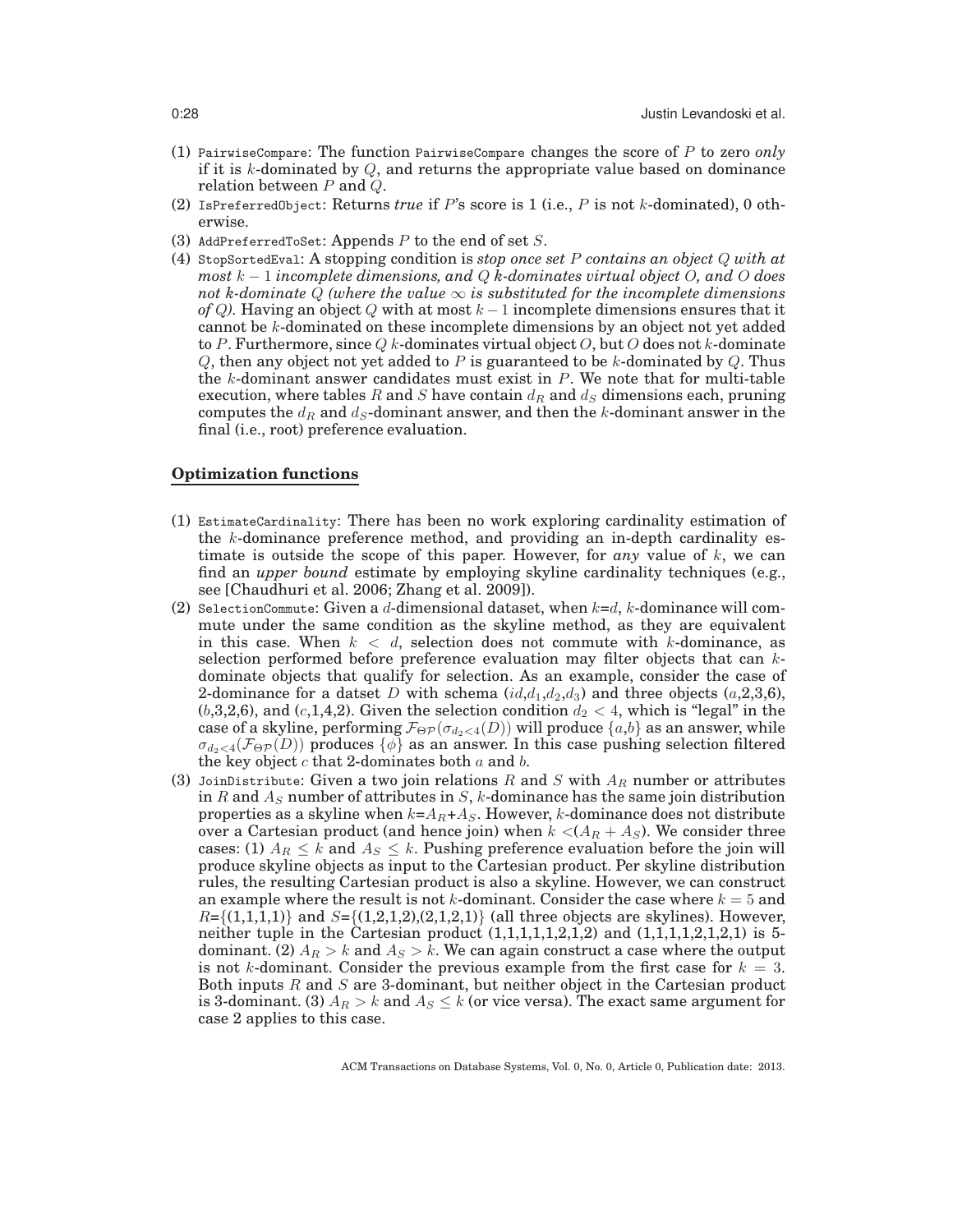(1) `PairwiseCompare`: The function `PairwiseCompare` changes the score of $P$ to zero *only* if it is $k$-dominated by $Q$, and returns the appropriate value based on dominance relation between $P$ and $Q$.
(2) `IsPreferredObject`: Returns *true* if $P$'s score is 1 (i.e., $P$ is not $k$-dominated), 0 otherwise.
(3) `AddPreferredToSet`: Appends $P$ to the end of set $S$.
(4) `StopSortedEval`: A stopping condition is *stop once set $P$ contains an object $Q$ with at most $k-1$ incomplete dimensions, and $Q$ k-dominates virtual object $O$, and $O$ does not k-dominate $Q$ (where the value $\infty$ is substituted for the incomplete dimensions of $Q$).* Having an object $Q$ with at most $k-1$ incomplete dimensions ensures that it cannot be $k$-dominated on these incomplete dimensions by an object not yet added to $P$. Furthermore, since $Q$ $k$-dominates virtual object $O$, but $O$ does not $k$-dominate $Q$, then any object not yet added to $P$ is guaranteed to be $k$-dominated by $Q$. Thus the $k$-dominant answer candidates must exist in $P$. We note that for multi-table execution, where tables $R$ and $S$ have contain $d_R$ and $d_S$ dimensions each, pruning computes the $d_R$ and $d_S$-dominant answer, and then the $k$-dominant answer in the final (i.e., root) preference evaluation.

**Optimization functions**

(1) `EstimateCardinality`: There has been no work exploring cardinality estimation of the $k$-dominance preference method, and providing an in-depth cardinality estimate is outside the scope of this paper. However, for *any* value of $k$, we can find an *upper bound* estimate by employing skyline cardinality techniques (e.g., see [Chaudhuri et al. 2006; Zhang et al. 2009]).
(2) `SelectionCommute`: Given a $d$-dimensional dataset, when $k$=$d$, $k$-dominance will commute under the same condition as the skyline method, as they are equivalent in this case. When $k < d$, selection does not commute with $k$-dominance, as selection performed before preference evaluation may filter objects that can $k$-dominate objects that qualify for selection. As an example, consider the case of 2-dominance for a datset $D$ with schema ($id$,$d_1$,$d_2$,$d_3$) and three objects ($a$,2,3,6), ($b$,3,2,6), and ($c$,1,4,2). Given the selection condition $d_2 < 4$, which is "legal" in the case of a skyline, performing $\mathcal{F}_{\Theta\mathcal{P}}(\sigma_{d_2<4}(D))$ will produce $\{a,b\}$ as an answer, while $\sigma_{d_2<4}(\mathcal{F}_{\Theta\mathcal{P}}(D))$ produces $\{\phi\}$ as an answer. In this case pushing selection filtered the key object $c$ that 2-dominates both $a$ and $b$.
(3) `JoinDistribute`: Given a two join relations $R$ and $S$ with $A_R$ number or attributes in $R$ and $A_S$ number of attributes in $S$, $k$-dominance has the same join distribution properties as a skyline when $k$=$A_R$+$A_S$. However, $k$-dominance does not distribute over a Cartesian product (and hence join) when $k < (A_R + A_S)$. We consider three cases: (1) $A_R \leq k$ and $A_S \leq k$. Pushing preference evaluation before the join will produce skyline objects as input to the Cartesian product. Per skyline distribution rules, the resulting Cartesian product is also a skyline. However, we can construct an example where the result is not $k$-dominant. Consider the case where $k = 5$ and $R$={(1,1,1,1)} and $S$={(1,2,1,2),(2,1,2,1)} (all three objects are skylines). However, neither tuple in the Cartesian product (1,1,1,1,1,2,1,2) and (1,1,1,1,2,1,2,1) is 5-dominant. (2) $A_R > k$ and $A_S > k$. We can again construct a case where the output is not $k$-dominant. Consider the previous example from the first case for $k = 3$. Both inputs $R$ and $S$ are 3-dominant, but neither object in the Cartesian product is 3-dominant. (3) $A_R > k$ and $A_S \leq k$ (or vice versa). The exact same argument for case 2 applies to this case.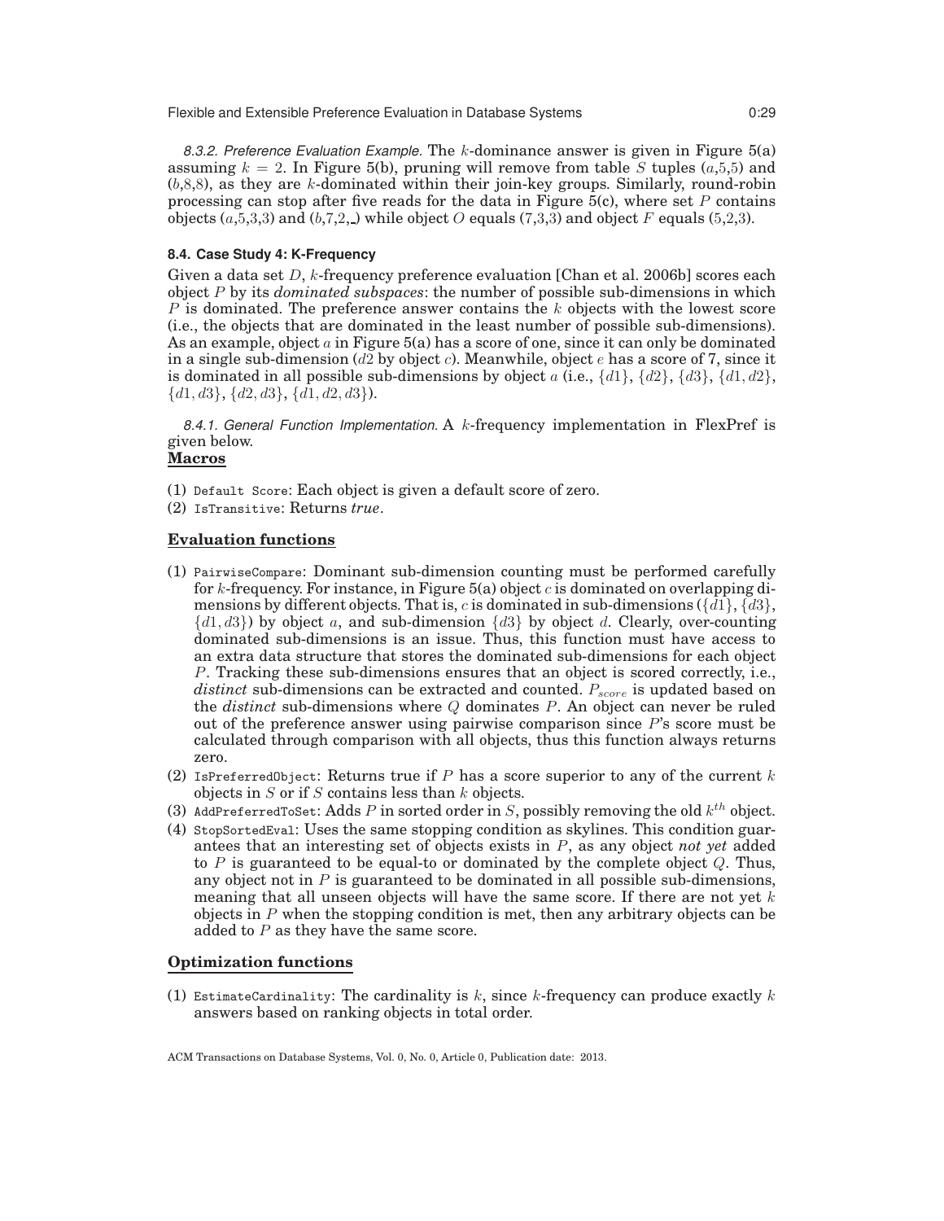*8.3.2. Preference Evaluation Example.* The $k$-dominance answer is given in Figure 5(a) assuming $k = 2$. In Figure 5(b), pruning will remove from table $S$ tuples ($a$,5,5) and ($b$,8,8), as they are $k$-dominated within their join-key groups. Similarly, round-robin processing can stop after five reads for the data in Figure 5(c), where set $P$ contains objects ($a$,5,3,3) and ($b$,7,2,_) while object $O$ equals (7,3,3) and object $F$ equals (5,2,3).

### 8.4. Case Study 4: K-Frequency

Given a data set $D$, $k$-frequency preference evaluation [Chan et al. 2006b] scores each object $P$ by its *dominated subspaces*: the number of possible sub-dimensions in which $P$ is dominated. The preference answer contains the $k$ objects with the lowest score (i.e., the objects that are dominated in the least number of possible sub-dimensions). As an example, object $a$ in Figure 5(a) has a score of one, since it can only be dominated in a single sub-dimension ($d2$ by object $c$). Meanwhile, object $e$ has a score of 7, since it is dominated in all possible sub-dimensions by object $a$ (i.e., $\{d1\}$, $\{d2\}$, $\{d3\}$, $\{d1, d2\}$, $\{d1, d3\}$, $\{d2, d3\}$, $\{d1, d2, d3\}$).

*8.4.1. General Function Implementation.* A $k$-frequency implementation in FlexPref is given below.

**Macros**

(1) `Default Score`: Each object is given a default score of zero.
(2) `IsTransitive`: Returns *true*.

**Evaluation functions**

(1) `PairwiseCompare`: Dominant sub-dimension counting must be performed carefully for $k$-frequency. For instance, in Figure 5(a) object $c$ is dominated on overlapping dimensions by different objects. That is, $c$ is dominated in sub-dimensions ($\{d1\}$, $\{d3\}$, $\{d1, d3\}$) by object $a$, and sub-dimension $\{d3\}$ by object $d$. Clearly, over-counting dominated sub-dimensions is an issue. Thus, this function must have access to an extra data structure that stores the dominated sub-dimensions for each object $P$. Tracking these sub-dimensions ensures that an object is scored correctly, i.e., *distinct* sub-dimensions can be extracted and counted. $P_{score}$ is updated based on the *distinct* sub-dimensions where $Q$ dominates $P$. An object can never be ruled out of the preference answer using pairwise comparison since $P$'s score must be calculated through comparison with all objects, thus this function always returns zero.
(2) `IsPreferredObject`: Returns true if $P$ has a score superior to any of the current $k$ objects in $S$ or if $S$ contains less than $k$ objects.
(3) `AddPreferredToSet`: Adds $P$ in sorted order in $S$, possibly removing the old $k^{th}$ object.
(4) `StopSortedEval`: Uses the same stopping condition as skylines. This condition guarantees that an interesting set of objects exists in $P$, as any object *not yet* added to $P$ is guaranteed to be equal-to or dominated by the complete object $Q$. Thus, any object not in $P$ is guaranteed to be dominated in all possible sub-dimensions, meaning that all unseen objects will have the same score. If there are not yet $k$ objects in $P$ when the stopping condition is met, then any arbitrary objects can be added to $P$ as they have the same score.

**Optimization functions**

(1) `EstimateCardinality`: The cardinality is $k$, since $k$-frequency can produce exactly $k$ answers based on ranking objects in total order.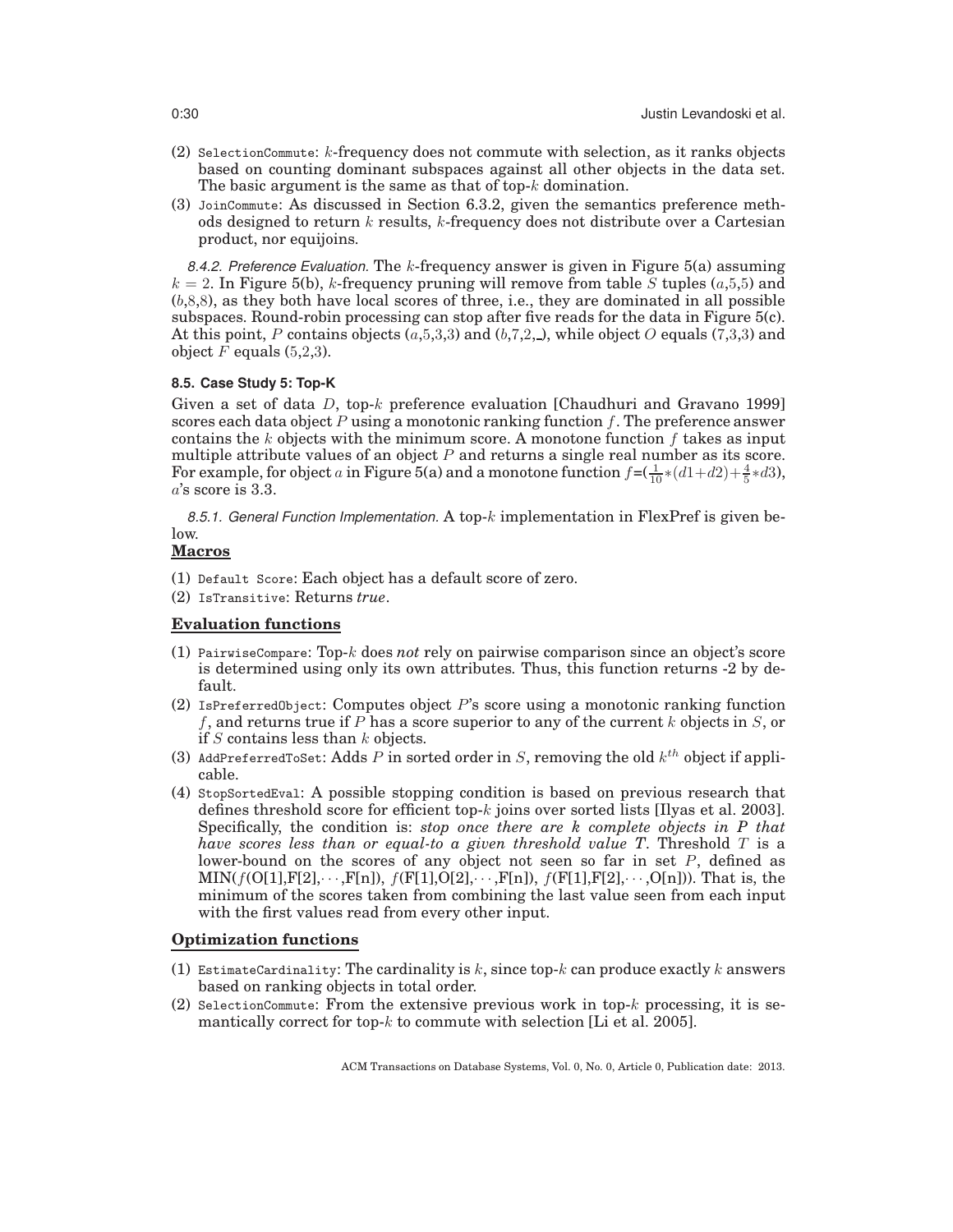(2) `SelectionCommute`: $k$-frequency does not commute with selection, as it ranks objects based on counting dominant subspaces against all other objects in the data set. The basic argument is the same as that of top-$k$ domination.

(3) `JoinCommute`: As discussed in Section 6.3.2, given the semantics preference methods designed to return $k$ results, $k$-frequency does not distribute over a Cartesian product, nor equijoins.

*8.4.2. Preference Evaluation.* The $k$-frequency answer is given in Figure 5(a) assuming $k = 2$. In Figure 5(b), $k$-frequency pruning will remove from table $S$ tuples ($a$,5,5) and ($b$,8,8), as they both have local scores of three, i.e., they are dominated in all possible subspaces. Round-robin processing can stop after five reads for the data in Figure 5(c). At this point, $P$ contains objects ($a$,5,3,3) and ($b$,7,2,_), while object $O$ equals (7,3,3) and object $F$ equals (5,2,3).

### 8.5. Case Study 5: Top-K

Given a set of data $D$, top-$k$ preference evaluation [Chaudhuri and Gravano 1999] scores each data object $P$ using a monotonic ranking function $f$. The preference answer contains the $k$ objects with the minimum score. A monotone function $f$ takes as input multiple attribute values of an object $P$ and returns a single real number as its score. For example, for object $a$ in Figure 5(a) and a monotone function $f$=($\frac{1}{10}*(d1+d2)+\frac{4}{5}*d3$), $a$'s score is 3.3.

*8.5.1. General Function Implementation.* A top-$k$ implementation in FlexPref is given below.

**Macros**

(1) `Default Score`: Each object has a default score of zero.

(2) `IsTransitive`: Returns *true*.

**Evaluation functions**

(1) `PairwiseCompare`: Top-$k$ does *not* rely on pairwise comparison since an object's score is determined using only its own attributes. Thus, this function returns -2 by default.

(2) `IsPreferredObject`: Computes object $P$'s score using a monotonic ranking function $f$, and returns true if $P$ has a score superior to any of the current $k$ objects in $S$, or if $S$ contains less than $k$ objects.

(3) `AddPreferredToSet`: Adds $P$ in sorted order in $S$, removing the old $k^{th}$ object if applicable.

(4) `StopSortedEval`: A possible stopping condition is based on previous research that defines threshold score for efficient top-$k$ joins over sorted lists [Ilyas et al. 2003]. Specifically, the condition is: *stop once there are k complete objects in **P** that have scores less than or equal-to a given threshold value **T***. Threshold $T$ is a lower-bound on the scores of any object not seen so far in set $P$, defined as MIN($f$(O[1],F[2],$\cdots$,F[n]), $f$(F[1],O[2],$\cdots$,F[n]), $f$(F[1],F[2],$\cdots$,O[n])). That is, the minimum of the scores taken from combining the last value seen from each input with the first values read from every other input.

**Optimization functions**

(1) `EstimateCardinality`: The cardinality is $k$, since top-$k$ can produce exactly $k$ answers based on ranking objects in total order.

(2) `SelectionCommute`: From the extensive previous work in top-$k$ processing, it is semantically correct for top-$k$ to commute with selection [Li et al. 2005].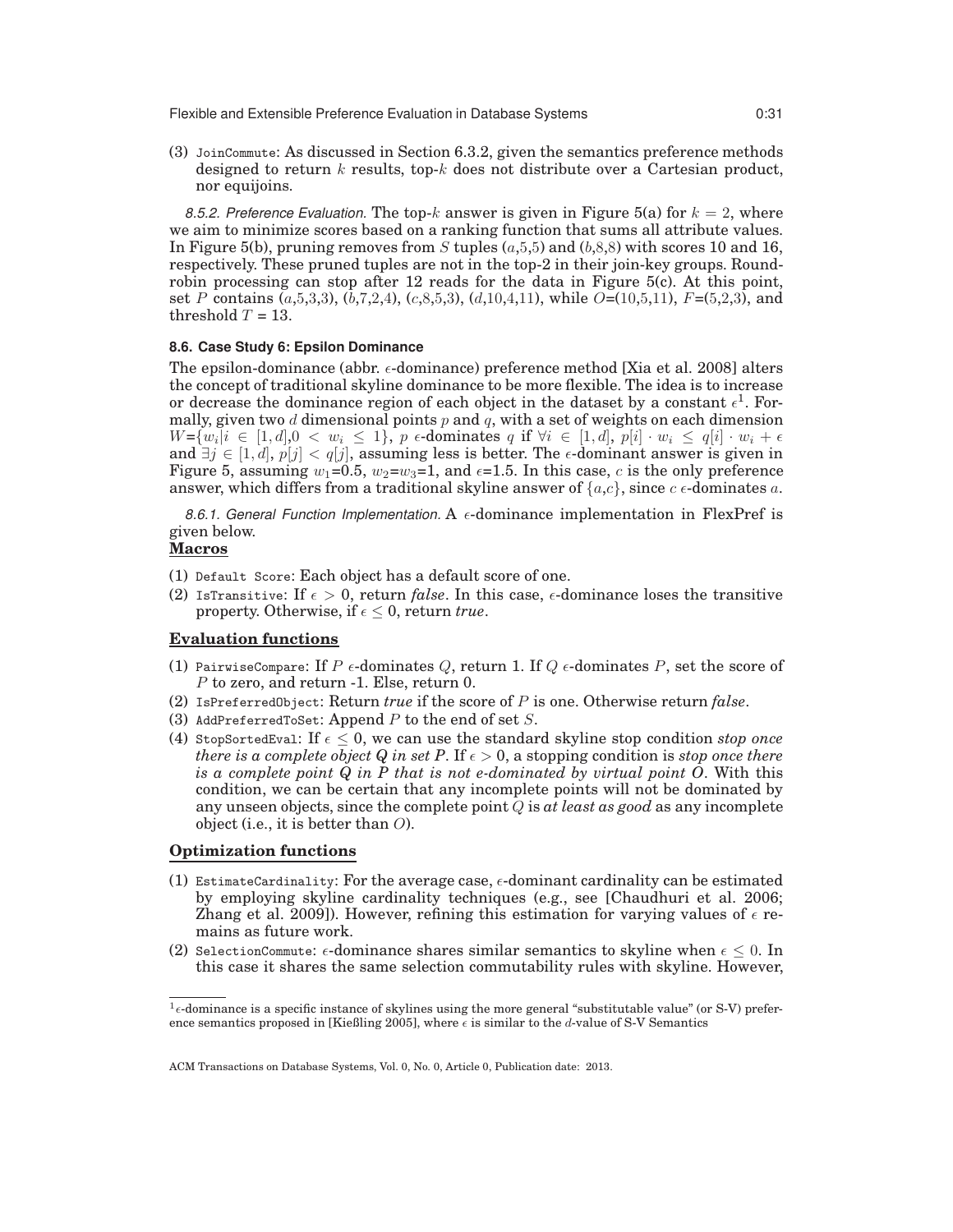(3) JoinCommute: As discussed in Section 6.3.2, given the semantics preference methods designed to return $k$ results, top-$k$ does not distribute over a Cartesian product, nor equijoins.

*8.5.2. Preference Evaluation.* The top-$k$ answer is given in Figure 5(a) for $k = 2$, where we aim to minimize scores based on a ranking function that sums all attribute values. In Figure 5(b), pruning removes from $S$ tuples ($a$,5,5) and ($b$,8,8) with scores 10 and 16, respectively. These pruned tuples are not in the top-2 in their join-key groups. Round-robin processing can stop after 12 reads for the data in Figure 5(c). At this point, set $P$ contains ($a$,5,3,3), ($b$,7,2,4), ($c$,8,5,3), ($d$,10,4,11), while $O$=(10,5,11), $F$=(5,2,3), and threshold $T$ = 13.

### 8.6. Case Study 6: Epsilon Dominance

The epsilon-dominance (abbr. $\epsilon$-dominance) preference method [Xia et al. 2008] alters the concept of traditional skyline dominance to be more flexible. The idea is to increase or decrease the dominance region of each object in the dataset by a constant $\epsilon$[1]. Formally, given two $d$ dimensional points $p$ and $q$, with a set of weights on each dimension $W$=$\{w_i | i \in [1, d], 0 < w_i \leq 1\}$, $p$ $\epsilon$-dominates $q$ if $\forall i \in [1, d]$, $p[i] \cdot w_i \leq q[i] \cdot w_i + \epsilon$ and $\exists j \in [1, d]$, $p[j] < q[j]$, assuming less is better. The $\epsilon$-dominant answer is given in Figure 5, assuming $w_1$=0.5, $w_2$=$w_3$=1, and $\epsilon$=1.5. In this case, $c$ is the only preference answer, which differs from a traditional skyline answer of $\{a,c\}$, since $c$ $\epsilon$-dominates $a$.

*8.6.1. General Function Implementation.* A $\epsilon$-dominance implementation in FlexPref is given below.

**Macros**

(1) Default Score: Each object has a default score of one.
(2) IsTransitive: If $\epsilon > 0$, return *false*. In this case, $\epsilon$-dominance loses the transitive property. Otherwise, if $\epsilon \leq 0$, return *true*.

**Evaluation functions**

(1) PairwiseCompare: If $P$ $\epsilon$-dominates $Q$, return 1. If $Q$ $\epsilon$-dominates $P$, set the score of $P$ to zero, and return -1. Else, return 0.
(2) IsPreferredObject: Return *true* if the score of $P$ is one. Otherwise return *false*.
(3) AddPreferredToSet: Append $P$ to the end of set $S$.
(4) StopSortedEval: If $\epsilon \leq 0$, we can use the standard skyline stop condition *stop once there is a complete object $Q$ in set $P$*. If $\epsilon > 0$, a stopping condition is *stop once there is a complete point $Q$ in $P$ that is not e-dominated by virtual point $O$*. With this condition, we can be certain that any incomplete points will not be dominated by any unseen objects, since the complete point $Q$ is *at least as good* as any incomplete object (i.e., it is better than $O$).

**Optimization functions**

(1) EstimateCardinality: For the average case, $\epsilon$-dominant cardinality can be estimated by employing skyline cardinality techniques (e.g., see [Chaudhuri et al. 2006; Zhang et al. 2009]). However, refining this estimation for varying values of $\epsilon$ remains as future work.
(2) SelectionCommute: $\epsilon$-dominance shares similar semantics to skyline when $\epsilon \leq 0$. In this case it shares the same selection commutability rules with skyline. However,

[1] $\epsilon$-dominance is a specific instance of skylines using the more general "substitutable value" (or S-V) preference semantics proposed in [Kießling 2005], where $\epsilon$ is similar to the $d$-value of S-V Semantics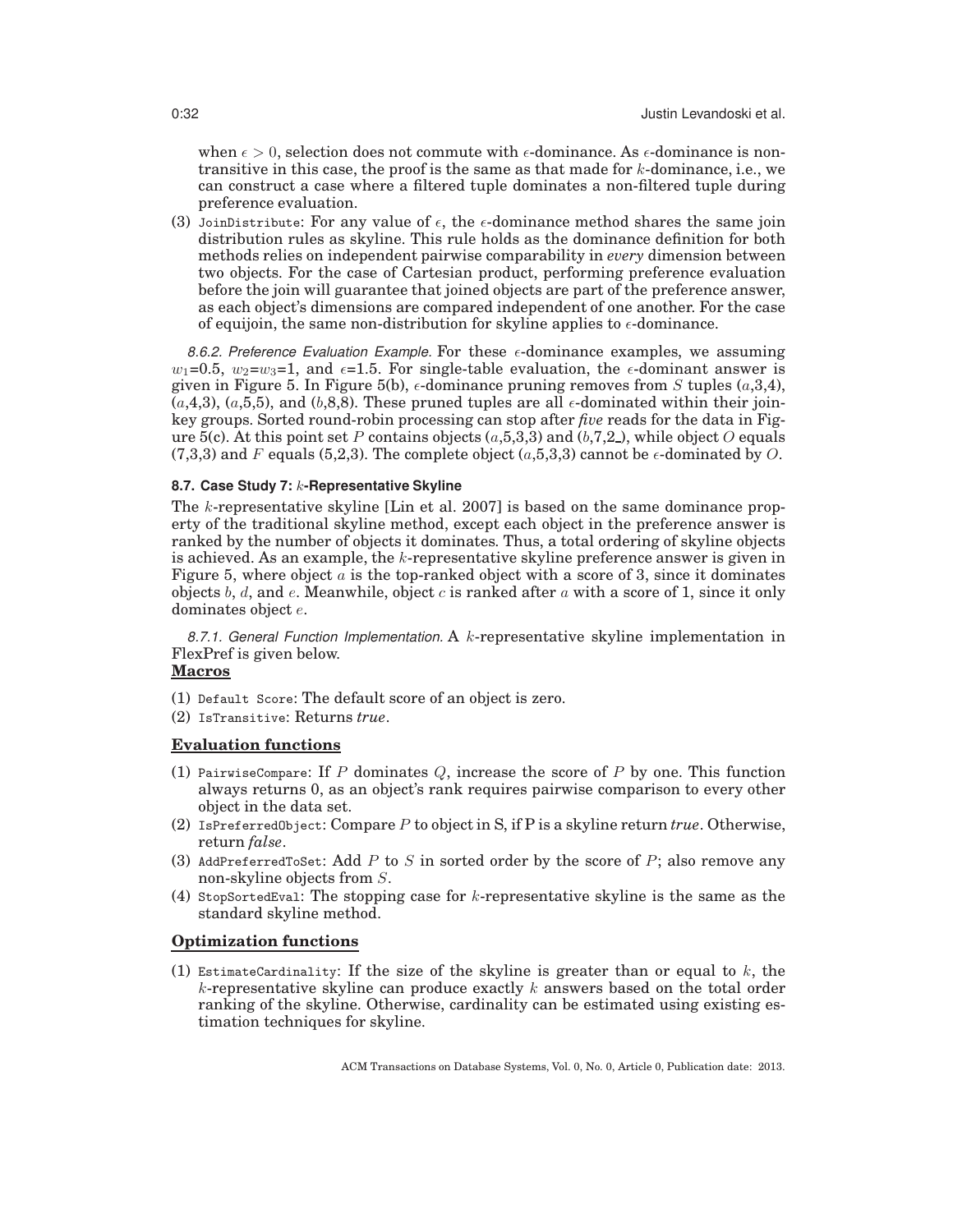when $\epsilon > 0$, selection does not commute with $\epsilon$-dominance. As $\epsilon$-dominance is non-transitive in this case, the proof is the same as that made for $k$-dominance, i.e., we can construct a case where a filtered tuple dominates a non-filtered tuple during preference evaluation.

(3) JoinDistribute: For any value of $\epsilon$, the $\epsilon$-dominance method shares the same join distribution rules as skyline. This rule holds as the dominance definition for both methods relies on independent pairwise comparability in *every* dimension between two objects. For the case of Cartesian product, performing preference evaluation before the join will guarantee that joined objects are part of the preference answer, as each object's dimensions are compared independent of one another. For the case of equijoin, the same non-distribution for skyline applies to $\epsilon$-dominance.

*8.6.2. Preference Evaluation Example.* For these $\epsilon$-dominance examples, we assuming $w_1$=0.5, $w_2$=$w_3$=1, and $\epsilon$=1.5. For single-table evaluation, the $\epsilon$-dominant answer is given in Figure 5. In Figure 5(b), $\epsilon$-dominance pruning removes from $S$ tuples ($a$,3,4), ($a$,4,3), ($a$,5,5), and ($b$,8,8). These pruned tuples are all $\epsilon$-dominated within their join-key groups. Sorted round-robin processing can stop after *five* reads for the data in Figure 5(c). At this point set $P$ contains objects ($a$,5,3,3) and ($b$,7,2,_), while object $O$ equals (7,3,3) and $F$ equals (5,2,3). The complete object ($a$,5,3,3) cannot be $\epsilon$-dominated by $O$.

### 8.7. Case Study 7: $k$-Representative Skyline

The $k$-representative skyline [Lin et al. 2007] is based on the same dominance property of the traditional skyline method, except each object in the preference answer is ranked by the number of objects it dominates. Thus, a total ordering of skyline objects is achieved. As an example, the $k$-representative skyline preference answer is given in Figure 5, where object $a$ is the top-ranked object with a score of 3, since it dominates objects $b$, $d$, and $e$. Meanwhile, object $c$ is ranked after $a$ with a score of 1, since it only dominates object $e$.

*8.7.1. General Function Implementation.* A $k$-representative skyline implementation in FlexPref is given below.

**Macros**

(1) Default Score: The default score of an object is zero.
(2) IsTransitive: Returns *true*.

**Evaluation functions**

(1) PairwiseCompare: If $P$ dominates $Q$, increase the score of $P$ by one. This function always returns 0, as an object's rank requires pairwise comparison to every other object in the data set.
(2) IsPreferredObject: Compare $P$ to object in S, if P is a skyline return *true*. Otherwise, return *false*.
(3) AddPreferredToSet: Add $P$ to $S$ in sorted order by the score of $P$; also remove any non-skyline objects from $S$.
(4) StopSortedEval: The stopping case for $k$-representative skyline is the same as the standard skyline method.

**Optimization functions**

(1) EstimateCardinality: If the size of the skyline is greater than or equal to $k$, the $k$-representative skyline can produce exactly $k$ answers based on the total order ranking of the skyline. Otherwise, cardinality can be estimated using existing estimation techniques for skyline.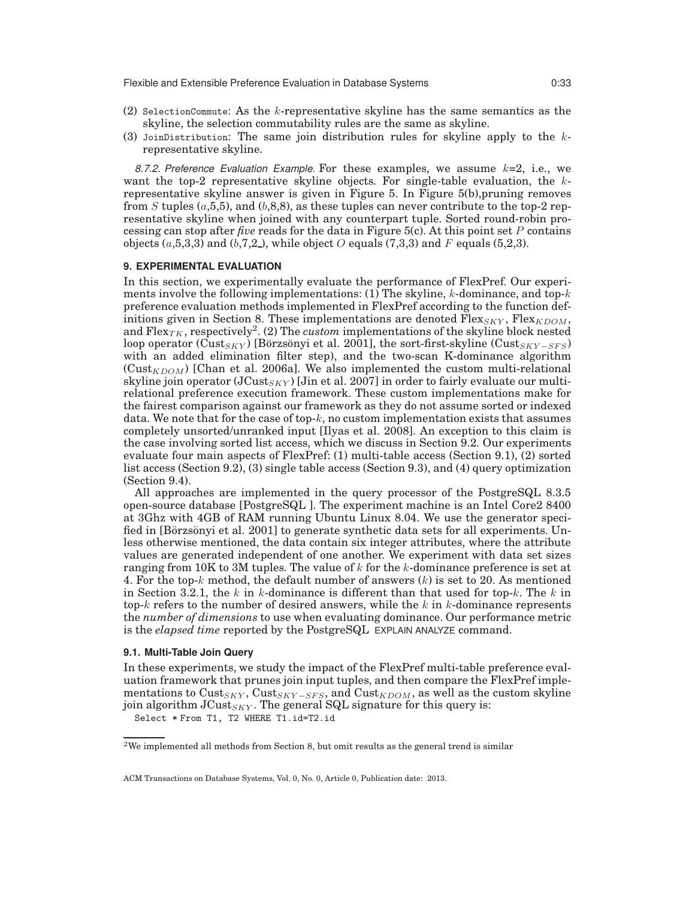(2) SelectionCommute: As the $k$-representative skyline has the same semantics as the skyline, the selection commutability rules are the same as skyline.

(3) JoinDistribution: The same join distribution rules for skyline apply to the $k$-representative skyline.

*8.7.2. Preference Evaluation Example.* For these examples, we assume $k$=2, i.e., we want the top-2 representative skyline objects. For single-table evaluation, the $k$-representative skyline answer is given in Figure 5. In Figure 5(b),pruning removes from $S$ tuples ($a$,5,5), and ($b$,8,8), as these tuples can never contribute to the top-2 representative skyline when joined with any counterpart tuple. Sorted round-robin processing can stop after *five* reads for the data in Figure 5(c). At this point set $P$ contains objects ($a$,5,3,3) and ($b$,7,2_), while object $O$ equals (7,3,3) and $F$ equals (5,2,3).

### 9. EXPERIMENTAL EVALUATION

In this section, we experimentally evaluate the performance of FlexPref. Our experiments involve the following implementations: (1) The skyline, $k$-dominance, and top-$k$ preference evaluation methods implemented in FlexPref according to the function definitions given in Section 8. These implementations are denoted $\text{Flex}_{SKY}$, $\text{Flex}_{KDOM}$, and $\text{Flex}_{TK}$, respectively[2]. (2) The *custom* implementations of the skyline block nested loop operator ($\text{Cust}_{SKY}$) [Börzsönyi et al. 2001], the sort-first-skyline ($\text{Cust}_{SKY-SFS}$) with an added elimination filter step), and the two-scan K-dominance algorithm ($\text{Cust}_{KDOM}$) [Chan et al. 2006a]. We also implemented the custom multi-relational skyline join operator ($\text{JCust}_{SKY}$) [Jin et al. 2007] in order to fairly evaluate our multi-relational preference execution framework. These custom implementations make for the fairest comparison against our framework as they do not assume sorted or indexed data. We note that for the case of top-$k$, no custom implementation exists that assumes completely unsorted/unranked input [Ilyas et al. 2008]. An exception to this claim is the case involving sorted list access, which we discuss in Section 9.2. Our experiments evaluate four main aspects of FlexPref: (1) multi-table access (Section 9.1), (2) sorted list access (Section 9.2), (3) single table access (Section 9.3), and (4) query optimization (Section 9.4).

All approaches are implemented in the query processor of the PostgreSQL 8.3.5 open-source database [PostgreSQL ]. The experiment machine is an Intel Core2 8400 at 3Ghz with 4GB of RAM running Ubuntu Linux 8.04. We use the generator specified in [Börzsönyi et al. 2001] to generate synthetic data sets for all experiments. Unless otherwise mentioned, the data contain six integer attributes, where the attribute values are generated independent of one another. We experiment with data set sizes ranging from 10K to 3M tuples. The value of $k$ for the $k$-dominance preference is set at 4. For the top-$k$ method, the default number of answers ($k$) is set to 20. As mentioned in Section 3.2.1, the $k$ in $k$-dominance is different than that used for top-$k$. The $k$ in top-$k$ refers to the number of desired answers, while the $k$ in $k$-dominance represents the *number of dimensions* to use when evaluating dominance. Our performance metric is the *elapsed time* reported by the PostgreSQL EXPLAIN ANALYZE command.

#### 9.1. Multi-Table Join Query

In these experiments, we study the impact of the FlexPref multi-table preference evaluation framework that prunes join input tuples, and then compare the FlexPref implementations to $\text{Cust}_{SKY}$, $\text{Cust}_{SKY-SFS}$, and $\text{Cust}_{KDOM}$, as well as the custom skyline join algorithm $\text{JCust}_{SKY}$. The general SQL signature for this query is:

```
Select * From T1, T2 WHERE T1.id=T2.id
```

[2] We implemented all methods from Section 8, but omit results as the general trend is similar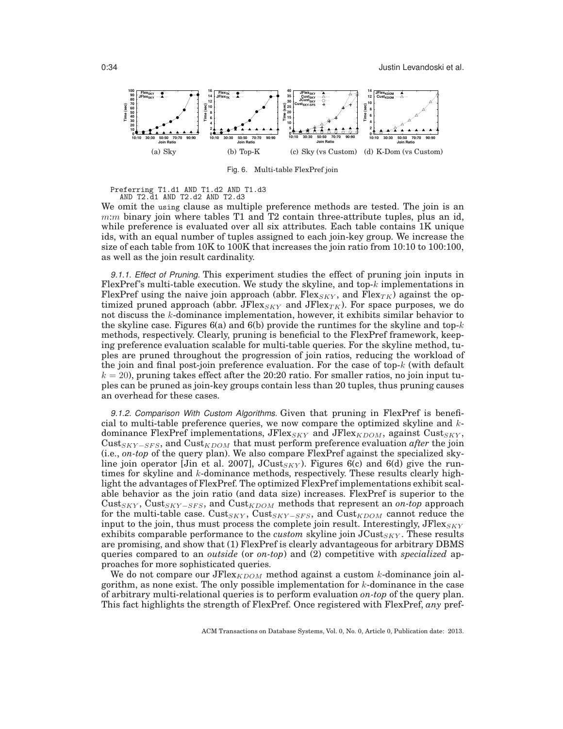(a) Sky (b) Top-K (c) Sky (vs Custom) (d) K-Dom (vs Custom)

Fig. 6. Multi-table FlexPref join

```
Preferring T1.d1 AND T1.d2 AND T1.d3
   AND T2.d1 AND T2.d2 AND T2.d3
```

We omit the using clause as multiple preference methods are tested. The join is an $m$:$m$ binary join where tables T1 and T2 contain three-attribute tuples, plus an id, while preference is evaluated over all six attributes. Each table contains 1K unique ids, with an equal number of tuples assigned to each join-key group. We increase the size of each table from 10K to 100K that increases the join ratio from 10:10 to 100:100, as well as the join result cardinality.

*9.1.1. Effect of Pruning.* This experiment studies the effect of pruning join inputs in FlexPref's multi-table execution. We study the skyline, and top-$k$ implementations in FlexPref using the naive join approach (abbr. $\text{Flex}_{SKY}$, and $\text{Flex}_{TK}$) against the optimized pruned approach (abbr. $\text{JFlex}_{SKY}$ and $\text{JFlex}_{TK}$). For space purposes, we do not discuss the $k$-dominance implementation, however, it exhibits similar behavior to the skyline case. Figures 6(a) and 6(b) provide the runtimes for the skyline and top-$k$ methods, respectively. Clearly, pruning is beneficial to the FlexPref framework, keeping preference evaluation scalable for multi-table queries. For the skyline method, tuples are pruned throughout the progression of join ratios, reducing the workload of the join and final post-join preference evaluation. For the case of top-$k$ (with default $k = 20$), pruning takes effect after the 20:20 ratio. For smaller ratios, no join input tuples can be pruned as join-key groups contain less than 20 tuples, thus pruning causes an overhead for these cases.

*9.1.2. Comparison With Custom Algorithms.* Given that pruning in FlexPref is beneficial to multi-table preference queries, we now compare the optimized skyline and $k$-dominance FlexPref implementations, $\text{JFlex}_{SKY}$ and $\text{JFlex}_{KDOM}$, against $\text{Cust}_{SKY}$, $\text{Cust}_{SKY-SFS}$, and $\text{Cust}_{KDOM}$ that must perform preference evaluation *after* the join (i.e., *on-top* of the query plan). We also compare FlexPref against the specialized skyline join operator [Jin et al. 2007], $\text{JCust}_{SKY}$). Figures 6(c) and 6(d) give the runtimes for skyline and $k$-dominance methods, respectively. These results clearly highlight the advantages of FlexPref. The optimized FlexPref implementations exhibit scalable behavior as the join ratio (and data size) increases. FlexPref is superior to the $\text{Cust}_{SKY}$, $\text{Cust}_{SKY-SFS}$, and $\text{Cust}_{KDOM}$ methods that represent an *on-top* approach for the multi-table case. $\text{Cust}_{SKY}$, $\text{Cust}_{SKY-SFS}$, and $\text{Cust}_{KDOM}$ cannot reduce the input to the join, thus must process the complete join result. Interestingly, $\text{JFlex}_{SKY}$ exhibits comparable performance to the *custom* skyline join $\text{JCust}_{SKY}$. These results are promising, and show that (1) FlexPref is clearly advantageous for arbitrary DBMS queries compared to an *outside* (or *on-top*) and (2) competitive with *specialized* approaches for more sophisticated queries.

We do not compare our $\text{JFlex}_{KDOM}$ method against a custom $k$-dominance join algorithm, as none exist. The only possible implementation for $k$-dominance in the case of arbitrary multi-relational queries is to perform evaluation *on-top* of the query plan. This fact highlights the strength of FlexPref. Once registered with FlexPref, *any* pref-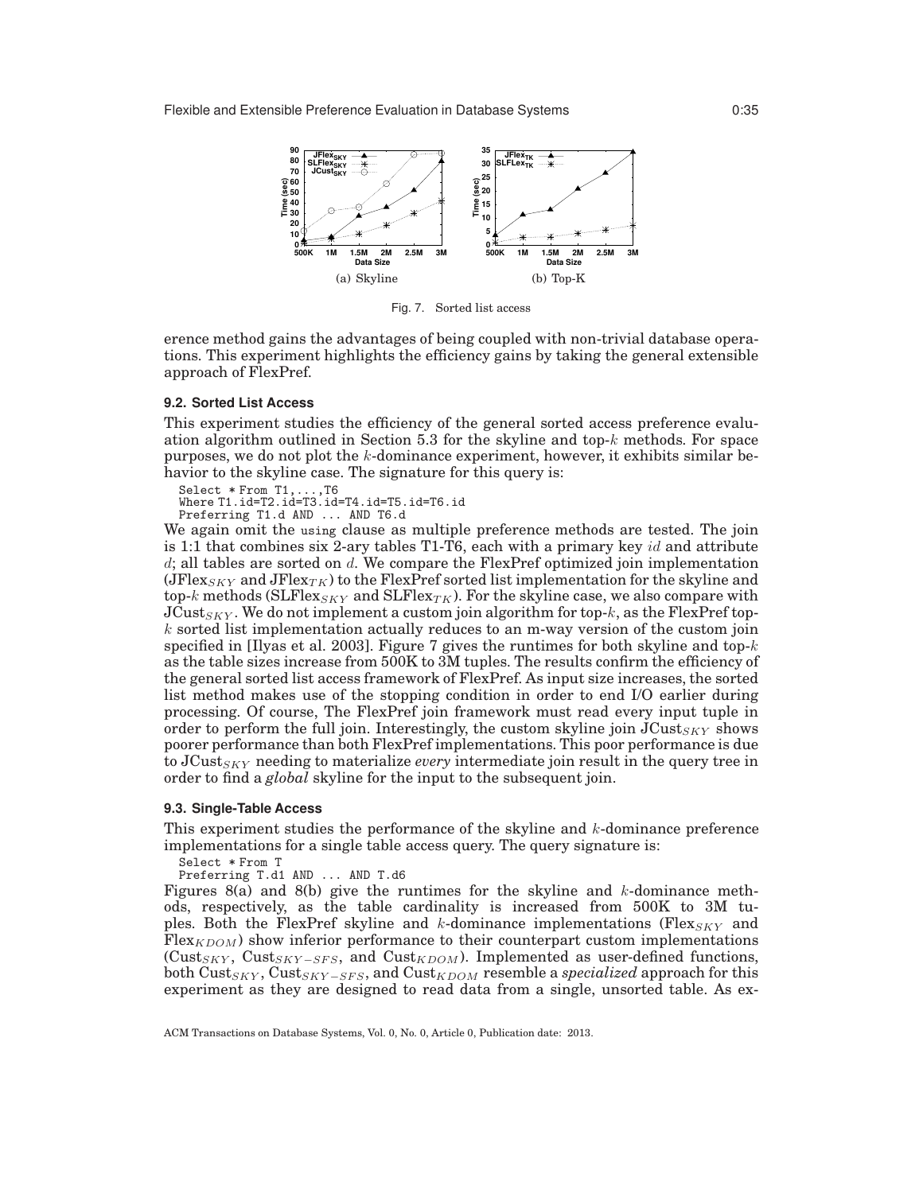(a) Skyline

(b) Top-K

Fig. 7. Sorted list access

erence method gains the advantages of being coupled with non-trivial database operations. This experiment highlights the efficiency gains by taking the general extensible approach of FlexPref.

### 9.2. Sorted List Access

This experiment studies the efficiency of the general sorted access preference evaluation algorithm outlined in Section 5.3 for the skyline and top-$k$ methods. For space purposes, we do not plot the $k$-dominance experiment, however, it exhibits similar behavior to the skyline case. The signature for this query is:

```
Select * From T1,...,T6
Where T1.id=T2.id=T3.id=T4.id=T5.id=T6.id
Preferring T1.d AND ... AND T6.d
```

We again omit the `using` clause as multiple preference methods are tested. The join is 1:1 that combines six 2-ary tables T1-T6, each with a primary key $id$ and attribute $d$; all tables are sorted on $d$. We compare the FlexPref optimized join implementation ($\text{JFlex}_{SKY}$ and $\text{JFlex}_{TK}$) to the FlexPref sorted list implementation for the skyline and top-$k$ methods ($\text{SLFlex}_{SKY}$ and $\text{SLFlex}_{TK}$). For the skyline case, we also compare with $\text{JCust}_{SKY}$. We do not implement a custom join algorithm for top-$k$, as the FlexPref top-$k$ sorted list implementation actually reduces to an m-way version of the custom join specified in [Ilyas et al. 2003]. Figure 7 gives the runtimes for both skyline and top-$k$ as the table sizes increase from 500K to 3M tuples. The results confirm the efficiency of the general sorted list access framework of FlexPref. As input size increases, the sorted list method makes use of the stopping condition in order to end I/O earlier during processing. Of course, The FlexPref join framework must read every input tuple in order to perform the full join. Interestingly, the custom skyline join $\text{JCust}_{SKY}$ shows poorer performance than both FlexPref implementations. This poor performance is due to $\text{JCust}_{SKY}$ needing to materialize *every* intermediate join result in the query tree in order to find a *global* skyline for the input to the subsequent join.

### 9.3. Single-Table Access

This experiment studies the performance of the skyline and $k$-dominance preference implementations for a single table access query. The query signature is:

```
Select * From T
Preferring T.d1 AND ... AND T.d6
```

Figures 8(a) and 8(b) give the runtimes for the skyline and $k$-dominance methods, respectively, as the table cardinality is increased from 500K to 3M tuples. Both the FlexPref skyline and $k$-dominance implementations ($\text{Flex}_{SKY}$ and $\text{Flex}_{KDOM}$) show inferior performance to their counterpart custom implementations ($\text{Cust}_{SKY}$, $\text{Cust}_{SKY-SFS}$, and $\text{Cust}_{KDOM}$). Implemented as user-defined functions, both $\text{Cust}_{SKY}$, $\text{Cust}_{SKY-SFS}$, and $\text{Cust}_{KDOM}$ resemble a *specialized* approach for this experiment as they are designed to read data from a single, unsorted table. As ex-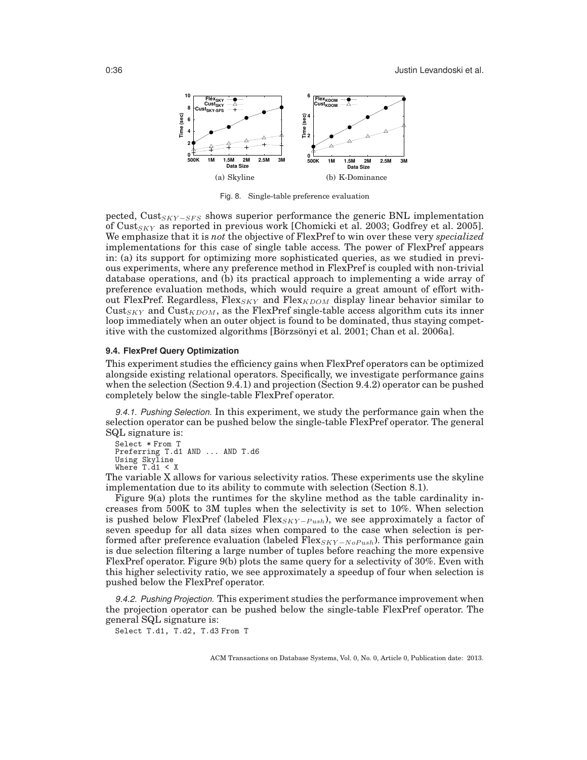(a) Skyline

(b) K-Dominance

Fig. 8. Single-table preference evaluation

pected, $\text{Cust}_{SKY-SFS}$ shows superior performance the generic BNL implementation of $\text{Cust}_{SKY}$ as reported in previous work [Chomicki et al. 2003; Godfrey et al. 2005]. We emphasize that it is *not* the objective of FlexPref to win over these very *specialized* implementations for this case of single table access. The power of FlexPref appears in: (a) its support for optimizing more sophisticated queries, as we studied in previous experiments, where any preference method in FlexPref is coupled with non-trivial database operations, and (b) its practical approach to implementing a wide array of preference evaluation methods, which would require a great amount of effort without FlexPref. Regardless, $\text{Flex}_{SKY}$ and $\text{Flex}_{KDOM}$ display linear behavior similar to $\text{Cust}_{SKY}$ and $\text{Cust}_{KDOM}$, as the FlexPref single-table access algorithm cuts its inner loop immediately when an outer object is found to be dominated, thus staying competitive with the customized algorithms [Börzsönyi et al. 2001; Chan et al. 2006a].

### 9.4. FlexPref Query Optimization

This experiment studies the efficiency gains when FlexPref operators can be optimized alongside existing relational operators. Specifically, we investigate performance gains when the selection (Section 9.4.1) and projection (Section 9.4.2) operator can be pushed completely below the single-table FlexPref operator.

*9.4.1. Pushing Selection.* In this experiment, we study the performance gain when the selection operator can be pushed below the single-table FlexPref operator. The general SQL signature is:

```
Select * From T
Preferring T.d1 AND ... AND T.d6
Using Skyline
Where T.d1 < X
```

The variable X allows for various selectivity ratios. These experiments use the skyline implementation due to its ability to commute with selection (Section 8.1).

Figure 9(a) plots the runtimes for the skyline method as the table cardinality increases from 500K to 3M tuples when the selectivity is set to 10%. When selection is pushed below FlexPref (labeled $\text{Flex}_{SKY-Push}$), we see approximately a factor of seven speedup for all data sizes when compared to the case when selection is performed after preference evaluation (labeled $\text{Flex}_{SKY-NoPush}$). This performance gain is due selection filtering a large number of tuples before reaching the more expensive FlexPref operator. Figure 9(b) plots the same query for a selectivity of 30%. Even with this higher selectivity ratio, we see approximately a speedup of four when selection is pushed below the FlexPref operator.

*9.4.2. Pushing Projection.* This experiment studies the performance improvement when the projection operator can be pushed below the single-table FlexPref operator. The general SQL signature is:

```
Select T.d1, T.d2, T.d3 From T
```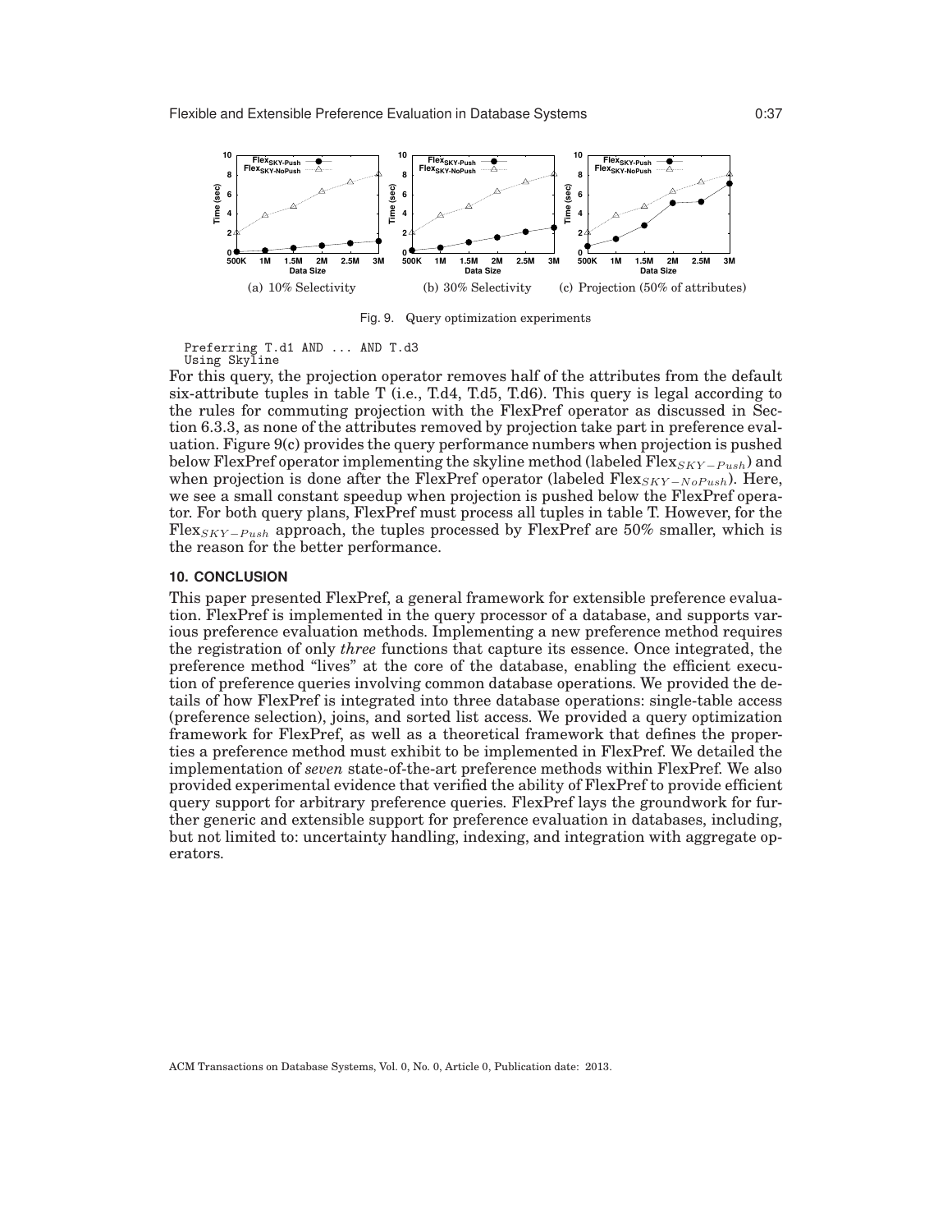(a) 10% Selectivity (b) 30% Selectivity (c) Projection (50% of attributes)

Fig. 9. Query optimization experiments

```
Preferring T.d1 AND ... AND T.d3
Using Skyline
```

For this query, the projection operator removes half of the attributes from the default six-attribute tuples in table T (i.e., T.d4, T.d5, T.d6). This query is legal according to the rules for commuting projection with the FlexPref operator as discussed in Section 6.3.3, as none of the attributes removed by projection take part in preference evaluation. Figure 9(c) provides the query performance numbers when projection is pushed below FlexPref operator implementing the skyline method (labeled $\text{Flex}_{SKY-Push}$) and when projection is done after the FlexPref operator (labeled $\text{Flex}_{SKY-NoPush}$). Here, we see a small constant speedup when projection is pushed below the FlexPref operator. For both query plans, FlexPref must process all tuples in table T. However, for the $\text{Flex}_{SKY-Push}$ approach, the tuples processed by FlexPref are 50% smaller, which is the reason for the better performance.

## 10. CONCLUSION

This paper presented FlexPref, a general framework for extensible preference evaluation. FlexPref is implemented in the query processor of a database, and supports various preference evaluation methods. Implementing a new preference method requires the registration of only *three* functions that capture its essence. Once integrated, the preference method "lives" at the core of the database, enabling the efficient execution of preference queries involving common database operations. We provided the details of how FlexPref is integrated into three database operations: single-table access (preference selection), joins, and sorted list access. We provided a query optimization framework for FlexPref, as well as a theoretical framework that defines the properties a preference method must exhibit to be implemented in FlexPref. We detailed the implementation of *seven* state-of-the-art preference methods within FlexPref. We also provided experimental evidence that verified the ability of FlexPref to provide efficient query support for arbitrary preference queries. FlexPref lays the groundwork for further generic and extensible support for preference evaluation in databases, including, but not limited to: uncertainty handling, indexing, and integration with aggregate operators.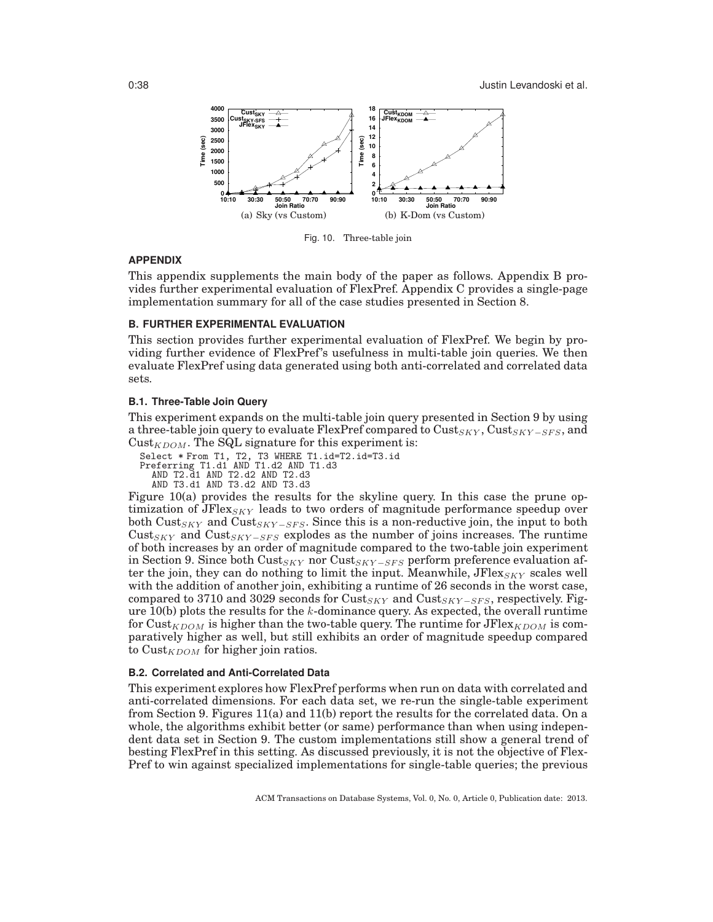(a) Sky (vs Custom)

(b) K-Dom (vs Custom)

Fig. 10. Three-table join

## APPENDIX

This appendix supplements the main body of the paper as follows. Appendix B provides further experimental evaluation of FlexPref. Appendix C provides a single-page implementation summary for all of the case studies presented in Section 8.

## B. FURTHER EXPERIMENTAL EVALUATION

This section provides further experimental evaluation of FlexPref. We begin by providing further evidence of FlexPref's usefulness in multi-table join queries. We then evaluate FlexPref using data generated using both anti-correlated and correlated data sets.

### B.1. Three-Table Join Query

This experiment expands on the multi-table join query presented in Section 9 by using a three-table join query to evaluate FlexPref compared to $\text{Cust}_{SKY}$, $\text{Cust}_{SKY-SFS}$, and $\text{Cust}_{KDOM}$. The SQL signature for this experiment is:

```
Select * From T1, T2, T3 WHERE T1.id=T2.id=T3.id
Preferring T1.d1 AND T1.d2 AND T1.d3
  AND T2.d1 AND T2.d2 AND T2.d3
  AND T3.d1 AND T3.d2 AND T3.d3
```

Figure 10(a) provides the results for the skyline query. In this case the prune optimization of $\text{JFlex}_{SKY}$ leads to two orders of magnitude performance speedup over both $\text{Cust}_{SKY}$ and $\text{Cust}_{SKY-SFS}$. Since this is a non-reductive join, the input to both $\text{Cust}_{SKY}$ and $\text{Cust}_{SKY-SFS}$ explodes as the number of joins increases. The runtime of both increases by an order of magnitude compared to the two-table join experiment in Section 9. Since both $\text{Cust}_{SKY}$ nor $\text{Cust}_{SKY-SFS}$ perform preference evaluation after the join, they can do nothing to limit the input. Meanwhile, $\text{JFlex}_{SKY}$ scales well with the addition of another join, exhibiting a runtime of 26 seconds in the worst case, compared to 3710 and 3029 seconds for $\text{Cust}_{SKY}$ and $\text{Cust}_{SKY-SFS}$, respectively. Figure 10(b) plots the results for the $k$-dominance query. As expected, the overall runtime for $\text{Cust}_{KDOM}$ is higher than the two-table query. The runtime for $\text{JFlex}_{KDOM}$ is comparatively higher as well, but still exhibits an order of magnitude speedup compared to $\text{Cust}_{KDOM}$ for higher join ratios.

### B.2. Correlated and Anti-Correlated Data

This experiment explores how FlexPref performs when run on data with correlated and anti-correlated dimensions. For each data set, we re-run the single-table experiment from Section 9. Figures 11(a) and 11(b) report the results for the correlated data. On a whole, the algorithms exhibit better (or same) performance than when using independent data set in Section 9. The custom implementations still show a general trend of besting FlexPref in this setting. As discussed previously, it is not the objective of FlexPref to win against specialized implementations for single-table queries; the previous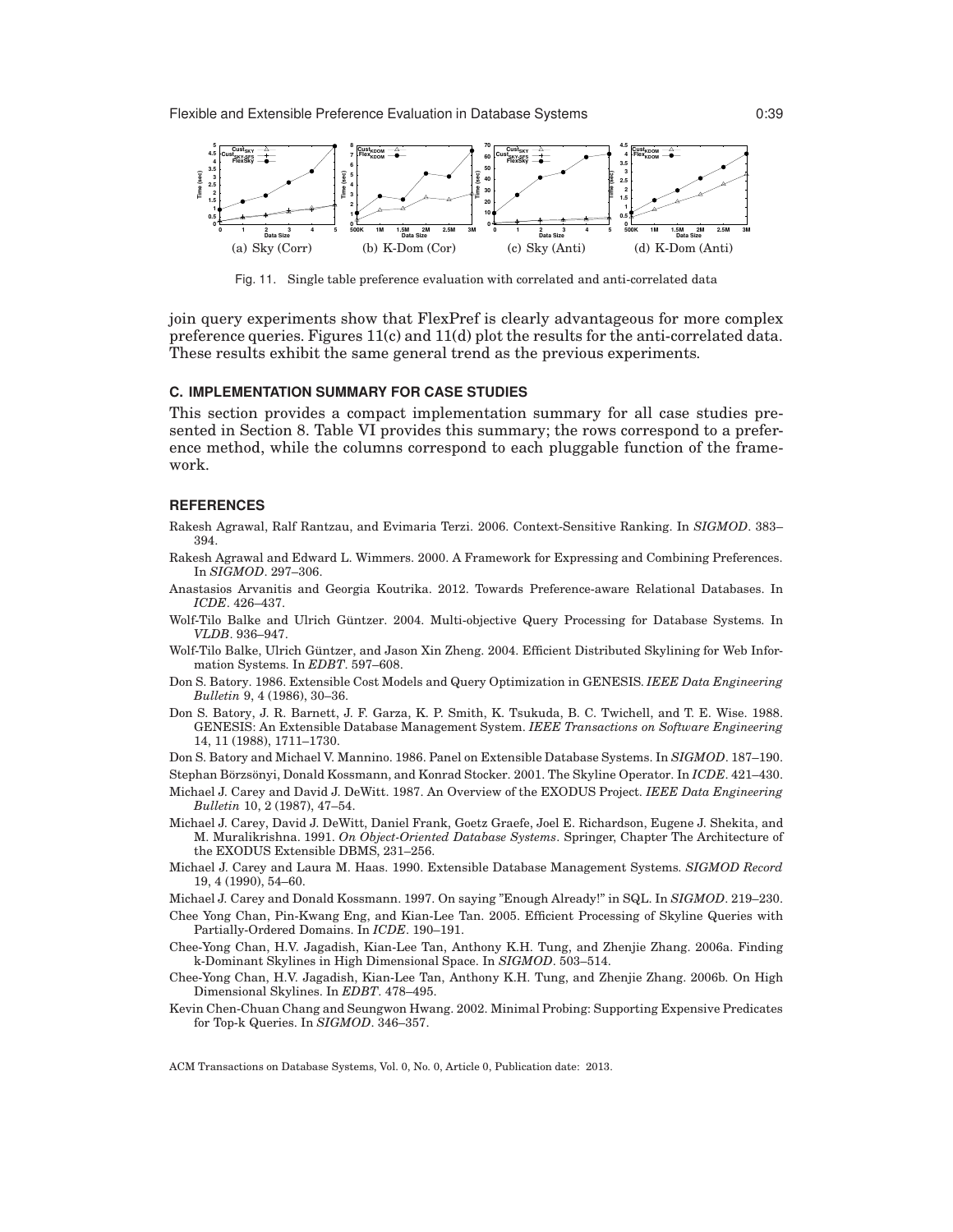(a) Sky (Corr) (b) K-Dom (Cor) (c) Sky (Anti) (d) K-Dom (Anti)

Fig. 11. Single table preference evaluation with correlated and anti-correlated data

join query experiments show that FlexPref is clearly advantageous for more complex preference queries. Figures 11(c) and 11(d) plot the results for the anti-correlated data. These results exhibit the same general trend as the previous experiments.

## C. IMPLEMENTATION SUMMARY FOR CASE STUDIES

This section provides a compact implementation summary for all case studies presented in Section 8. Table VI provides this summary; the rows correspond to a preference method, while the columns correspond to each pluggable function of the framework.

## REFERENCES

Rakesh Agrawal, Ralf Rantzau, and Evimaria Terzi. 2006. Context-Sensitive Ranking. In *SIGMOD*. 383–394.

Rakesh Agrawal and Edward L. Wimmers. 2000. A Framework for Expressing and Combining Preferences. In *SIGMOD*. 297–306.

Anastasios Arvanitis and Georgia Koutrika. 2012. Towards Preference-aware Relational Databases. In *ICDE*. 426–437.

Wolf-Tilo Balke and Ulrich Güntzer. 2004. Multi-objective Query Processing for Database Systems. In *VLDB*. 936–947.

Wolf-Tilo Balke, Ulrich Güntzer, and Jason Xin Zheng. 2004. Efficient Distributed Skylining for Web Information Systems. In *EDBT*. 597–608.

Don S. Batory. 1986. Extensible Cost Models and Query Optimization in GENESIS. *IEEE Data Engineering Bulletin* 9, 4 (1986), 30–36.

Don S. Batory, J. R. Barnett, J. F. Garza, K. P. Smith, K. Tsukuda, B. C. Twichell, and T. E. Wise. 1988. GENESIS: An Extensible Database Management System. *IEEE Transactions on Software Engineering* 14, 11 (1988), 1711–1730.

Don S. Batory and Michael V. Mannino. 1986. Panel on Extensible Database Systems. In *SIGMOD*. 187–190.

Stephan Börzsönyi, Donald Kossmann, and Konrad Stocker. 2001. The Skyline Operator. In *ICDE*. 421–430.

Michael J. Carey and David J. DeWitt. 1987. An Overview of the EXODUS Project. *IEEE Data Engineering Bulletin* 10, 2 (1987), 47–54.

Michael J. Carey, David J. DeWitt, Daniel Frank, Goetz Graefe, Joel E. Richardson, Eugene J. Shekita, and M. Muralikrishna. 1991. *On Object-Oriented Database Systems*. Springer, Chapter The Architecture of the EXODUS Extensible DBMS, 231–256.

Michael J. Carey and Laura M. Haas. 1990. Extensible Database Management Systems. *SIGMOD Record* 19, 4 (1990), 54–60.

Michael J. Carey and Donald Kossmann. 1997. On saying "Enough Already!" in SQL. In *SIGMOD*. 219–230.

Chee Yong Chan, Pin-Kwang Eng, and Kian-Lee Tan. 2005. Efficient Processing of Skyline Queries with Partially-Ordered Domains. In *ICDE*. 190–191.

Chee-Yong Chan, H.V. Jagadish, Kian-Lee Tan, Anthony K.H. Tung, and Zhenjie Zhang. 2006a. Finding k-Dominant Skylines in High Dimensional Space. In *SIGMOD*. 503–514.

Chee-Yong Chan, H.V. Jagadish, Kian-Lee Tan, Anthony K.H. Tung, and Zhenjie Zhang. 2006b. On High Dimensional Skylines. In *EDBT*. 478–495.

Kevin Chen-Chuan Chang and Seungwon Hwang. 2002. Minimal Probing: Supporting Expensive Predicates for Top-k Queries. In *SIGMOD*. 346–357.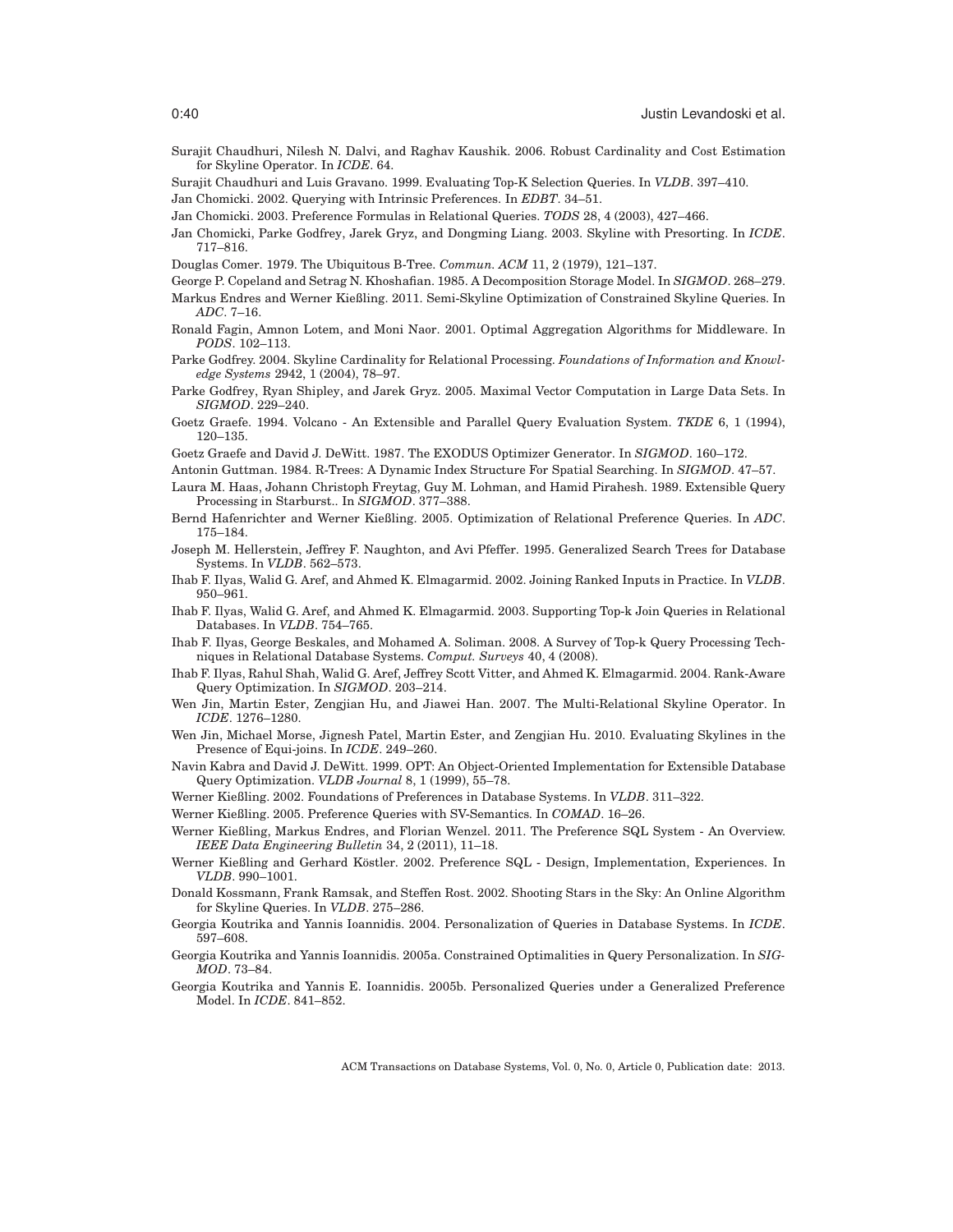Surajit Chaudhuri, Nilesh N. Dalvi, and Raghav Kaushik. 2006. Robust Cardinality and Cost Estimation for Skyline Operator. In *ICDE*. 64.

Surajit Chaudhuri and Luis Gravano. 1999. Evaluating Top-K Selection Queries. In *VLDB*. 397–410.

Jan Chomicki. 2002. Querying with Intrinsic Preferences. In *EDBT*. 34–51.

Jan Chomicki. 2003. Preference Formulas in Relational Queries. *TODS* 28, 4 (2003), 427–466.

Jan Chomicki, Parke Godfrey, Jarek Gryz, and Dongming Liang. 2003. Skyline with Presorting. In *ICDE*. 717–816.

Douglas Comer. 1979. The Ubiquitous B-Tree. *Commun. ACM* 11, 2 (1979), 121–137.

George P. Copeland and Setrag N. Khoshafian. 1985. A Decomposition Storage Model. In *SIGMOD*. 268–279.

Markus Endres and Werner Kießling. 2011. Semi-Skyline Optimization of Constrained Skyline Queries. In *ADC*. 7–16.

Ronald Fagin, Amnon Lotem, and Moni Naor. 2001. Optimal Aggregation Algorithms for Middleware. In *PODS*. 102–113.

Parke Godfrey. 2004. Skyline Cardinality for Relational Processing. *Foundations of Information and Knowledge Systems* 2942, 1 (2004), 78–97.

Parke Godfrey, Ryan Shipley, and Jarek Gryz. 2005. Maximal Vector Computation in Large Data Sets. In *SIGMOD*. 229–240.

Goetz Graefe. 1994. Volcano - An Extensible and Parallel Query Evaluation System. *TKDE* 6, 1 (1994), 120–135.

Goetz Graefe and David J. DeWitt. 1987. The EXODUS Optimizer Generator. In *SIGMOD*. 160–172.

Antonin Guttman. 1984. R-Trees: A Dynamic Index Structure For Spatial Searching. In *SIGMOD*. 47–57.

Laura M. Haas, Johann Christoph Freytag, Guy M. Lohman, and Hamid Pirahesh. 1989. Extensible Query Processing in Starburst.. In *SIGMOD*. 377–388.

Bernd Hafenrichter and Werner Kießling. 2005. Optimization of Relational Preference Queries. In *ADC*. 175–184.

Joseph M. Hellerstein, Jeffrey F. Naughton, and Avi Pfeffer. 1995. Generalized Search Trees for Database Systems. In *VLDB*. 562–573.

Ihab F. Ilyas, Walid G. Aref, and Ahmed K. Elmagarmid. 2002. Joining Ranked Inputs in Practice. In *VLDB*. 950–961.

Ihab F. Ilyas, Walid G. Aref, and Ahmed K. Elmagarmid. 2003. Supporting Top-k Join Queries in Relational Databases. In *VLDB*. 754–765.

Ihab F. Ilyas, George Beskales, and Mohamed A. Soliman. 2008. A Survey of Top-k Query Processing Techniques in Relational Database Systems. *Comput. Surveys* 40, 4 (2008).

Ihab F. Ilyas, Rahul Shah, Walid G. Aref, Jeffrey Scott Vitter, and Ahmed K. Elmagarmid. 2004. Rank-Aware Query Optimization. In *SIGMOD*. 203–214.

Wen Jin, Martin Ester, Zengjian Hu, and Jiawei Han. 2007. The Multi-Relational Skyline Operator. In *ICDE*. 1276–1280.

Wen Jin, Michael Morse, Jignesh Patel, Martin Ester, and Zengjian Hu. 2010. Evaluating Skylines in the Presence of Equi-joins. In *ICDE*. 249–260.

Navin Kabra and David J. DeWitt. 1999. OPT: An Object-Oriented Implementation for Extensible Database Query Optimization. *VLDB Journal* 8, 1 (1999), 55–78.

Werner Kießling. 2002. Foundations of Preferences in Database Systems. In *VLDB*. 311–322.

Werner Kießling. 2005. Preference Queries with SV-Semantics. In *COMAD*. 16–26.

Werner Kießling, Markus Endres, and Florian Wenzel. 2011. The Preference SQL System - An Overview. *IEEE Data Engineering Bulletin* 34, 2 (2011), 11–18.

Werner Kießling and Gerhard Köstler. 2002. Preference SQL - Design, Implementation, Experiences. In *VLDB*. 990–1001.

Donald Kossmann, Frank Ramsak, and Steffen Rost. 2002. Shooting Stars in the Sky: An Online Algorithm for Skyline Queries. In *VLDB*. 275–286.

Georgia Koutrika and Yannis Ioannidis. 2004. Personalization of Queries in Database Systems. In *ICDE*. 597–608.

Georgia Koutrika and Yannis Ioannidis. 2005a. Constrained Optimalities in Query Personalization. In *SIGMOD*. 73–84.

Georgia Koutrika and Yannis E. Ioannidis. 2005b. Personalized Queries under a Generalized Preference Model. In *ICDE*. 841–852.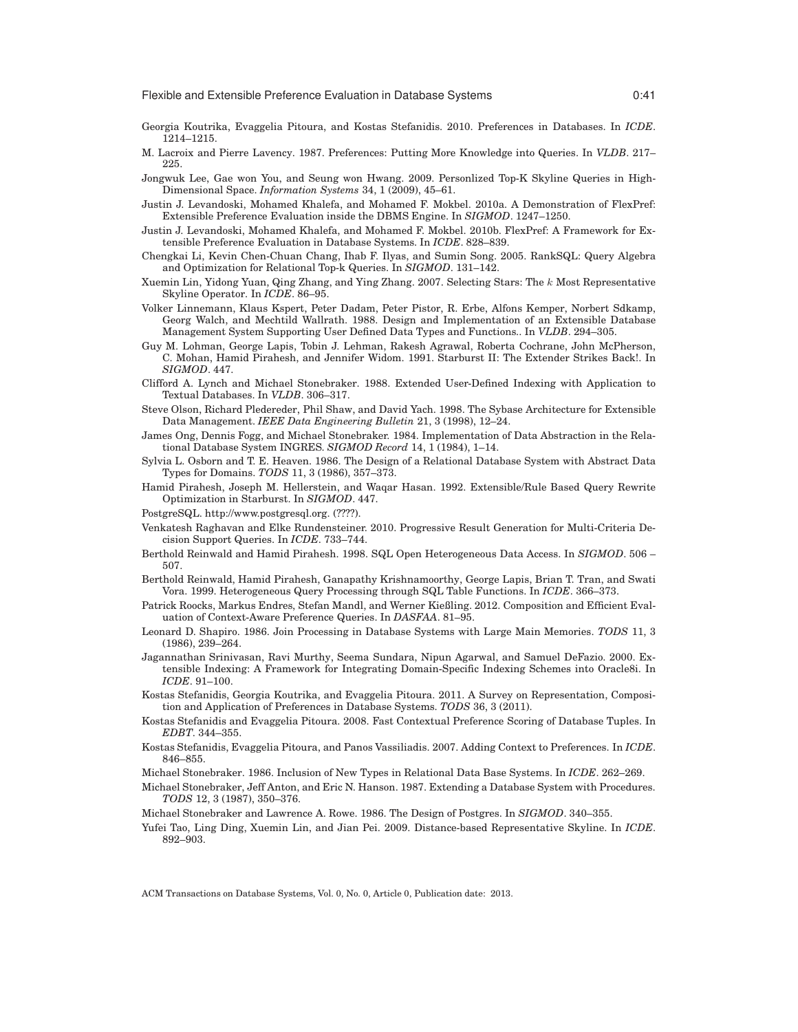Georgia Koutrika, Evaggelia Pitoura, and Kostas Stefanidis. 2010. Preferences in Databases. In *ICDE*. 1214–1215.

M. Lacroix and Pierre Lavency. 1987. Preferences: Putting More Knowledge into Queries. In *VLDB*. 217–225.

Jongwuk Lee, Gae won You, and Seung won Hwang. 2009. Personlized Top-K Skyline Queries in High-Dimensional Space. *Information Systems* 34, 1 (2009), 45–61.

Justin J. Levandoski, Mohamed Khalefa, and Mohamed F. Mokbel. 2010a. A Demonstration of FlexPref: Extensible Preference Evaluation inside the DBMS Engine. In *SIGMOD*. 1247–1250.

Justin J. Levandoski, Mohamed Khalefa, and Mohamed F. Mokbel. 2010b. FlexPref: A Framework for Extensible Preference Evaluation in Database Systems. In *ICDE*. 828–839.

Chengkai Li, Kevin Chen-Chuan Chang, Ihab F. Ilyas, and Sumin Song. 2005. RankSQL: Query Algebra and Optimization for Relational Top-k Queries. In *SIGMOD*. 131–142.

Xuemin Lin, Yidong Yuan, Qing Zhang, and Ying Zhang. 2007. Selecting Stars: The $k$ Most Representative Skyline Operator. In *ICDE*. 86–95.

Volker Linnemann, Klaus Kspert, Peter Dadam, Peter Pistor, R. Erbe, Alfons Kemper, Norbert Sdkamp, Georg Walch, and Mechtild Wallrath. 1988. Design and Implementation of an Extensible Database Management System Supporting User Defined Data Types and Functions.. In *VLDB*. 294–305.

Guy M. Lohman, George Lapis, Tobin J. Lehman, Rakesh Agrawal, Roberta Cochrane, John McPherson, C. Mohan, Hamid Pirahesh, and Jennifer Widom. 1991. Starburst II: The Extender Strikes Back!. In *SIGMOD*. 447.

Clifford A. Lynch and Michael Stonebraker. 1988. Extended User-Defined Indexing with Application to Textual Databases. In *VLDB*. 306–317.

Steve Olson, Richard Pledereder, Phil Shaw, and David Yach. 1998. The Sybase Architecture for Extensible Data Management. *IEEE Data Engineering Bulletin* 21, 3 (1998), 12–24.

James Ong, Dennis Fogg, and Michael Stonebraker. 1984. Implementation of Data Abstraction in the Relational Database System INGRES. *SIGMOD Record* 14, 1 (1984), 1–14.

Sylvia L. Osborn and T. E. Heaven. 1986. The Design of a Relational Database System with Abstract Data Types for Domains. *TODS* 11, 3 (1986), 357–373.

Hamid Pirahesh, Joseph M. Hellerstein, and Waqar Hasan. 1992. Extensible/Rule Based Query Rewrite Optimization in Starburst. In *SIGMOD*. 447.

PostgreSQL. http://www.postgresql.org. (????).

Venkatesh Raghavan and Elke Rundensteiner. 2010. Progressive Result Generation for Multi-Criteria Decision Support Queries. In *ICDE*. 733–744.

Berthold Reinwald and Hamid Pirahesh. 1998. SQL Open Heterogeneous Data Access. In *SIGMOD*. 506 – 507.

Berthold Reinwald, Hamid Pirahesh, Ganapathy Krishnamoorthy, George Lapis, Brian T. Tran, and Swati Vora. 1999. Heterogeneous Query Processing through SQL Table Functions. In *ICDE*. 366–373.

Patrick Roocks, Markus Endres, Stefan Mandl, and Werner Kießling. 2012. Composition and Efficient Evaluation of Context-Aware Preference Queries. In *DASFAA*. 81–95.

Leonard D. Shapiro. 1986. Join Processing in Database Systems with Large Main Memories. *TODS* 11, 3 (1986), 239–264.

Jagannathan Srinivasan, Ravi Murthy, Seema Sundara, Nipun Agarwal, and Samuel DeFazio. 2000. Extensible Indexing: A Framework for Integrating Domain-Specific Indexing Schemes into Oracle8i. In *ICDE*. 91–100.

Kostas Stefanidis, Georgia Koutrika, and Evaggelia Pitoura. 2011. A Survey on Representation, Composition and Application of Preferences in Database Systems. *TODS* 36, 3 (2011).

Kostas Stefanidis and Evaggelia Pitoura. 2008. Fast Contextual Preference Scoring of Database Tuples. In *EDBT*. 344–355.

Kostas Stefanidis, Evaggelia Pitoura, and Panos Vassiliadis. 2007. Adding Context to Preferences. In *ICDE*. 846–855.

Michael Stonebraker. 1986. Inclusion of New Types in Relational Data Base Systems. In *ICDE*. 262–269.

Michael Stonebraker, Jeff Anton, and Eric N. Hanson. 1987. Extending a Database System with Procedures. *TODS* 12, 3 (1987), 350–376.

Michael Stonebraker and Lawrence A. Rowe. 1986. The Design of Postgres. In *SIGMOD*. 340–355.

Yufei Tao, Ling Ding, Xuemin Lin, and Jian Pei. 2009. Distance-based Representative Skyline. In *ICDE*. 892–903.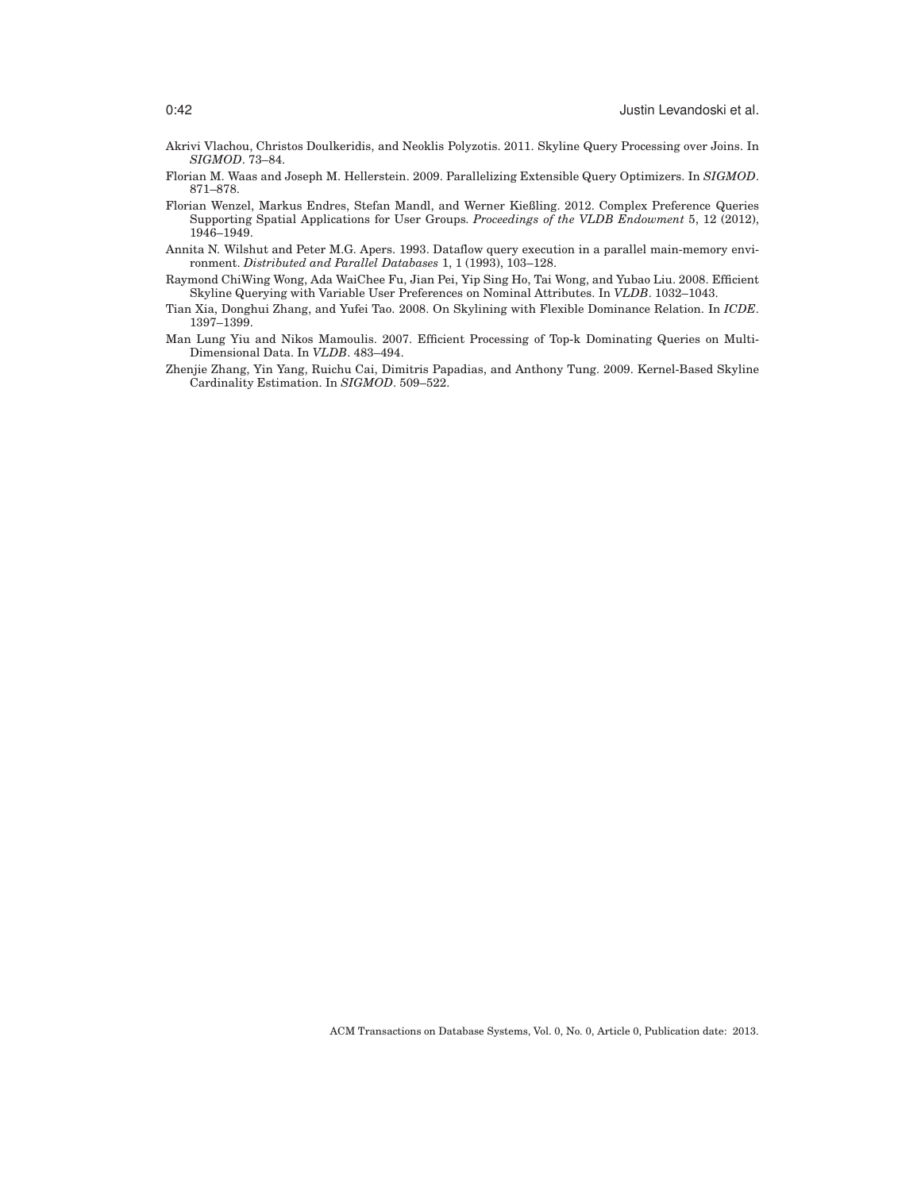Akrivi Vlachou, Christos Doulkeridis, and Neoklis Polyzotis. 2011. Skyline Query Processing over Joins. In *SIGMOD*. 73–84.

Florian M. Waas and Joseph M. Hellerstein. 2009. Parallelizing Extensible Query Optimizers. In *SIGMOD*. 871–878.

Florian Wenzel, Markus Endres, Stefan Mandl, and Werner Kießling. 2012. Complex Preference Queries Supporting Spatial Applications for User Groups. *Proceedings of the VLDB Endowment* 5, 12 (2012), 1946–1949.

Annita N. Wilshut and Peter M.G. Apers. 1993. Dataflow query execution in a parallel main-memory environment. *Distributed and Parallel Databases* 1, 1 (1993), 103–128.

Raymond ChiWing Wong, Ada WaiChee Fu, Jian Pei, Yip Sing Ho, Tai Wong, and Yubao Liu. 2008. Efficient Skyline Querying with Variable User Preferences on Nominal Attributes. In *VLDB*. 1032–1043.

Tian Xia, Donghui Zhang, and Yufei Tao. 2008. On Skylining with Flexible Dominance Relation. In *ICDE*. 1397–1399.

Man Lung Yiu and Nikos Mamoulis. 2007. Efficient Processing of Top-k Dominating Queries on Multi-Dimensional Data. In *VLDB*. 483–494.

Zhenjie Zhang, Yin Yang, Ruichu Cai, Dimitris Papadias, and Anthony Tung. 2009. Kernel-Based Skyline Cardinality Estimation. In *SIGMOD*. 509–522.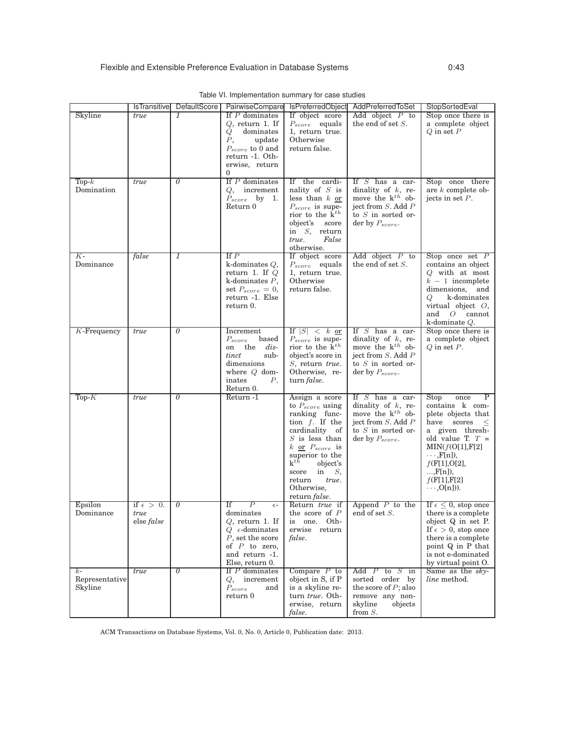Table VI. Implementation summary for case studies

| | IsTransitive | DefaultScore | PairwiseCompare | IsPreferredObject | AddPreferredToSet | StopSortedEval |
|---|---|---|---|---|---|---|
| Skyline | *true* | *1* | If $P$ dominates $Q$, return 1. If $Q$ dominates $P$, update $P_{score}$ to 0 and return -1. Otherwise, return 0 | If object score $P_{score}$ equals 1, return true. Otherwise return false. | Add object $P$ to the end of set $S$. | Stop once there is a complete object $Q$ in set $P$ |
| Top-$k$ Domination | *true* | *0* | If $P$ dominates $Q$, increment $P_{score}$ by 1. Return 0 | If the cardinality of $S$ is less than $k$ or $P_{score}$ is superior to the k$^{th}$ object's score in $S$, return *true*. *False* otherwise. | If $S$ has a cardinality of $k$, remove the k$^{th}$ object from $S$. Add $P$ to $S$ in sorted order by $P_{score}$. | Stop once there are $k$ complete objects in set $P$. |
| $K$-Dominance | *false* | *1* | If $P$ k-dominates $Q$, return 1. If $Q$ k-dominates $P$, set $P_{score} = 0$, return -1. Else return 0. | If object score $P_{score}$ equals 1, return true. Otherwise return false. | Add object $P$ to the end of set $S$. | Stop once set $P$ contains an object $Q$ with at most $k-1$ incomplete dimensions, and $Q$ k-dominates virtual object $O$, and $O$ cannot k-dominate $Q$. |
| $K$-Frequency | *true* | *0* | Increment $P_{score}$ based on the *distinct* sub-dimensions where $Q$ dominates $P$. Return 0. | If $\|S\| < k$ or $P_{score}$ is superior to the k$^{th}$ object's score in $S$, return *true*. Otherwise, return *false*. | If $S$ has a cardinality of $k$, remove the k$^{th}$ object from $S$. Add $P$ to $S$ in sorted order by $P_{score}$. | Stop once there is a complete object $Q$ in set $P$. |
| Top-$K$ | *true* | *0* | Return -1 | Assign a score to $P_{score}$ using ranking function $f$. If the cardinality of $S$ is less than $k$ or $P_{score}$ is superior to the k$^{th}$ object's score in $S$, return *true*. Otherwise, return *false*. | If $S$ has a cardinality of $k$, remove the k$^{th}$ object from $S$. Add $P$ to $S$ in sorted order by $P_{score}$. | Stop once P contains k complete objects that have scores $\leq$ a given threshold value T. $T$ = MIN($f$(O[1],F[2] $\cdots$,F[n]), $f$(F[1],O[2], ...,F[n]), $f$(F[1],F[2] $\cdots$,O[n])). |
| Epsilon Dominance | if $\epsilon > 0$. *true* else *false* | *0* | If $P$ $\epsilon$-dominates $Q$, return 1. If $Q$ $\epsilon$-dominates $P$, set the score of $P$ to zero, and return -1. Else, return 0. | Return *true* if the score of $P$ is one. Otherwise return *false*. | Append $P$ to the end of set $S$. | If $\epsilon \leq 0$, stop once there is a complete object Q in set P. If $\epsilon > 0$, stop once there is a complete point Q in P that is not e-dominated by virtual point O. |
| $k$-Representative Skyline | *true* | *0* | If $P$ dominates $Q$, increment $P_{score}$ and return 0 | Compare $P$ to object in S, if P is a skyline return *true*. Otherwise, return *false*. | Add $P$ to $S$ in sorted order by the score of $P$; also remove any non-skyline objects from $S$. | Same as the *skyline* method. |